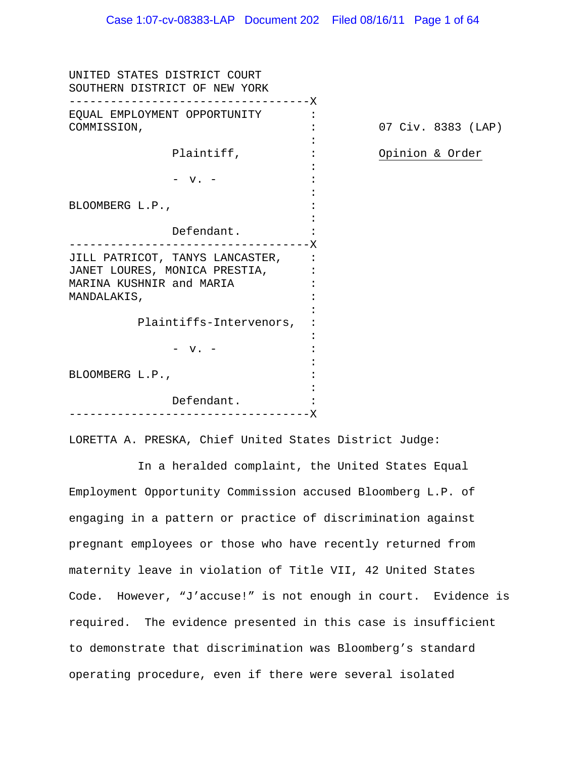UNITED STATES DISTRICT COURT
SOUTHERN DISTRICT OF NEW YORK

| | |
|---|---|
| EQUAL EMPLOYMENT OPPORTUNITY COMMISSION,<br><br>Plaintiff,<br><br>- v. -<br><br>BLOOMBERG L.P.,<br><br>Defendant. | 07 Civ. 8383 (LAP)<br><br><u>Opinion & Order</u> |
| JILL PATRICOT, TANYS LANCASTER, JANET LOURES, MONICA PRESTIA, MARINA KUSHNIR and MARIA MANDALAKIS,<br><br>Plaintiffs-Intervenors,<br><br>- v. -<br><br>BLOOMBERG L.P.,<br><br>Defendant. | |

LORETTA A. PRESKA, Chief United States District Judge:

In a heralded complaint, the United States Equal Employment Opportunity Commission accused Bloomberg L.P. of engaging in a pattern or practice of discrimination against pregnant employees or those who have recently returned from maternity leave in violation of Title VII, 42 United States Code. However, "J'accuse!" is not enough in court. Evidence is required. The evidence presented in this case is insufficient to demonstrate that discrimination was Bloomberg's standard operating procedure, even if there were several isolated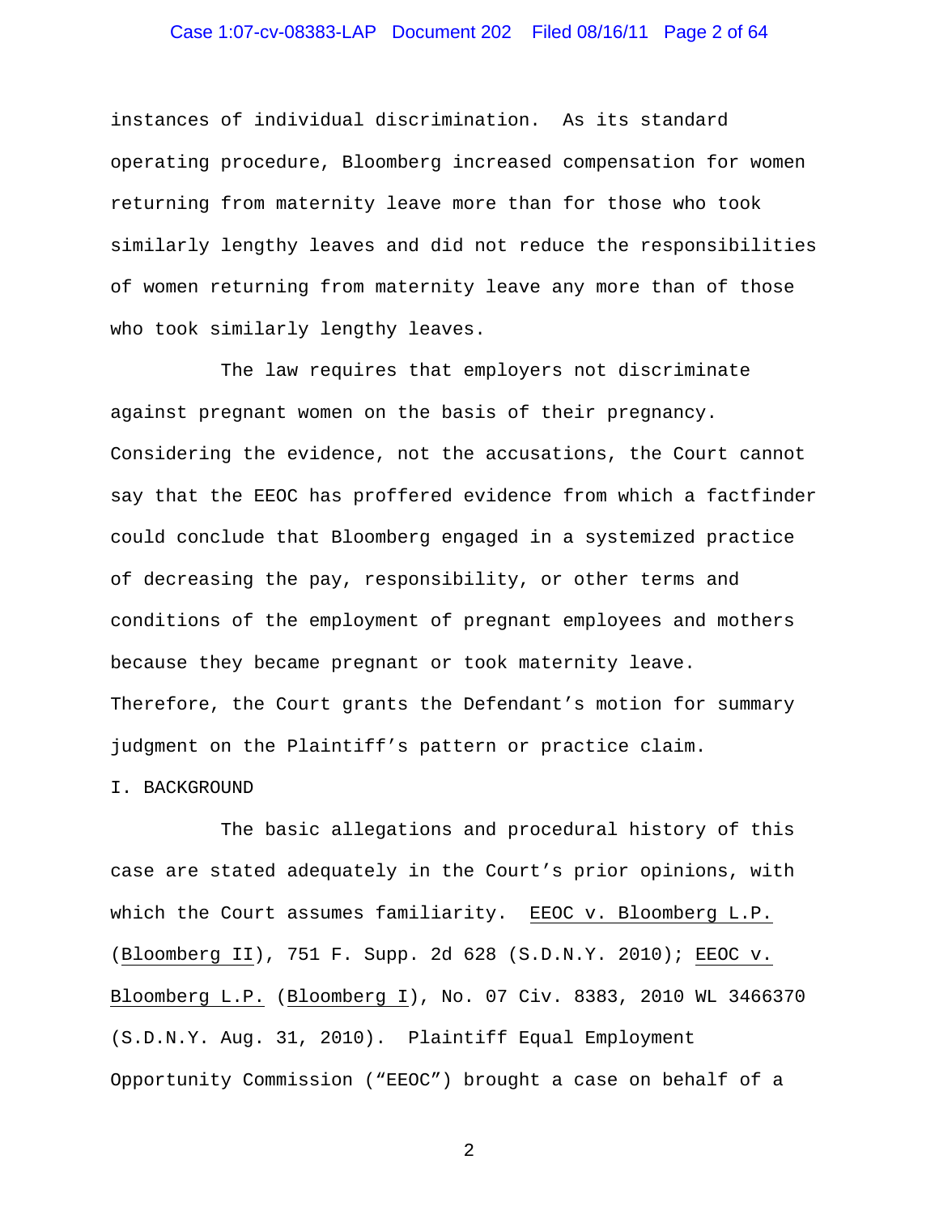instances of individual discrimination. As its standard operating procedure, Bloomberg increased compensation for women returning from maternity leave more than for those who took similarly lengthy leaves and did not reduce the responsibilities of women returning from maternity leave any more than of those who took similarly lengthy leaves.

The law requires that employers not discriminate against pregnant women on the basis of their pregnancy. Considering the evidence, not the accusations, the Court cannot say that the EEOC has proffered evidence from which a factfinder could conclude that Bloomberg engaged in a systemized practice of decreasing the pay, responsibility, or other terms and conditions of the employment of pregnant employees and mothers because they became pregnant or took maternity leave. Therefore, the Court grants the Defendant's motion for summary judgment on the Plaintiff's pattern or practice claim.

## I. BACKGROUND

The basic allegations and procedural history of this case are stated adequately in the Court's prior opinions, with which the Court assumes familiarity. EEOC v. Bloomberg L.P. (Bloomberg II), 751 F. Supp. 2d 628 (S.D.N.Y. 2010); EEOC v. Bloomberg L.P. (Bloomberg I), No. 07 Civ. 8383, 2010 WL 3466370 (S.D.N.Y. Aug. 31, 2010). Plaintiff Equal Employment Opportunity Commission ("EEOC") brought a case on behalf of a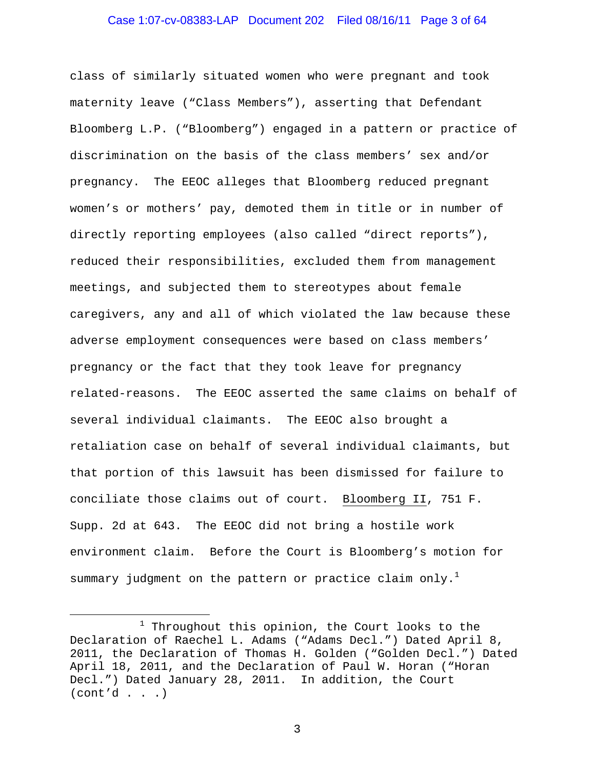class of similarly situated women who were pregnant and took maternity leave ("Class Members"), asserting that Defendant Bloomberg L.P. ("Bloomberg") engaged in a pattern or practice of discrimination on the basis of the class members' sex and/or pregnancy. The EEOC alleges that Bloomberg reduced pregnant women's or mothers' pay, demoted them in title or in number of directly reporting employees (also called "direct reports"), reduced their responsibilities, excluded them from management meetings, and subjected them to stereotypes about female caregivers, any and all of which violated the law because these adverse employment consequences were based on class members' pregnancy or the fact that they took leave for pregnancy related-reasons. The EEOC asserted the same claims on behalf of several individual claimants. The EEOC also brought a retaliation case on behalf of several individual claimants, but that portion of this lawsuit has been dismissed for failure to conciliate those claims out of court. Bloomberg II, 751 F. Supp. 2d at 643. The EEOC did not bring a hostile work environment claim. Before the Court is Bloomberg's motion for summary judgment on the pattern or practice claim only.[1]

---

[1] Throughout this opinion, the Court looks to the Declaration of Raechel L. Adams ("Adams Decl.") Dated April 8, 2011, the Declaration of Thomas H. Golden ("Golden Decl.") Dated April 18, 2011, and the Declaration of Paul W. Horan ("Horan Decl.") Dated January 28, 2011. In addition, the Court (cont'd . . .)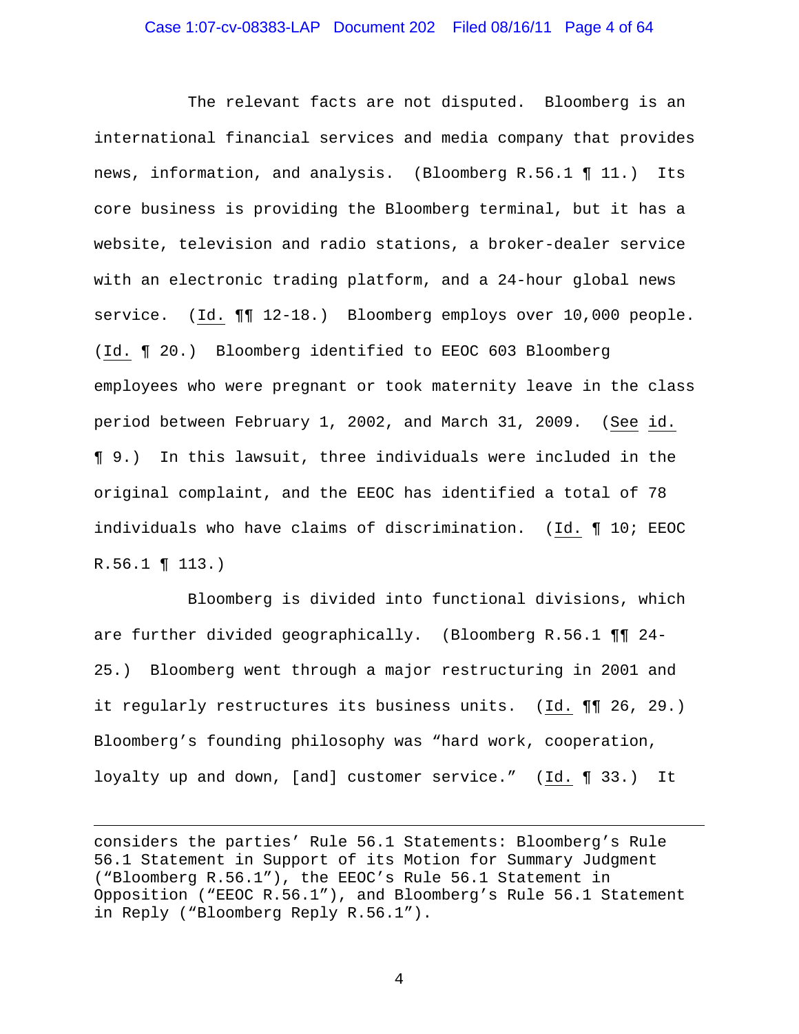The relevant facts are not disputed. Bloomberg is an international financial services and media company that provides news, information, and analysis. (Bloomberg R.56.1 ¶ 11.) Its core business is providing the Bloomberg terminal, but it has a website, television and radio stations, a broker-dealer service with an electronic trading platform, and a 24-hour global news service. (Id. ¶¶ 12-18.) Bloomberg employs over 10,000 people. (Id. ¶ 20.) Bloomberg identified to EEOC 603 Bloomberg employees who were pregnant or took maternity leave in the class period between February 1, 2002, and March 31, 2009. (See id. ¶ 9.) In this lawsuit, three individuals were included in the original complaint, and the EEOC has identified a total of 78 individuals who have claims of discrimination. (Id. ¶ 10; EEOC R.56.1 ¶ 113.)

Bloomberg is divided into functional divisions, which are further divided geographically. (Bloomberg R.56.1 ¶¶ 24-25.) Bloomberg went through a major restructuring in 2001 and it regularly restructures its business units. (Id. ¶¶ 26, 29.) Bloomberg's founding philosophy was "hard work, cooperation, loyalty up and down, [and] customer service." (Id. ¶ 33.) It

---

considers the parties' Rule 56.1 Statements: Bloomberg's Rule 56.1 Statement in Support of its Motion for Summary Judgment ("Bloomberg R.56.1"), the EEOC's Rule 56.1 Statement in Opposition ("EEOC R.56.1"), and Bloomberg's Rule 56.1 Statement in Reply ("Bloomberg Reply R.56.1").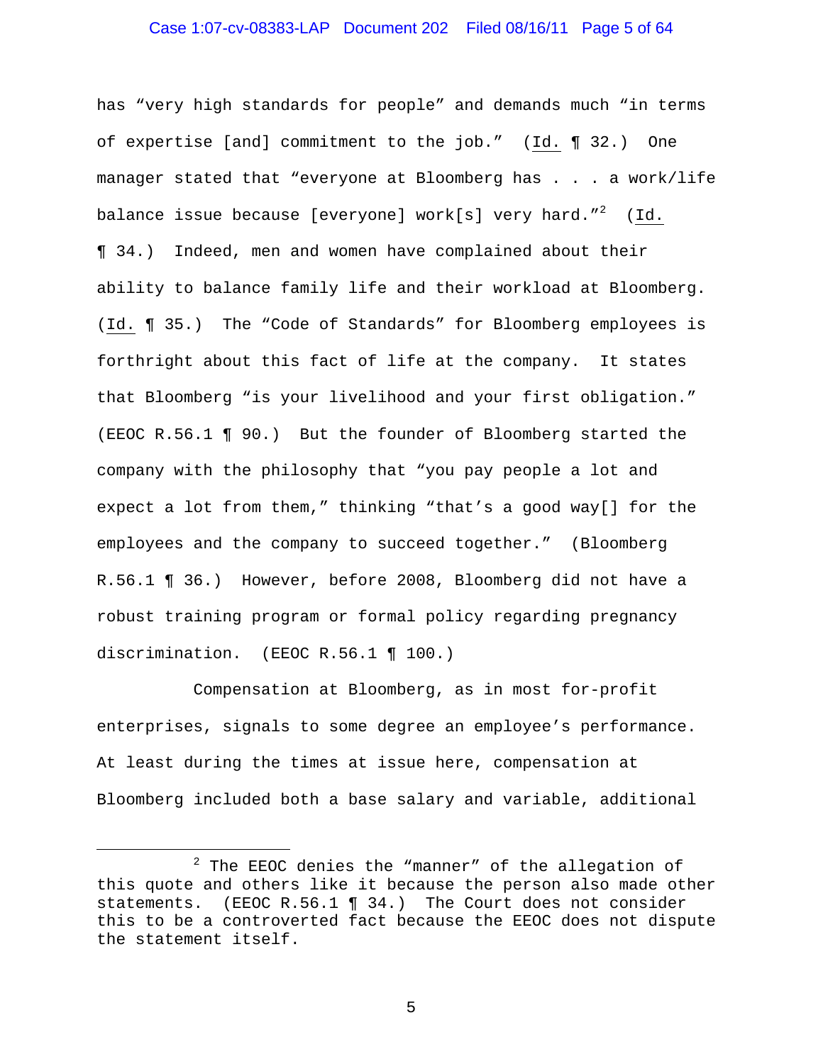has "very high standards for people" and demands much "in terms of expertise [and] commitment to the job." (*Id.* ¶ 32.) One manager stated that "everyone at Bloomberg has . . . a work/life balance issue because [everyone] work[s] very hard."[2] (*Id.* ¶ 34.) Indeed, men and women have complained about their ability to balance family life and their workload at Bloomberg. (*Id.* ¶ 35.) The "Code of Standards" for Bloomberg employees is forthright about this fact of life at the company. It states that Bloomberg "is your livelihood and your first obligation." (EEOC R.56.1 ¶ 90.) But the founder of Bloomberg started the company with the philosophy that "you pay people a lot and expect a lot from them," thinking "that's a good way[] for the employees and the company to succeed together." (Bloomberg R.56.1 ¶ 36.) However, before 2008, Bloomberg did not have a robust training program or formal policy regarding pregnancy discrimination. (EEOC R.56.1 ¶ 100.)

Compensation at Bloomberg, as in most for-profit enterprises, signals to some degree an employee's performance. At least during the times at issue here, compensation at Bloomberg included both a base salary and variable, additional

---

[2] The EEOC denies the "manner" of the allegation of this quote and others like it because the person also made other statements. (EEOC R.56.1 ¶ 34.) The Court does not consider this to be a controverted fact because the EEOC does not dispute the statement itself.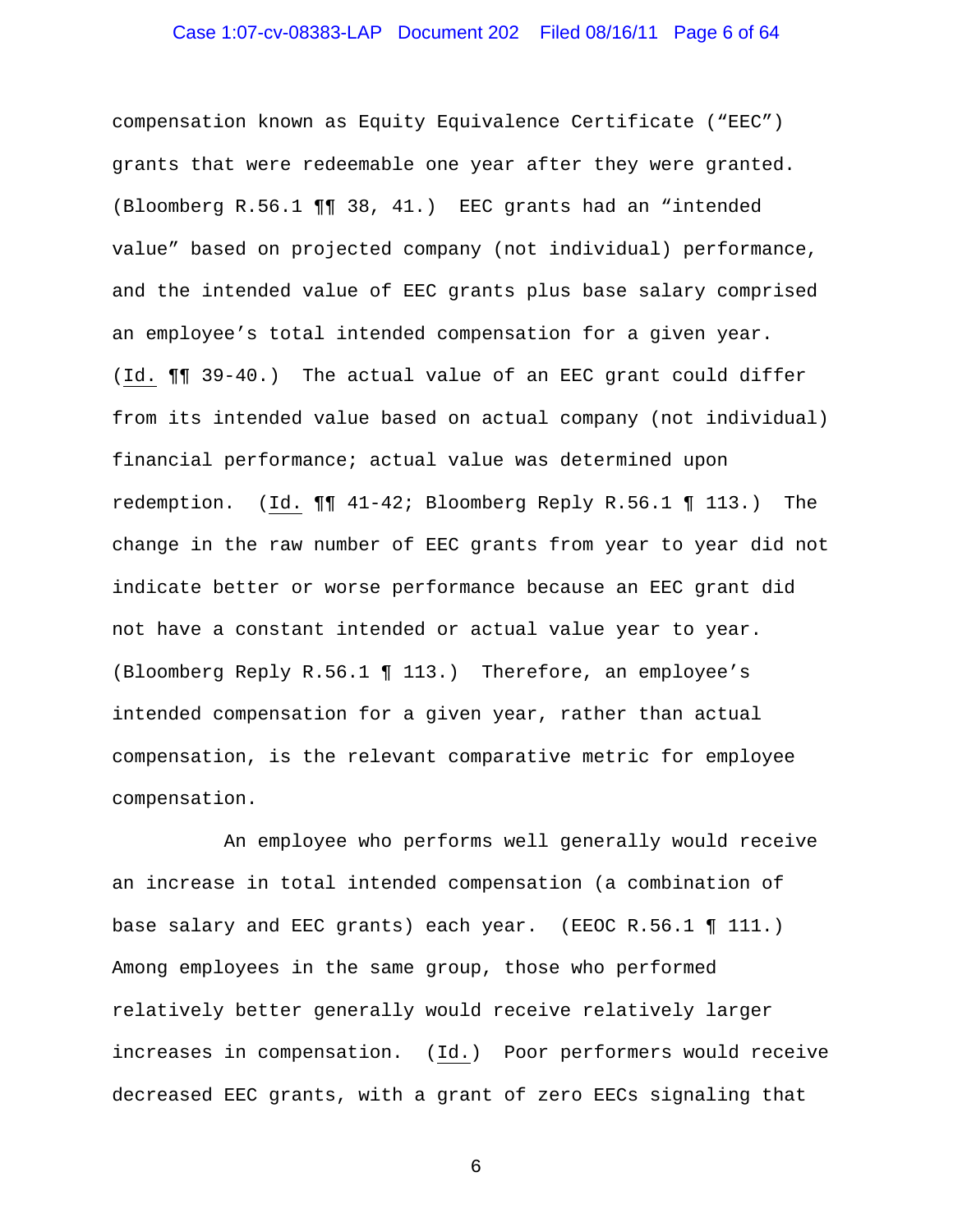compensation known as Equity Equivalence Certificate ("EEC") grants that were redeemable one year after they were granted. (Bloomberg R.56.1 ¶¶ 38, 41.) EEC grants had an "intended value" based on projected company (not individual) performance, and the intended value of EEC grants plus base salary comprised an employee's total intended compensation for a given year. (Id. ¶¶ 39-40.) The actual value of an EEC grant could differ from its intended value based on actual company (not individual) financial performance; actual value was determined upon redemption. (Id. ¶¶ 41-42; Bloomberg Reply R.56.1 ¶ 113.) The change in the raw number of EEC grants from year to year did not indicate better or worse performance because an EEC grant did not have a constant intended or actual value year to year. (Bloomberg Reply R.56.1 ¶ 113.) Therefore, an employee's intended compensation for a given year, rather than actual compensation, is the relevant comparative metric for employee compensation.

An employee who performs well generally would receive an increase in total intended compensation (a combination of base salary and EEC grants) each year. (EEOC R.56.1 ¶ 111.) Among employees in the same group, those who performed relatively better generally would receive relatively larger increases in compensation. (Id.) Poor performers would receive decreased EEC grants, with a grant of zero EECs signaling that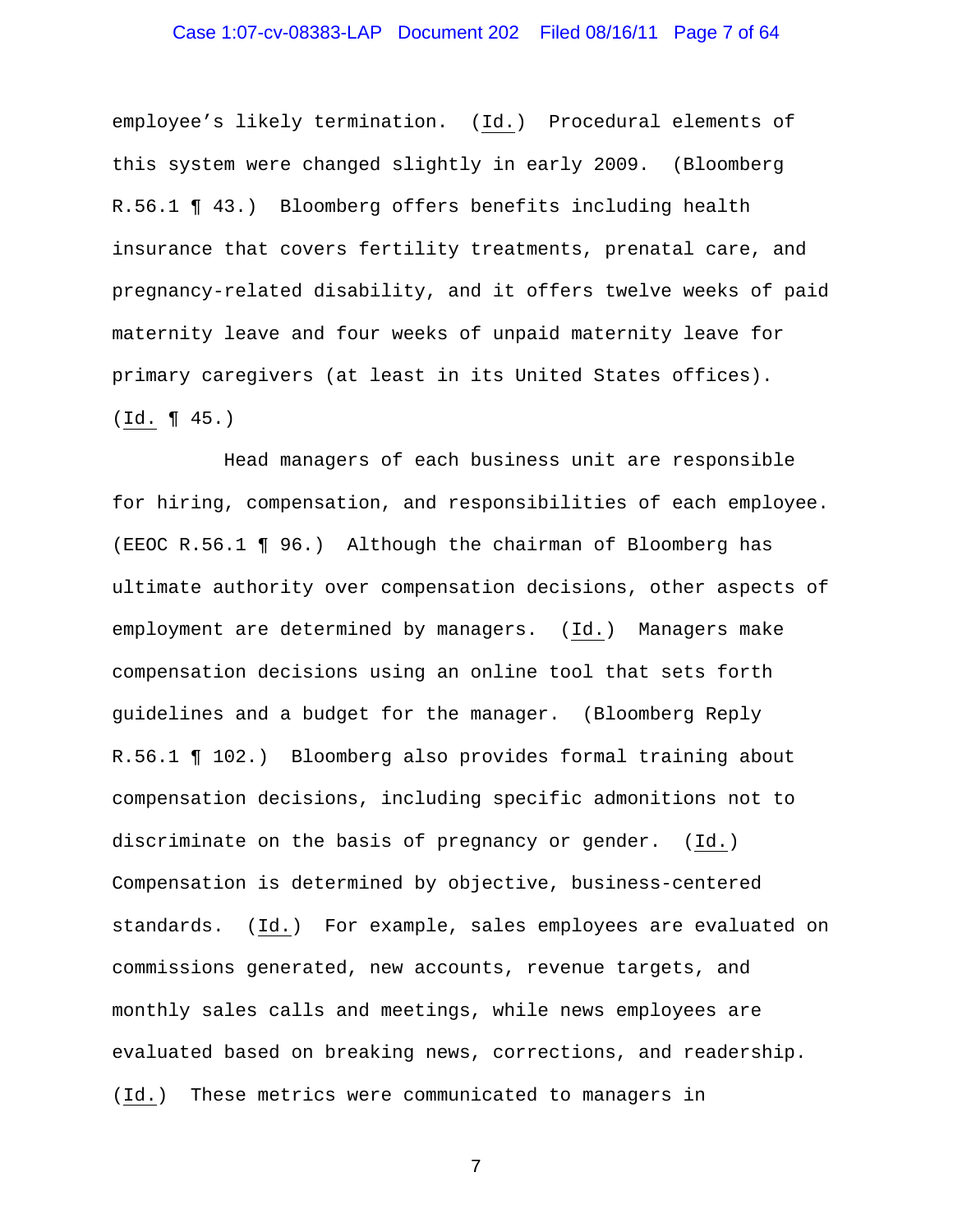employee's likely termination. (*Id.*) Procedural elements of this system were changed slightly in early 2009. (Bloomberg R.56.1 ¶ 43.) Bloomberg offers benefits including health insurance that covers fertility treatments, prenatal care, and pregnancy-related disability, and it offers twelve weeks of paid maternity leave and four weeks of unpaid maternity leave for primary caregivers (at least in its United States offices). (*Id.* ¶ 45.)

Head managers of each business unit are responsible for hiring, compensation, and responsibilities of each employee. (EEOC R.56.1 ¶ 96.) Although the chairman of Bloomberg has ultimate authority over compensation decisions, other aspects of employment are determined by managers. (*Id.*) Managers make compensation decisions using an online tool that sets forth guidelines and a budget for the manager. (Bloomberg Reply R.56.1 ¶ 102.) Bloomberg also provides formal training about compensation decisions, including specific admonitions not to discriminate on the basis of pregnancy or gender. (*Id.*) Compensation is determined by objective, business-centered standards. (*Id.*) For example, sales employees are evaluated on commissions generated, new accounts, revenue targets, and monthly sales calls and meetings, while news employees are evaluated based on breaking news, corrections, and readership. (*Id.*) These metrics were communicated to managers in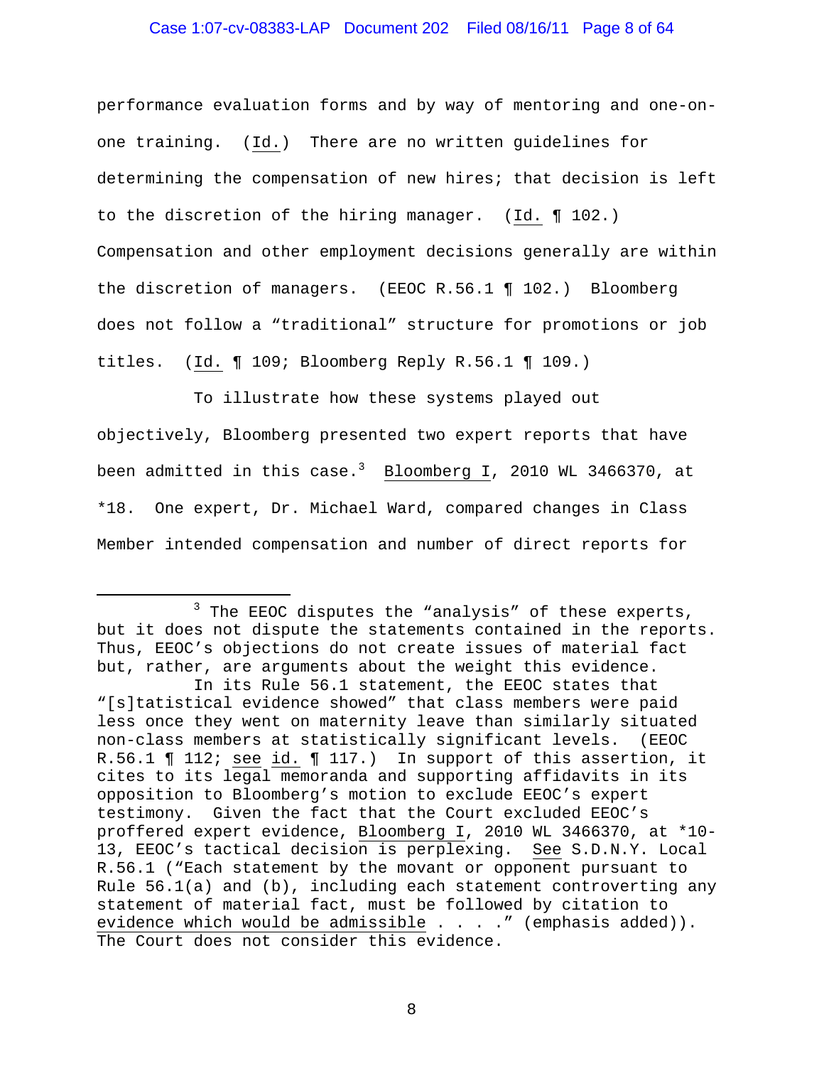performance evaluation forms and by way of mentoring and one-on-one training. (*Id.*) There are no written guidelines for determining the compensation of new hires; that decision is left to the discretion of the hiring manager. (*Id.* ¶ 102.) Compensation and other employment decisions generally are within the discretion of managers. (EEOC R.56.1 ¶ 102.) Bloomberg does not follow a "traditional" structure for promotions or job titles. (*Id.* ¶ 109; Bloomberg Reply R.56.1 ¶ 109.)

To illustrate how these systems played out objectively, Bloomberg presented two expert reports that have been admitted in this case.[3] *Bloomberg I*, 2010 WL 3466370, at *18. One expert, Dr. Michael Ward, compared changes in Class Member intended compensation and number of direct reports for

---

[3] The EEOC disputes the "analysis" of these experts, but it does not dispute the statements contained in the reports. Thus, EEOC's objections do not create issues of material fact but, rather, are arguments about the weight this evidence.

In its Rule 56.1 statement, the EEOC states that "[s]tatistical evidence showed" that class members were paid less once they went on maternity leave than similarly situated non-class members at statistically significant levels. (EEOC R.56.1 ¶ 112; *see id.* ¶ 117.) In support of this assertion, it cites to its legal memoranda and supporting affidavits in its opposition to Bloomberg's motion to exclude EEOC's expert testimony. Given the fact that the Court excluded EEOC's proffered expert evidence, *Bloomberg I*, 2010 WL 3466370, at *10-13, EEOC's tactical decision is perplexing. *See* S.D.N.Y. Local R.56.1 ("Each statement by the movant or opponent pursuant to Rule 56.1(a) and (b), including each statement controverting any statement of material fact, must be followed by citation to evidence which would be admissible . . . ." (emphasis added)). The Court does not consider this evidence.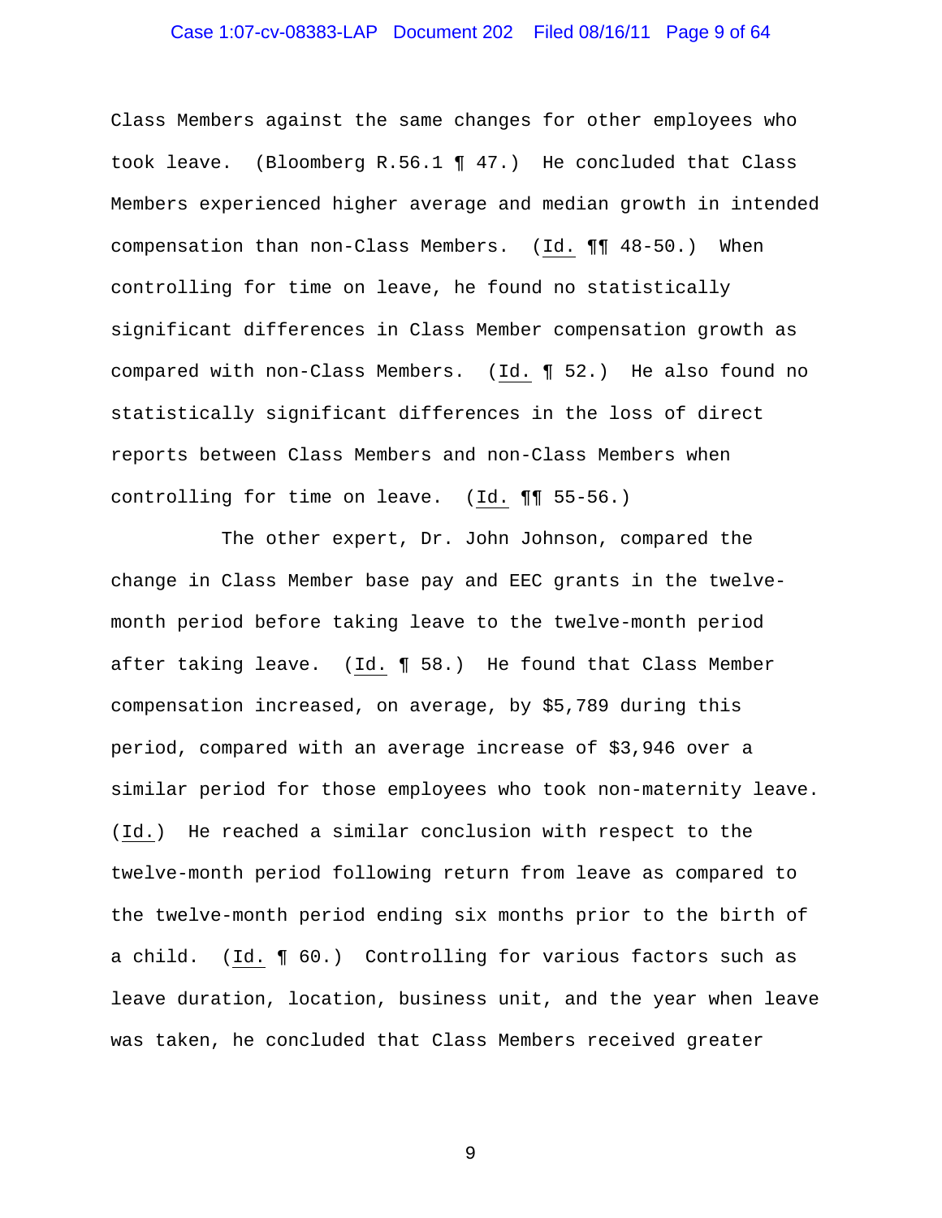Class Members against the same changes for other employees who took leave. (Bloomberg R.56.1 ¶ 47.) He concluded that Class Members experienced higher average and median growth in intended compensation than non-Class Members. (Id. ¶¶ 48-50.) When controlling for time on leave, he found no statistically significant differences in Class Member compensation growth as compared with non-Class Members. (Id. ¶ 52.) He also found no statistically significant differences in the loss of direct reports between Class Members and non-Class Members when controlling for time on leave. (Id. ¶¶ 55-56.)

The other expert, Dr. John Johnson, compared the change in Class Member base pay and EEC grants in the twelve-month period before taking leave to the twelve-month period after taking leave. (Id. ¶ 58.) He found that Class Member compensation increased, on average, by $5,789 during this period, compared with an average increase of $3,946 over a similar period for those employees who took non-maternity leave. (Id.) He reached a similar conclusion with respect to the twelve-month period following return from leave as compared to the twelve-month period ending six months prior to the birth of a child. (Id. ¶ 60.) Controlling for various factors such as leave duration, location, business unit, and the year when leave was taken, he concluded that Class Members received greater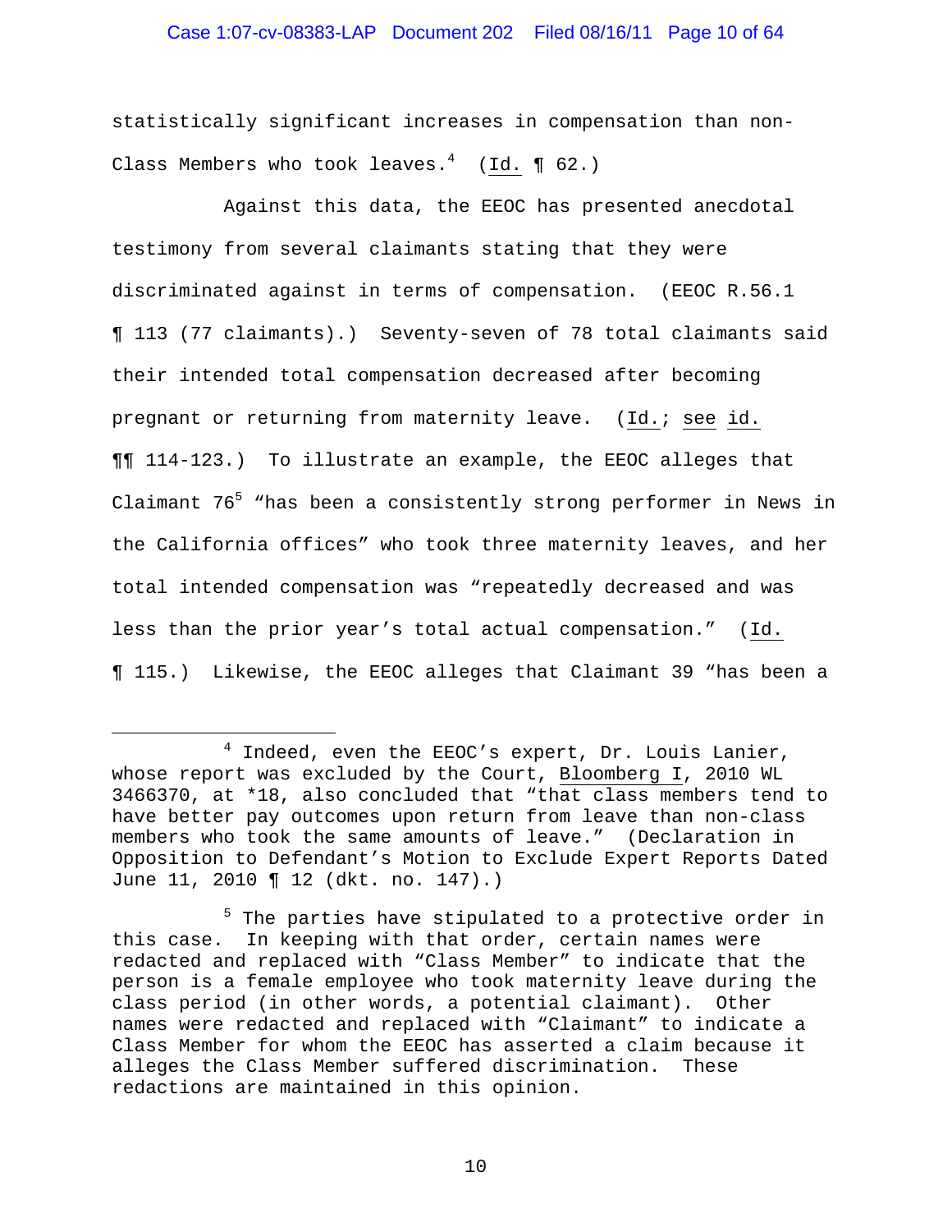statistically significant increases in compensation than non-Class Members who took leaves.[4] (Id. ¶ 62.)

Against this data, the EEOC has presented anecdotal testimony from several claimants stating that they were discriminated against in terms of compensation. (EEOC R.56.1 ¶ 113 (77 claimants).) Seventy-seven of 78 total claimants said their intended total compensation decreased after becoming pregnant or returning from maternity leave. (Id.; see id. ¶¶ 114-123.) To illustrate an example, the EEOC alleges that Claimant 76[5] "has been a consistently strong performer in News in the California offices" who took three maternity leaves, and her total intended compensation was "repeatedly decreased and was less than the prior year's total actual compensation." (Id. ¶ 115.) Likewise, the EEOC alleges that Claimant 39 "has been a

---

[4] Indeed, even the EEOC's expert, Dr. Louis Lanier, whose report was excluded by the Court, Bloomberg I, 2010 WL 3466370, at *18, also concluded that "that class members tend to have better pay outcomes upon return from leave than non-class members who took the same amounts of leave." (Declaration in Opposition to Defendant's Motion to Exclude Expert Reports Dated June 11, 2010 ¶ 12 (dkt. no. 147).)

[5] The parties have stipulated to a protective order in this case. In keeping with that order, certain names were redacted and replaced with "Class Member" to indicate that the person is a female employee who took maternity leave during the class period (in other words, a potential claimant). Other names were redacted and replaced with "Claimant" to indicate a Class Member for whom the EEOC has asserted a claim because it alleges the Class Member suffered discrimination. These redactions are maintained in this opinion.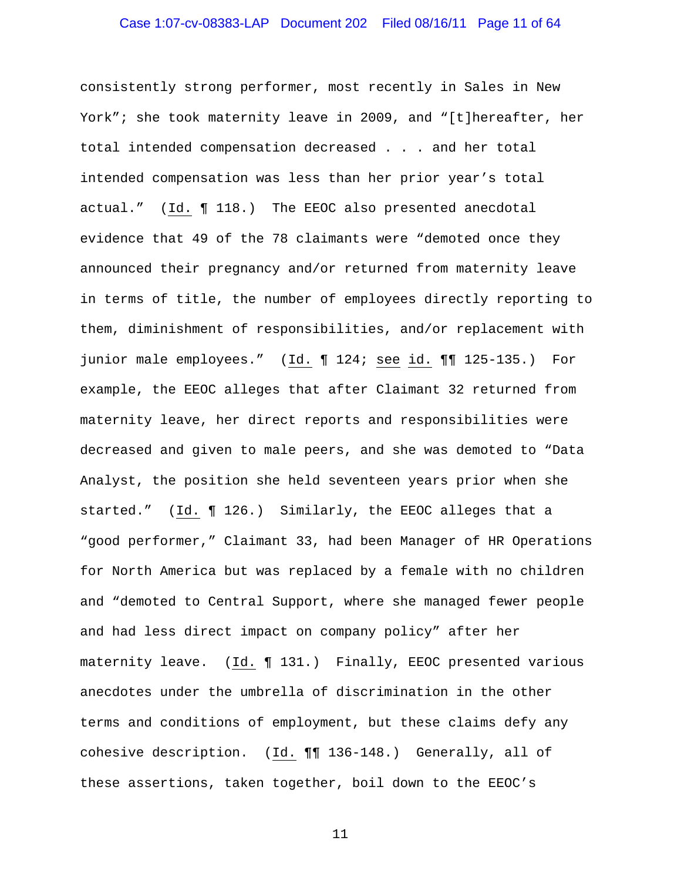consistently strong performer, most recently in Sales in New York"; she took maternity leave in 2009, and "[t]hereafter, her total intended compensation decreased . . . and her total intended compensation was less than her prior year's total actual." (Id. ¶ 118.) The EEOC also presented anecdotal evidence that 49 of the 78 claimants were "demoted once they announced their pregnancy and/or returned from maternity leave in terms of title, the number of employees directly reporting to them, diminishment of responsibilities, and/or replacement with junior male employees." (Id. ¶ 124; see id. ¶¶ 125-135.) For example, the EEOC alleges that after Claimant 32 returned from maternity leave, her direct reports and responsibilities were decreased and given to male peers, and she was demoted to "Data Analyst, the position she held seventeen years prior when she started." (Id. ¶ 126.) Similarly, the EEOC alleges that a "good performer," Claimant 33, had been Manager of HR Operations for North America but was replaced by a female with no children and "demoted to Central Support, where she managed fewer people and had less direct impact on company policy" after her maternity leave. (Id. ¶ 131.) Finally, EEOC presented various anecdotes under the umbrella of discrimination in the other terms and conditions of employment, but these claims defy any cohesive description. (Id. ¶¶ 136-148.) Generally, all of these assertions, taken together, boil down to the EEOC's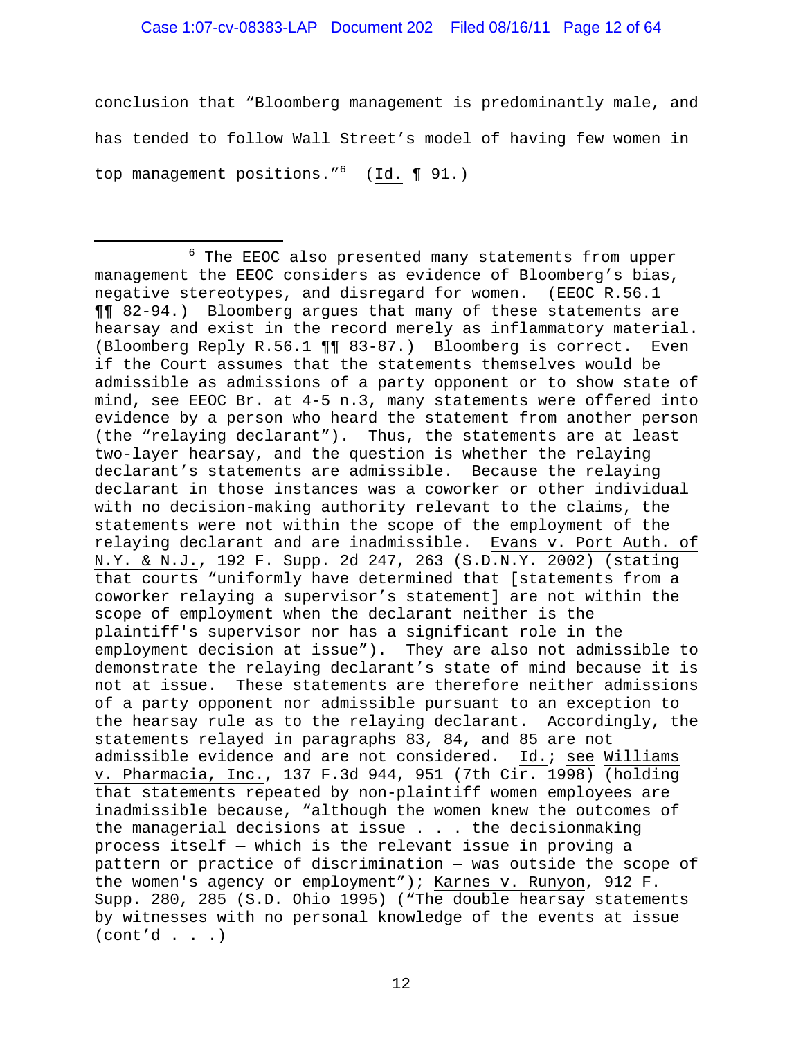conclusion that "Bloomberg management is predominantly male, and has tended to follow Wall Street's model of having few women in top management positions."[6] (Id. ¶ 91.)

---

[6] The EEOC also presented many statements from upper management the EEOC considers as evidence of Bloomberg's bias, negative stereotypes, and disregard for women. (EEOC R.56.1 ¶¶ 82-94.) Bloomberg argues that many of these statements are hearsay and exist in the record merely as inflammatory material. (Bloomberg Reply R.56.1 ¶¶ 83-87.) Bloomberg is correct. Even if the Court assumes that the statements themselves would be admissible as admissions of a party opponent or to show state of mind, see EEOC Br. at 4-5 n.3, many statements were offered into evidence by a person who heard the statement from another person (the "relaying declarant"). Thus, the statements are at least two-layer hearsay, and the question is whether the relaying declarant's statements are admissible. Because the relaying declarant in those instances was a coworker or other individual with no decision-making authority relevant to the claims, the statements were not within the scope of the employment of the relaying declarant and are inadmissible. Evans v. Port Auth. of N.Y. & N.J., 192 F. Supp. 2d 247, 263 (S.D.N.Y. 2002) (stating that courts "uniformly have determined that [statements from a coworker relaying a supervisor's statement] are not within the scope of employment when the declarant neither is the plaintiff's supervisor nor has a significant role in the employment decision at issue"). They are also not admissible to demonstrate the relaying declarant's state of mind because it is not at issue. These statements are therefore neither admissions of a party opponent nor admissible pursuant to an exception to the hearsay rule as to the relaying declarant. Accordingly, the statements relayed in paragraphs 83, 84, and 85 are not admissible evidence and are not considered. Id.; see Williams v. Pharmacia, Inc., 137 F.3d 944, 951 (7th Cir. 1998) (holding that statements repeated by non-plaintiff women employees are inadmissible because, "although the women knew the outcomes of the managerial decisions at issue . . . the decisionmaking process itself — which is the relevant issue in proving a pattern or practice of discrimination — was outside the scope of the women's agency or employment"); Karnes v. Runyon, 912 F. Supp. 280, 285 (S.D. Ohio 1995) ("The double hearsay statements by witnesses with no personal knowledge of the events at issue (cont'd . . .)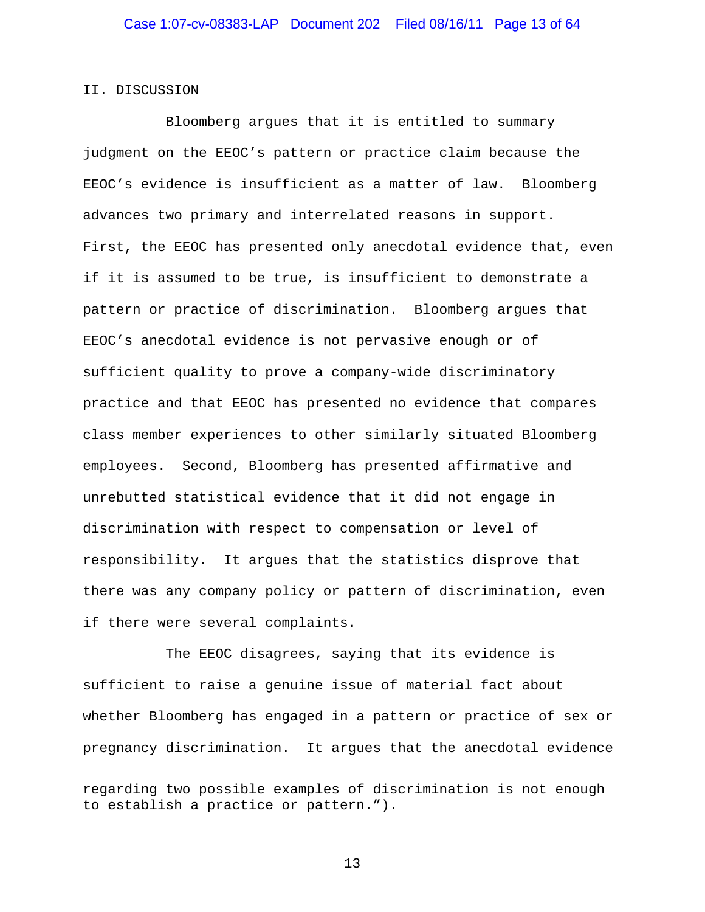## II. DISCUSSION

Bloomberg argues that it is entitled to summary judgment on the EEOC's pattern or practice claim because the EEOC's evidence is insufficient as a matter of law. Bloomberg advances two primary and interrelated reasons in support. First, the EEOC has presented only anecdotal evidence that, even if it is assumed to be true, is insufficient to demonstrate a pattern or practice of discrimination. Bloomberg argues that EEOC's anecdotal evidence is not pervasive enough or of sufficient quality to prove a company-wide discriminatory practice and that EEOC has presented no evidence that compares class member experiences to other similarly situated Bloomberg employees. Second, Bloomberg has presented affirmative and unrebutted statistical evidence that it did not engage in discrimination with respect to compensation or level of responsibility. It argues that the statistics disprove that there was any company policy or pattern of discrimination, even if there were several complaints.

The EEOC disagrees, saying that its evidence is sufficient to raise a genuine issue of material fact about whether Bloomberg has engaged in a pattern or practice of sex or pregnancy discrimination. It argues that the anecdotal evidence

---

regarding two possible examples of discrimination is not enough to establish a practice or pattern.").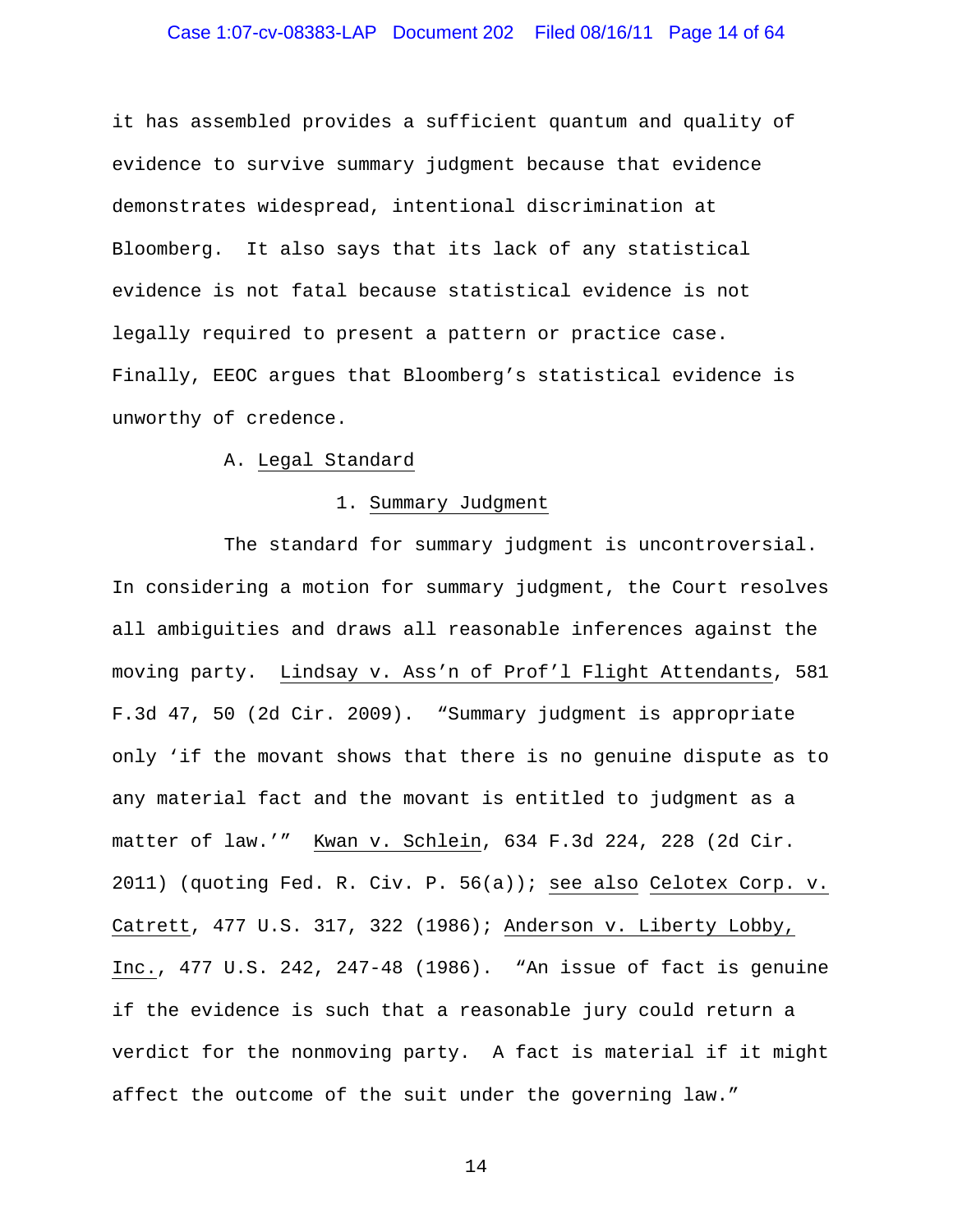it has assembled provides a sufficient quantum and quality of evidence to survive summary judgment because that evidence demonstrates widespread, intentional discrimination at Bloomberg. It also says that its lack of any statistical evidence is not fatal because statistical evidence is not legally required to present a pattern or practice case. Finally, EEOC argues that Bloomberg's statistical evidence is unworthy of credence.

A. Legal Standard

1. Summary Judgment

The standard for summary judgment is uncontroversial. In considering a motion for summary judgment, the Court resolves all ambiguities and draws all reasonable inferences against the moving party. Lindsay v. Ass'n of Prof'l Flight Attendants, 581 F.3d 47, 50 (2d Cir. 2009). "Summary judgment is appropriate only 'if the movant shows that there is no genuine dispute as to any material fact and the movant is entitled to judgment as a matter of law.'" Kwan v. Schlein, 634 F.3d 224, 228 (2d Cir. 2011) (quoting Fed. R. Civ. P. 56(a)); see also Celotex Corp. v. Catrett, 477 U.S. 317, 322 (1986); Anderson v. Liberty Lobby, Inc., 477 U.S. 242, 247-48 (1986). "An issue of fact is genuine if the evidence is such that a reasonable jury could return a verdict for the nonmoving party. A fact is material if it might affect the outcome of the suit under the governing law."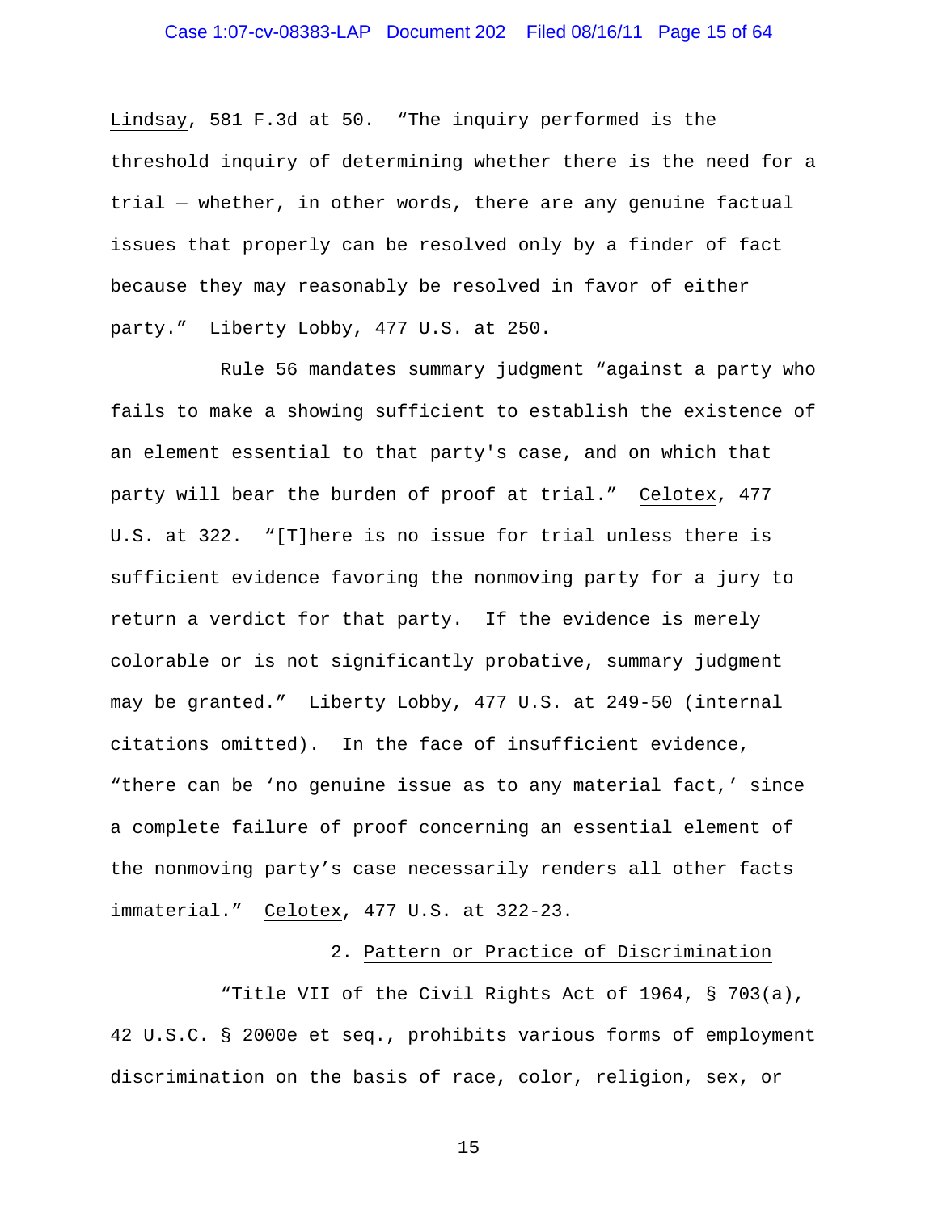Lindsay, 581 F.3d at 50. "The inquiry performed is the threshold inquiry of determining whether there is the need for a trial — whether, in other words, there are any genuine factual issues that properly can be resolved only by a finder of fact because they may reasonably be resolved in favor of either party." Liberty Lobby, 477 U.S. at 250.

Rule 56 mandates summary judgment "against a party who fails to make a showing sufficient to establish the existence of an element essential to that party's case, and on which that party will bear the burden of proof at trial." Celotex, 477 U.S. at 322. "[T]here is no issue for trial unless there is sufficient evidence favoring the nonmoving party for a jury to return a verdict for that party. If the evidence is merely colorable or is not significantly probative, summary judgment may be granted." Liberty Lobby, 477 U.S. at 249-50 (internal citations omitted). In the face of insufficient evidence, "there can be 'no genuine issue as to any material fact,' since a complete failure of proof concerning an essential element of the nonmoving party's case necessarily renders all other facts immaterial." Celotex, 477 U.S. at 322-23.

### 2. Pattern or Practice of Discrimination

"Title VII of the Civil Rights Act of 1964, § 703(a), 42 U.S.C. § 2000e et seq., prohibits various forms of employment discrimination on the basis of race, color, religion, sex, or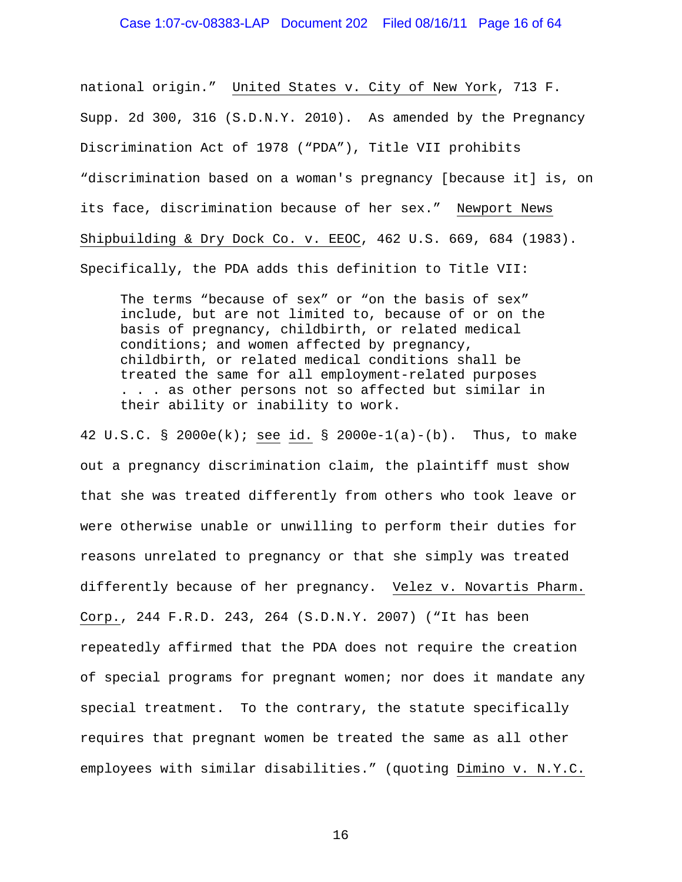national origin." United States v. City of New York, 713 F. Supp. 2d 300, 316 (S.D.N.Y. 2010). As amended by the Pregnancy Discrimination Act of 1978 ("PDA"), Title VII prohibits "discrimination based on a woman's pregnancy [because it] is, on its face, discrimination because of her sex." Newport News Shipbuilding & Dry Dock Co. v. EEOC, 462 U.S. 669, 684 (1983). Specifically, the PDA adds this definition to Title VII:

> The terms "because of sex" or "on the basis of sex" include, but are not limited to, because of or on the basis of pregnancy, childbirth, or related medical conditions; and women affected by pregnancy, childbirth, or related medical conditions shall be treated the same for all employment-related purposes . . . as other persons not so affected but similar in their ability or inability to work.

42 U.S.C. § 2000e(k); see id. § 2000e-1(a)-(b). Thus, to make out a pregnancy discrimination claim, the plaintiff must show that she was treated differently from others who took leave or were otherwise unable or unwilling to perform their duties for reasons unrelated to pregnancy or that she simply was treated differently because of her pregnancy. Velez v. Novartis Pharm. Corp., 244 F.R.D. 243, 264 (S.D.N.Y. 2007) ("It has been repeatedly affirmed that the PDA does not require the creation of special programs for pregnant women; nor does it mandate any special treatment. To the contrary, the statute specifically requires that pregnant women be treated the same as all other employees with similar disabilities." (quoting Dimino v. N.Y.C.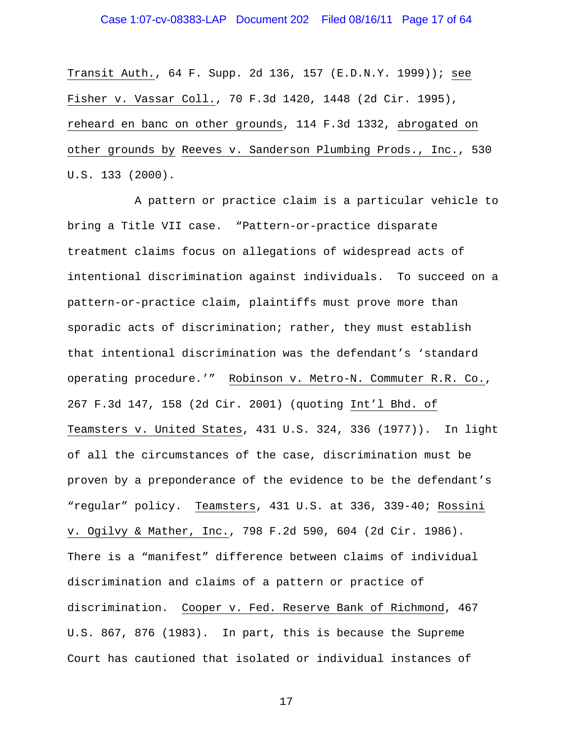Transit Auth., 64 F. Supp. 2d 136, 157 (E.D.N.Y. 1999)); see Fisher v. Vassar Coll., 70 F.3d 1420, 1448 (2d Cir. 1995), reheard en banc on other grounds, 114 F.3d 1332, abrogated on other grounds by Reeves v. Sanderson Plumbing Prods., Inc., 530 U.S. 133 (2000).

A pattern or practice claim is a particular vehicle to bring a Title VII case. "Pattern-or-practice disparate treatment claims focus on allegations of widespread acts of intentional discrimination against individuals. To succeed on a pattern-or-practice claim, plaintiffs must prove more than sporadic acts of discrimination; rather, they must establish that intentional discrimination was the defendant's 'standard operating procedure.'" Robinson v. Metro-N. Commuter R.R. Co., 267 F.3d 147, 158 (2d Cir. 2001) (quoting Int'l Bhd. of Teamsters v. United States, 431 U.S. 324, 336 (1977)). In light of all the circumstances of the case, discrimination must be proven by a preponderance of the evidence to be the defendant's "regular" policy. Teamsters, 431 U.S. at 336, 339-40; Rossini v. Ogilvy & Mather, Inc., 798 F.2d 590, 604 (2d Cir. 1986). There is a "manifest" difference between claims of individual discrimination and claims of a pattern or practice of discrimination. Cooper v. Fed. Reserve Bank of Richmond, 467 U.S. 867, 876 (1983). In part, this is because the Supreme Court has cautioned that isolated or individual instances of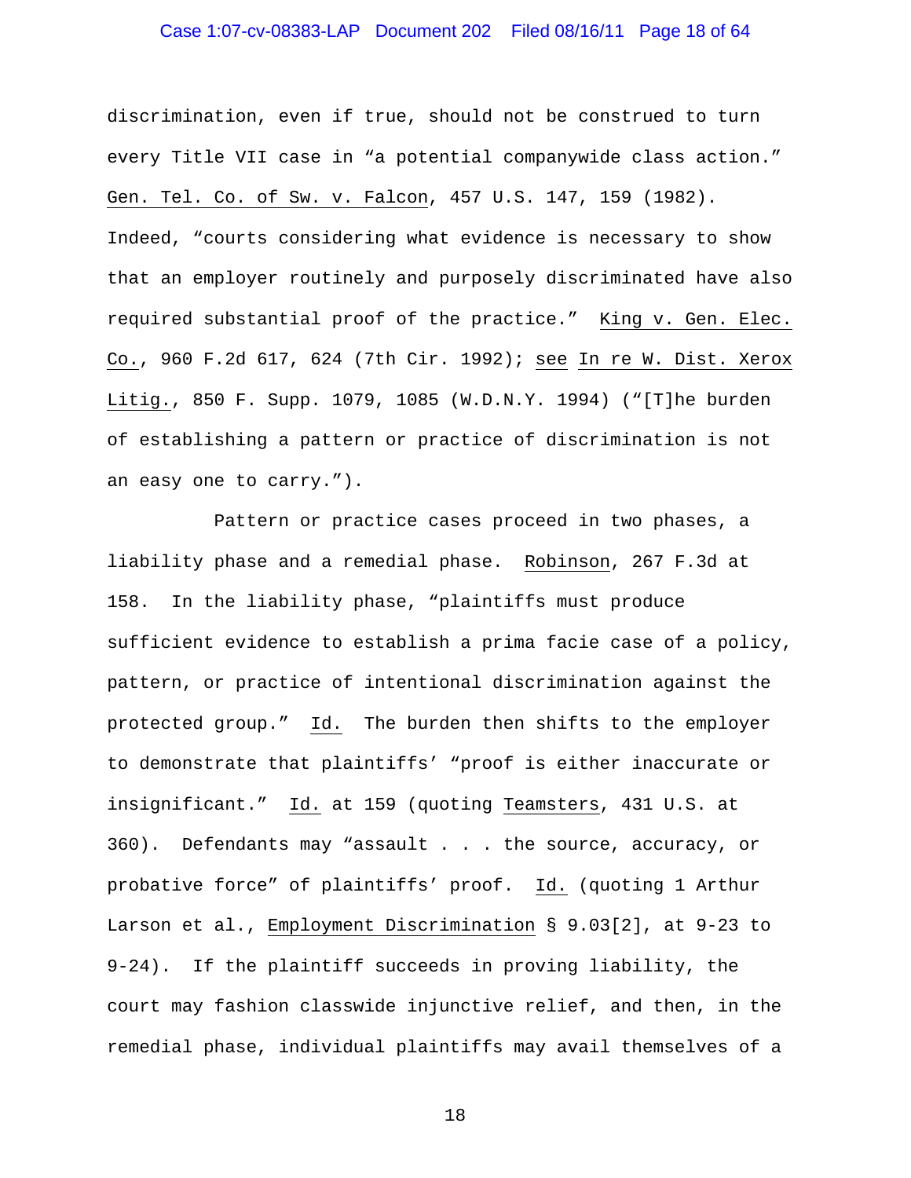discrimination, even if true, should not be construed to turn every Title VII case in "a potential companywide class action." Gen. Tel. Co. of Sw. v. Falcon, 457 U.S. 147, 159 (1982). Indeed, "courts considering what evidence is necessary to show that an employer routinely and purposely discriminated have also required substantial proof of the practice." King v. Gen. Elec. Co., 960 F.2d 617, 624 (7th Cir. 1992); see In re W. Dist. Xerox Litig., 850 F. Supp. 1079, 1085 (W.D.N.Y. 1994) ("[T]he burden of establishing a pattern or practice of discrimination is not an easy one to carry.").

Pattern or practice cases proceed in two phases, a liability phase and a remedial phase. Robinson, 267 F.3d at 158. In the liability phase, "plaintiffs must produce sufficient evidence to establish a prima facie case of a policy, pattern, or practice of intentional discrimination against the protected group." Id. The burden then shifts to the employer to demonstrate that plaintiffs' "proof is either inaccurate or insignificant." Id. at 159 (quoting Teamsters, 431 U.S. at 360). Defendants may "assault . . . the source, accuracy, or probative force" of plaintiffs' proof. Id. (quoting 1 Arthur Larson et al., Employment Discrimination § 9.03[2], at 9-23 to 9-24). If the plaintiff succeeds in proving liability, the court may fashion classwide injunctive relief, and then, in the remedial phase, individual plaintiffs may avail themselves of a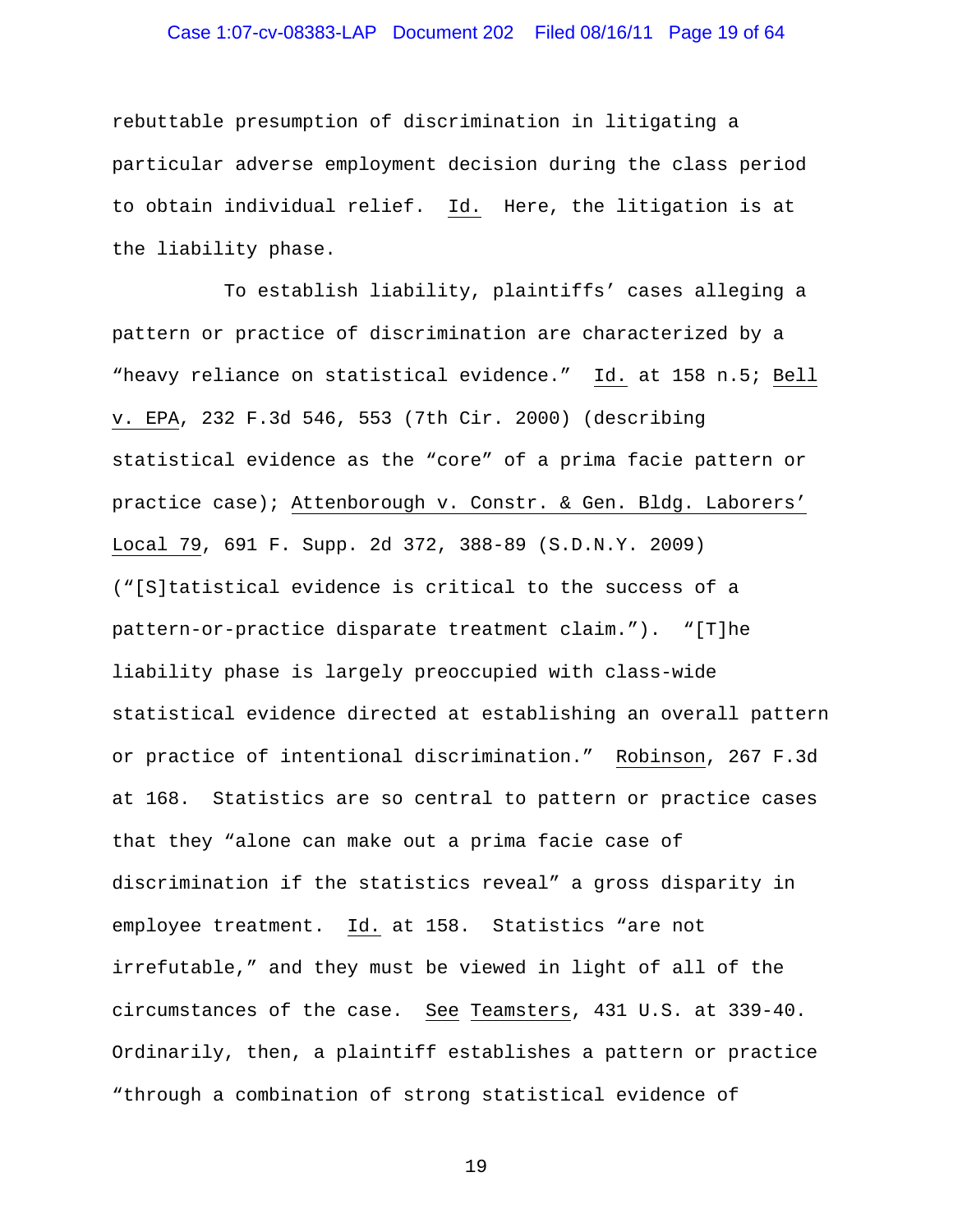rebuttable presumption of discrimination in litigating a particular adverse employment decision during the class period to obtain individual relief. Id. Here, the litigation is at the liability phase.

To establish liability, plaintiffs' cases alleging a pattern or practice of discrimination are characterized by a "heavy reliance on statistical evidence." Id. at 158 n.5; Bell v. EPA, 232 F.3d 546, 553 (7th Cir. 2000) (describing statistical evidence as the "core" of a prima facie pattern or practice case); Attenborough v. Constr. & Gen. Bldg. Laborers' Local 79, 691 F. Supp. 2d 372, 388-89 (S.D.N.Y. 2009) ("[S]tatistical evidence is critical to the success of a pattern-or-practice disparate treatment claim."). "[T]he liability phase is largely preoccupied with class-wide statistical evidence directed at establishing an overall pattern or practice of intentional discrimination." Robinson, 267 F.3d at 168. Statistics are so central to pattern or practice cases that they "alone can make out a prima facie case of discrimination if the statistics reveal" a gross disparity in employee treatment. Id. at 158. Statistics "are not irrefutable," and they must be viewed in light of all of the circumstances of the case. See Teamsters, 431 U.S. at 339-40. Ordinarily, then, a plaintiff establishes a pattern or practice "through a combination of strong statistical evidence of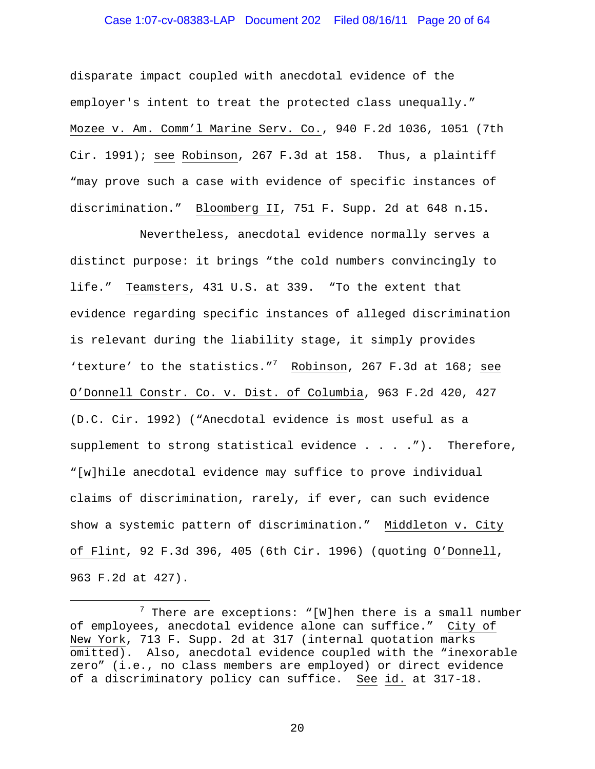disparate impact coupled with anecdotal evidence of the employer's intent to treat the protected class unequally." Mozee v. Am. Comm'l Marine Serv. Co., 940 F.2d 1036, 1051 (7th Cir. 1991); see Robinson, 267 F.3d at 158. Thus, a plaintiff "may prove such a case with evidence of specific instances of discrimination." Bloomberg II, 751 F. Supp. 2d at 648 n.15.

Nevertheless, anecdotal evidence normally serves a distinct purpose: it brings "the cold numbers convincingly to life." Teamsters, 431 U.S. at 339. "To the extent that evidence regarding specific instances of alleged discrimination is relevant during the liability stage, it simply provides 'texture' to the statistics."[7] Robinson, 267 F.3d at 168; see O'Donnell Constr. Co. v. Dist. of Columbia, 963 F.2d 420, 427 (D.C. Cir. 1992) ("Anecdotal evidence is most useful as a supplement to strong statistical evidence . . . ."). Therefore, "[w]hile anecdotal evidence may suffice to prove individual claims of discrimination, rarely, if ever, can such evidence show a systemic pattern of discrimination." Middleton v. City of Flint, 92 F.3d 396, 405 (6th Cir. 1996) (quoting O'Donnell, 963 F.2d at 427).

---

[7] There are exceptions: "[W]hen there is a small number of employees, anecdotal evidence alone can suffice." City of New York, 713 F. Supp. 2d at 317 (internal quotation marks omitted). Also, anecdotal evidence coupled with the "inexorable zero" (i.e., no class members are employed) or direct evidence of a discriminatory policy can suffice. See id. at 317-18.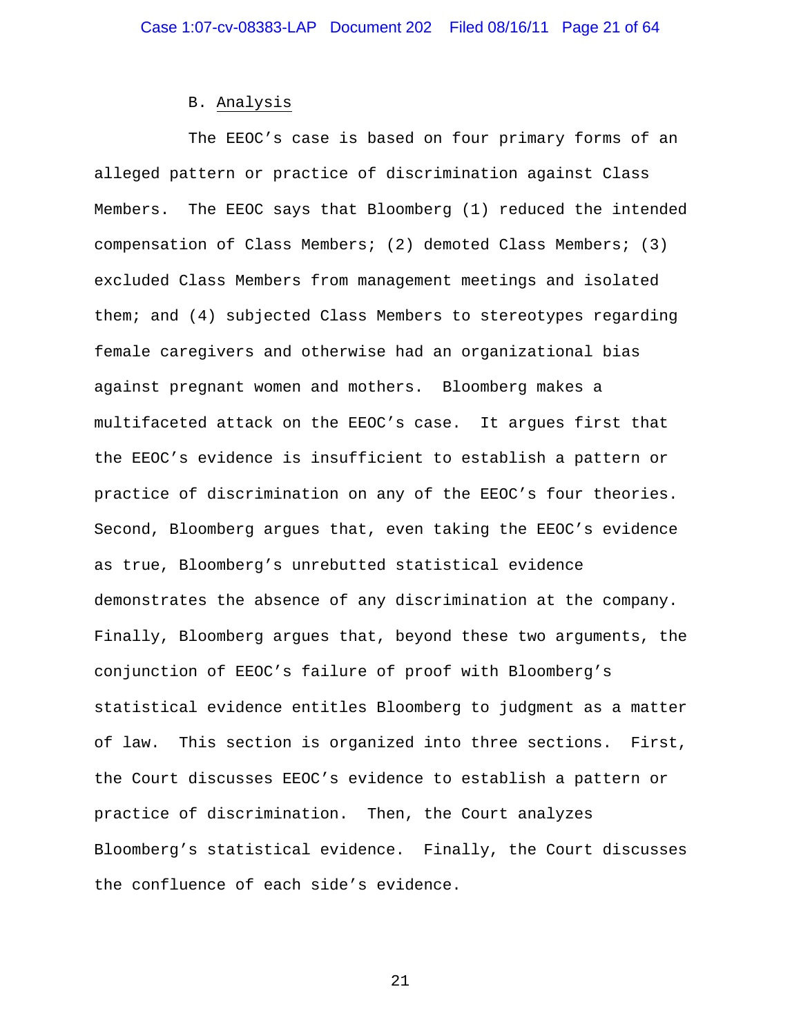### B. Analysis

The EEOC's case is based on four primary forms of an alleged pattern or practice of discrimination against Class Members. The EEOC says that Bloomberg (1) reduced the intended compensation of Class Members; (2) demoted Class Members; (3) excluded Class Members from management meetings and isolated them; and (4) subjected Class Members to stereotypes regarding female caregivers and otherwise had an organizational bias against pregnant women and mothers. Bloomberg makes a multifaceted attack on the EEOC's case. It argues first that the EEOC's evidence is insufficient to establish a pattern or practice of discrimination on any of the EEOC's four theories. Second, Bloomberg argues that, even taking the EEOC's evidence as true, Bloomberg's unrebutted statistical evidence demonstrates the absence of any discrimination at the company. Finally, Bloomberg argues that, beyond these two arguments, the conjunction of EEOC's failure of proof with Bloomberg's statistical evidence entitles Bloomberg to judgment as a matter of law. This section is organized into three sections. First, the Court discusses EEOC's evidence to establish a pattern or practice of discrimination. Then, the Court analyzes Bloomberg's statistical evidence. Finally, the Court discusses the confluence of each side's evidence.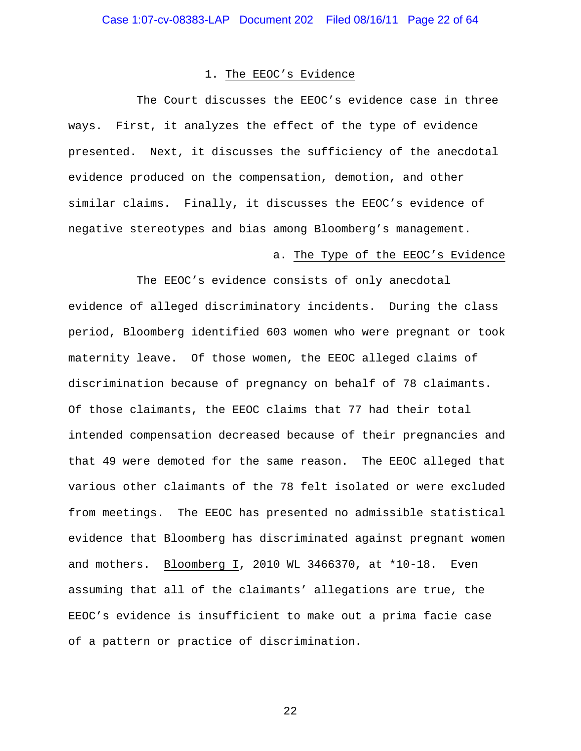### 1. The EEOC's Evidence

The Court discusses the EEOC's evidence case in three ways. First, it analyzes the effect of the type of evidence presented. Next, it discusses the sufficiency of the anecdotal evidence produced on the compensation, demotion, and other similar claims. Finally, it discusses the EEOC's evidence of negative stereotypes and bias among Bloomberg's management.

#### a. The Type of the EEOC's Evidence

The EEOC's evidence consists of only anecdotal evidence of alleged discriminatory incidents. During the class period, Bloomberg identified 603 women who were pregnant or took maternity leave. Of those women, the EEOC alleged claims of discrimination because of pregnancy on behalf of 78 claimants. Of those claimants, the EEOC claims that 77 had their total intended compensation decreased because of their pregnancies and that 49 were demoted for the same reason. The EEOC alleged that various other claimants of the 78 felt isolated or were excluded from meetings. The EEOC has presented no admissible statistical evidence that Bloomberg has discriminated against pregnant women and mothers. Bloomberg I, 2010 WL 3466370, at *10-18. Even assuming that all of the claimants' allegations are true, the EEOC's evidence is insufficient to make out a prima facie case of a pattern or practice of discrimination.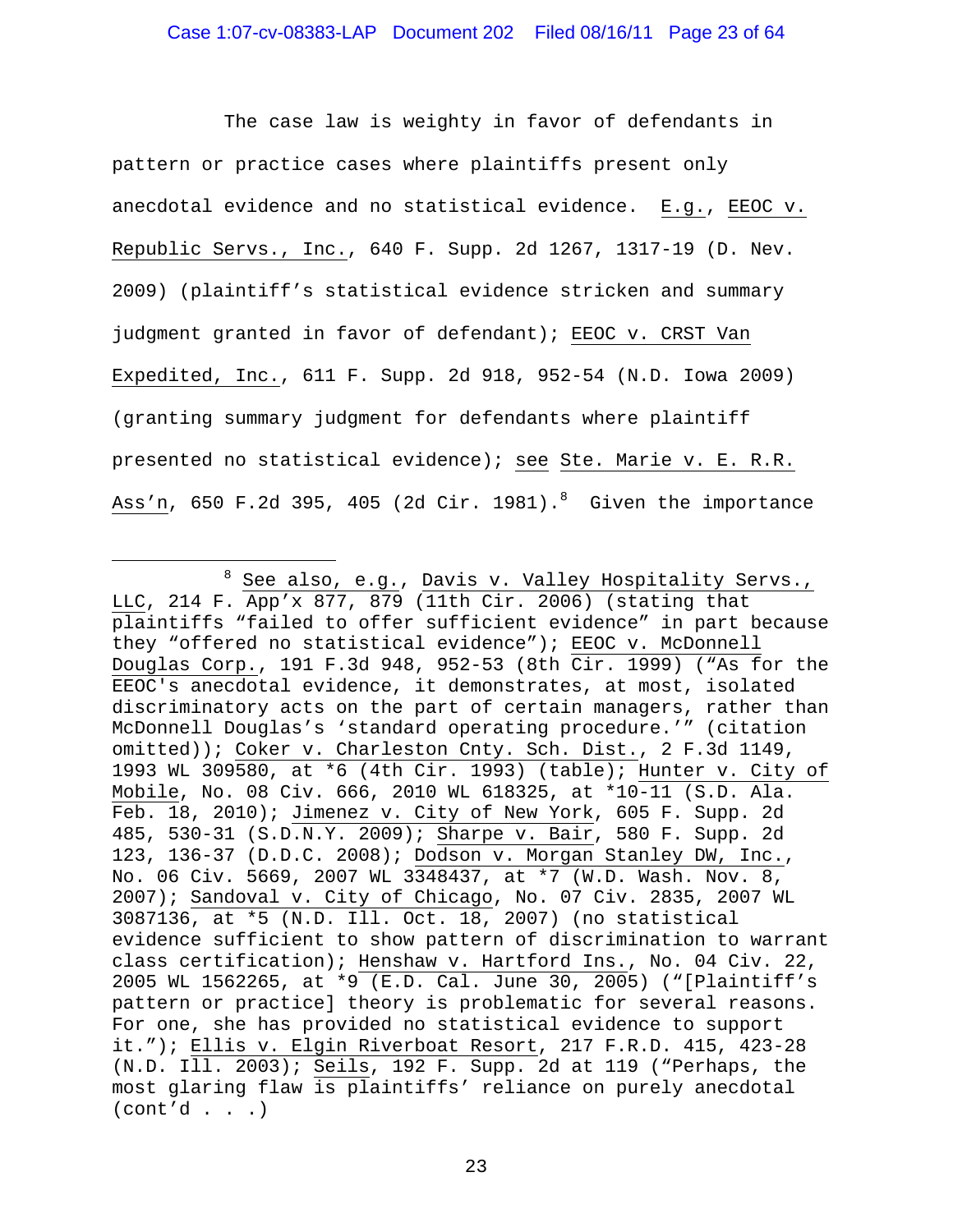The case law is weighty in favor of defendants in pattern or practice cases where plaintiffs present only anecdotal evidence and no statistical evidence. E.g., EEOC v. Republic Servs., Inc., 640 F. Supp. 2d 1267, 1317-19 (D. Nev. 2009) (plaintiff's statistical evidence stricken and summary judgment granted in favor of defendant); EEOC v. CRST Van Expedited, Inc., 611 F. Supp. 2d 918, 952-54 (N.D. Iowa 2009) (granting summary judgment for defendants where plaintiff presented no statistical evidence); see Ste. Marie v. E. R.R. Ass'n, 650 F.2d 395, 405 (2d Cir. 1981).[8] Given the importance

---

[8] See also, e.g., Davis v. Valley Hospitality Servs., LLC, 214 F. App'x 877, 879 (11th Cir. 2006) (stating that plaintiffs "failed to offer sufficient evidence" in part because they "offered no statistical evidence"); EEOC v. McDonnell Douglas Corp., 191 F.3d 948, 952-53 (8th Cir. 1999) ("As for the EEOC's anecdotal evidence, it demonstrates, at most, isolated discriminatory acts on the part of certain managers, rather than McDonnell Douglas's 'standard operating procedure.'" (citation omitted)); Coker v. Charleston Cnty. Sch. Dist., 2 F.3d 1149, 1993 WL 309580, at *6 (4th Cir. 1993) (table); Hunter v. City of Mobile, No. 08 Civ. 666, 2010 WL 618325, at *10-11 (S.D. Ala. Feb. 18, 2010); Jimenez v. City of New York, 605 F. Supp. 2d 485, 530-31 (S.D.N.Y. 2009); Sharpe v. Bair, 580 F. Supp. 2d 123, 136-37 (D.D.C. 2008); Dodson v. Morgan Stanley DW, Inc., No. 06 Civ. 5669, 2007 WL 3348437, at *7 (W.D. Wash. Nov. 8, 2007); Sandoval v. City of Chicago, No. 07 Civ. 2835, 2007 WL 3087136, at *5 (N.D. Ill. Oct. 18, 2007) (no statistical evidence sufficient to show pattern of discrimination to warrant class certification); Henshaw v. Hartford Ins., No. 04 Civ. 22, 2005 WL 1562265, at *9 (E.D. Cal. June 30, 2005) ("[Plaintiff's pattern or practice] theory is problematic for several reasons. For one, she has provided no statistical evidence to support it."); Ellis v. Elgin Riverboat Resort, 217 F.R.D. 415, 423-28 (N.D. Ill. 2003); Seils, 192 F. Supp. 2d at 119 ("Perhaps, the most glaring flaw is plaintiffs' reliance on purely anecdotal (cont'd . . .)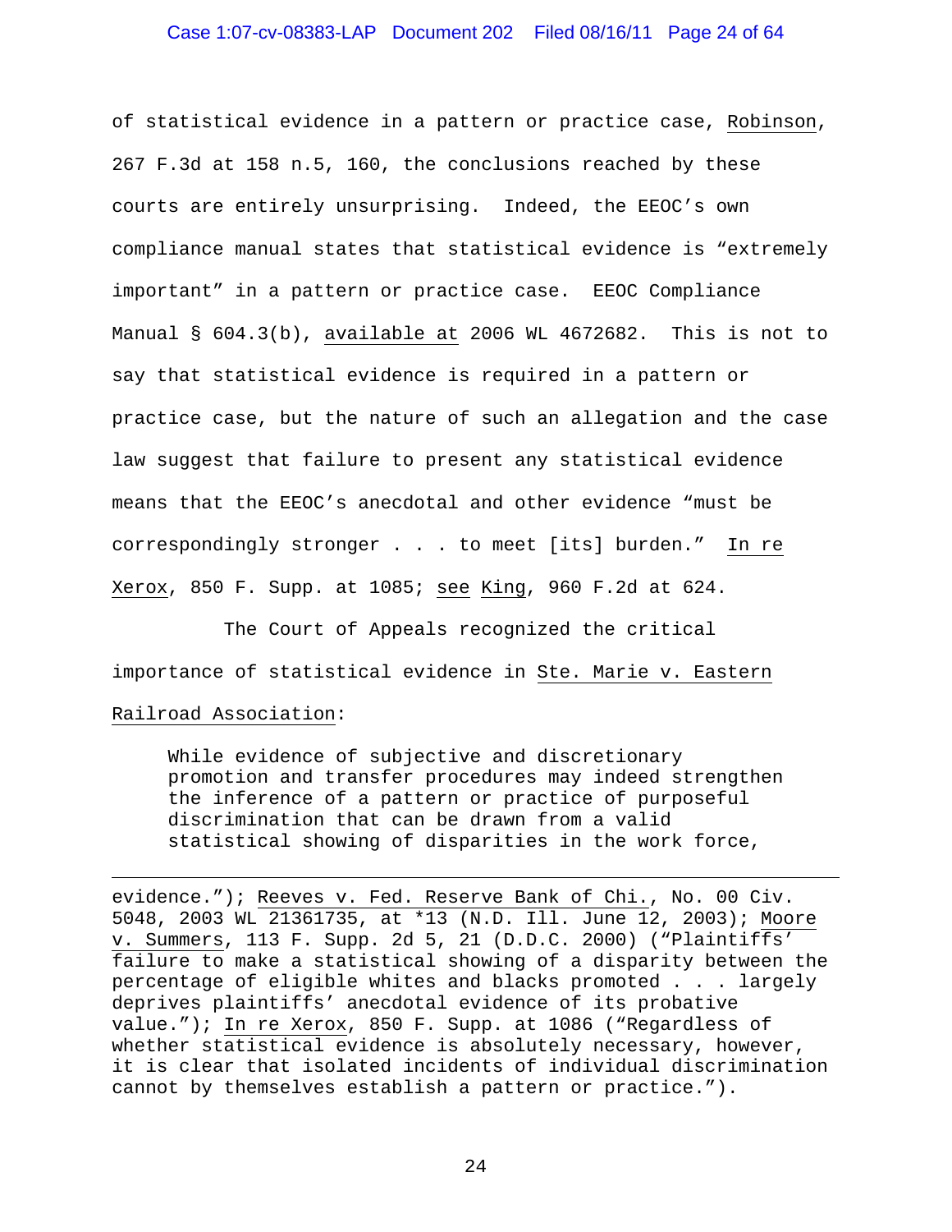of statistical evidence in a pattern or practice case, Robinson, 267 F.3d at 158 n.5, 160, the conclusions reached by these courts are entirely unsurprising. Indeed, the EEOC's own compliance manual states that statistical evidence is "extremely important" in a pattern or practice case. EEOC Compliance Manual § 604.3(b), available at 2006 WL 4672682. This is not to say that statistical evidence is required in a pattern or practice case, but the nature of such an allegation and the case law suggest that failure to present any statistical evidence means that the EEOC's anecdotal and other evidence "must be correspondingly stronger . . . to meet [its] burden." In re Xerox, 850 F. Supp. at 1085; see King, 960 F.2d at 624.

The Court of Appeals recognized the critical importance of statistical evidence in Ste. Marie v. Eastern Railroad Association:

> While evidence of subjective and discretionary promotion and transfer procedures may indeed strengthen the inference of a pattern or practice of purposeful discrimination that can be drawn from a valid statistical showing of disparities in the work force,

---

evidence."); Reeves v. Fed. Reserve Bank of Chi., No. 00 Civ. 5048, 2003 WL 21361735, at *13 (N.D. Ill. June 12, 2003); Moore v. Summers, 113 F. Supp. 2d 5, 21 (D.D.C. 2000) ("Plaintiffs' failure to make a statistical showing of a disparity between the percentage of eligible whites and blacks promoted . . . largely deprives plaintiffs' anecdotal evidence of its probative value."); In re Xerox, 850 F. Supp. at 1086 ("Regardless of whether statistical evidence is absolutely necessary, however, it is clear that isolated incidents of individual discrimination cannot by themselves establish a pattern or practice.").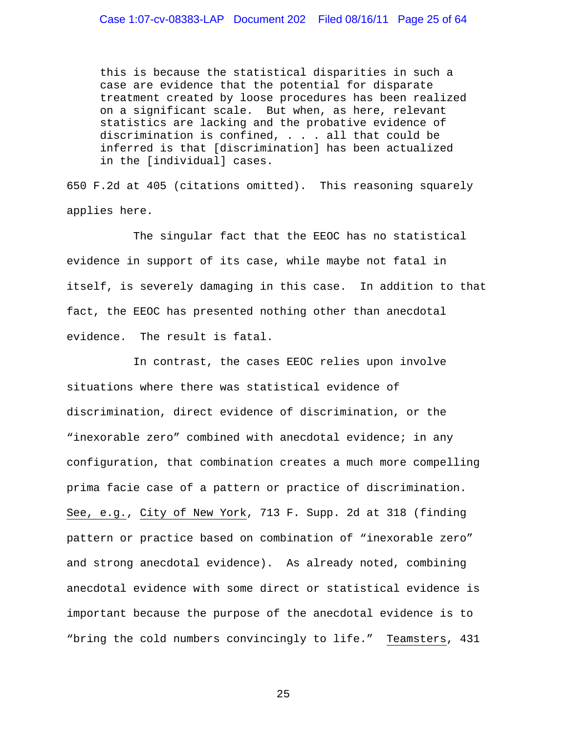> this is because the statistical disparities in such a case are evidence that the potential for disparate treatment created by loose procedures has been realized on a significant scale. But when, as here, relevant statistics are lacking and the probative evidence of discrimination is confined, . . . all that could be inferred is that [discrimination] has been actualized in the [individual] cases.

650 F.2d at 405 (citations omitted). This reasoning squarely applies here.

The singular fact that the EEOC has no statistical evidence in support of its case, while maybe not fatal in itself, is severely damaging in this case. In addition to that fact, the EEOC has presented nothing other than anecdotal evidence. The result is fatal.

In contrast, the cases EEOC relies upon involve situations where there was statistical evidence of discrimination, direct evidence of discrimination, or the "inexorable zero" combined with anecdotal evidence; in any configuration, that combination creates a much more compelling prima facie case of a pattern or practice of discrimination. See, e.g., City of New York, 713 F. Supp. 2d at 318 (finding pattern or practice based on combination of "inexorable zero" and strong anecdotal evidence). As already noted, combining anecdotal evidence with some direct or statistical evidence is important because the purpose of the anecdotal evidence is to "bring the cold numbers convincingly to life." Teamsters, 431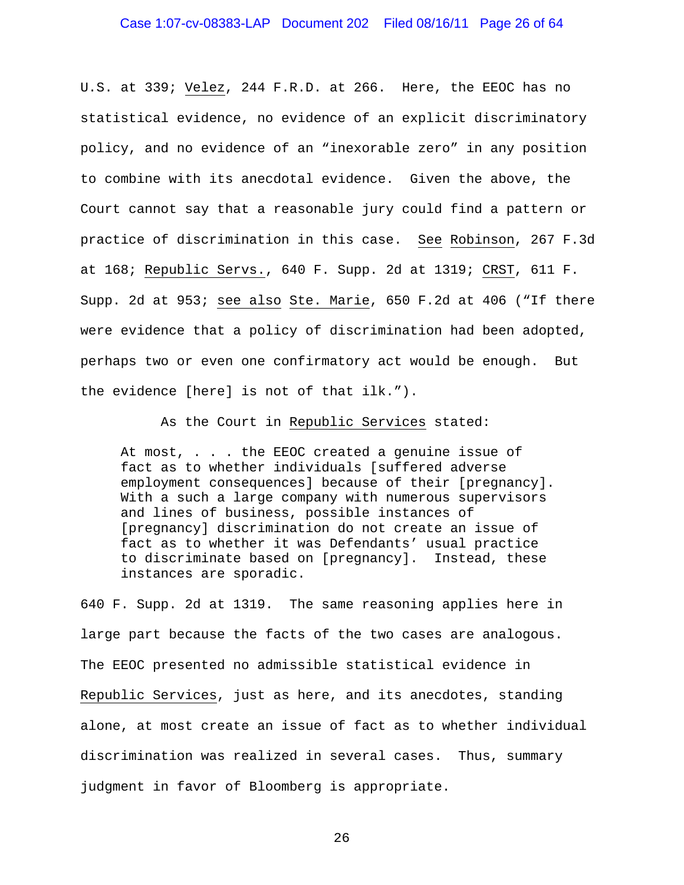U.S. at 339; Velez, 244 F.R.D. at 266. Here, the EEOC has no statistical evidence, no evidence of an explicit discriminatory policy, and no evidence of an "inexorable zero" in any position to combine with its anecdotal evidence. Given the above, the Court cannot say that a reasonable jury could find a pattern or practice of discrimination in this case. See Robinson, 267 F.3d at 168; Republic Servs., 640 F. Supp. 2d at 1319; CRST, 611 F. Supp. 2d at 953; see also Ste. Marie, 650 F.2d at 406 ("If there were evidence that a policy of discrimination had been adopted, perhaps two or even one confirmatory act would be enough. But the evidence [here] is not of that ilk.").

As the Court in Republic Services stated:

> At most, . . . the EEOC created a genuine issue of fact as to whether individuals [suffered adverse employment consequences] because of their [pregnancy]. With a such a large company with numerous supervisors and lines of business, possible instances of [pregnancy] discrimination do not create an issue of fact as to whether it was Defendants' usual practice to discriminate based on [pregnancy]. Instead, these instances are sporadic.

640 F. Supp. 2d at 1319. The same reasoning applies here in large part because the facts of the two cases are analogous. The EEOC presented no admissible statistical evidence in Republic Services, just as here, and its anecdotes, standing alone, at most create an issue of fact as to whether individual discrimination was realized in several cases. Thus, summary judgment in favor of Bloomberg is appropriate.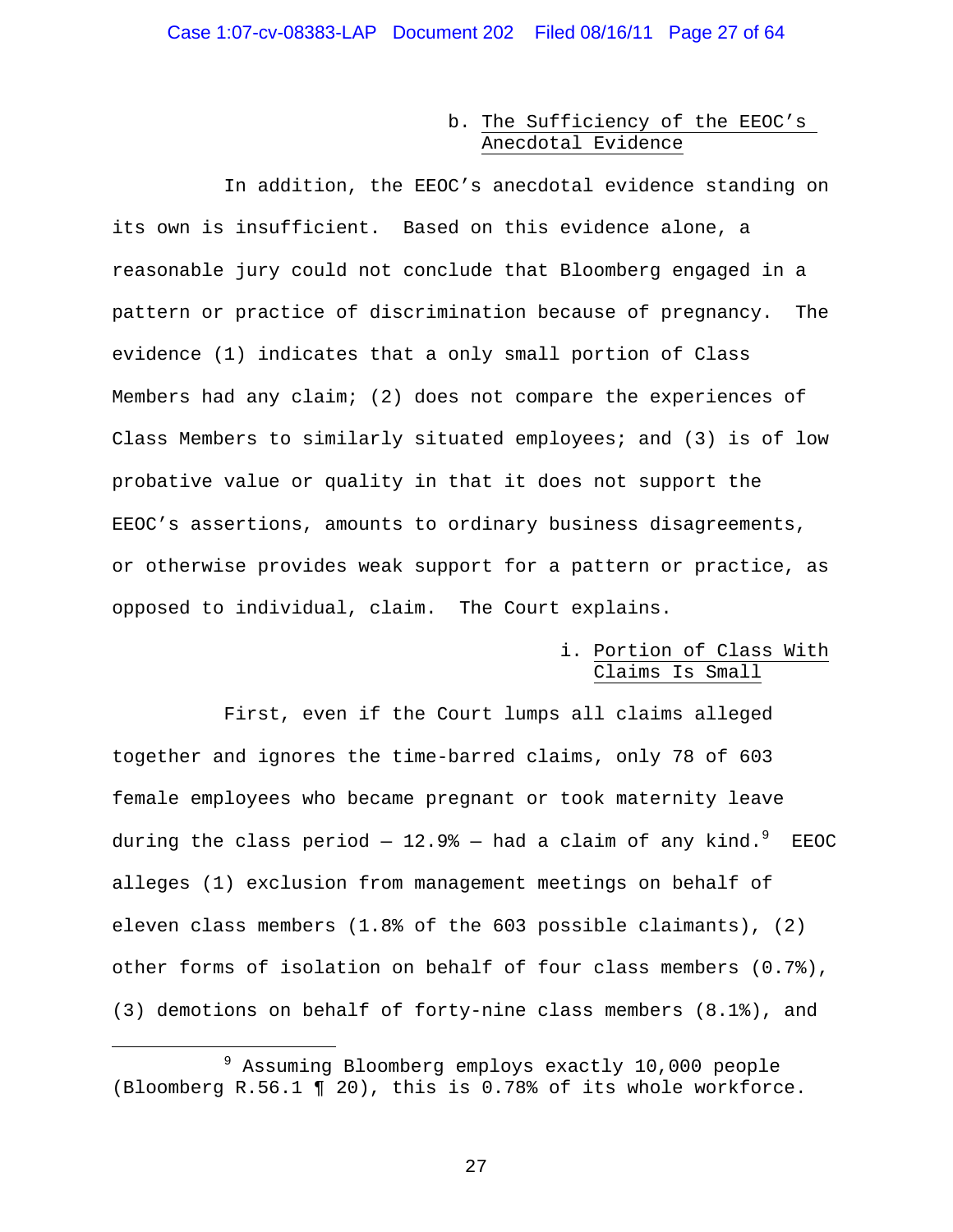### b. The Sufficiency of the EEOC's Anecdotal Evidence

In addition, the EEOC's anecdotal evidence standing on its own is insufficient. Based on this evidence alone, a reasonable jury could not conclude that Bloomberg engaged in a pattern or practice of discrimination because of pregnancy. The evidence (1) indicates that a only small portion of Class Members had any claim; (2) does not compare the experiences of Class Members to similarly situated employees; and (3) is of low probative value or quality in that it does not support the EEOC's assertions, amounts to ordinary business disagreements, or otherwise provides weak support for a pattern or practice, as opposed to individual, claim. The Court explains.

#### i. Portion of Class With Claims Is Small

First, even if the Court lumps all claims alleged together and ignores the time-barred claims, only 78 of 603 female employees who became pregnant or took maternity leave during the class period — 12.9% — had a claim of any kind.[9] EEOC alleges (1) exclusion from management meetings on behalf of eleven class members (1.8% of the 603 possible claimants), (2) other forms of isolation on behalf of four class members (0.7%), (3) demotions on behalf of forty-nine class members (8.1%), and

---

[9] Assuming Bloomberg employs exactly 10,000 people (Bloomberg R.56.1 ¶ 20), this is 0.78% of its whole workforce.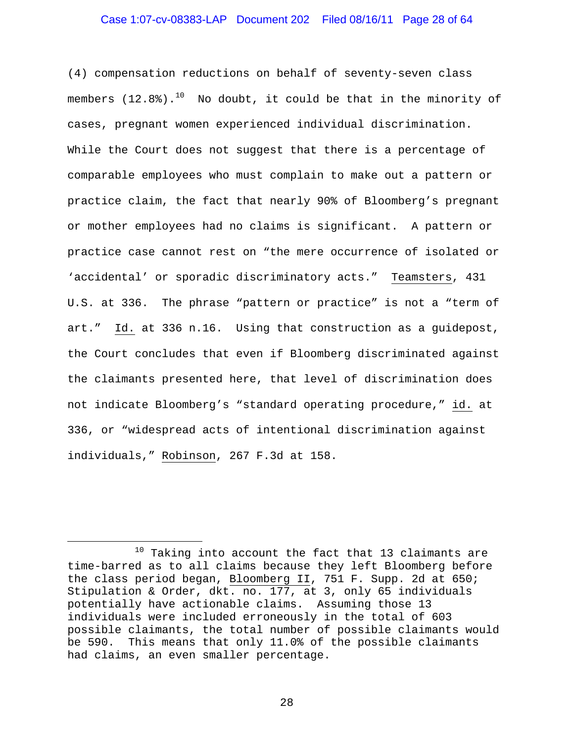(4) compensation reductions on behalf of seventy-seven class members (12.8%).[10] No doubt, it could be that in the minority of cases, pregnant women experienced individual discrimination. While the Court does not suggest that there is a percentage of comparable employees who must complain to make out a pattern or practice claim, the fact that nearly 90% of Bloomberg's pregnant or mother employees had no claims is significant. A pattern or practice case cannot rest on "the mere occurrence of isolated or 'accidental' or sporadic discriminatory acts." Teamsters, 431 U.S. at 336. The phrase "pattern or practice" is not a "term of art." Id. at 336 n.16. Using that construction as a guidepost, the Court concludes that even if Bloomberg discriminated against the claimants presented here, that level of discrimination does not indicate Bloomberg's "standard operating procedure," id. at 336, or "widespread acts of intentional discrimination against individuals," Robinson, 267 F.3d at 158.

---

[10] Taking into account the fact that 13 claimants are time-barred as to all claims because they left Bloomberg before the class period began, Bloomberg II, 751 F. Supp. 2d at 650; Stipulation & Order, dkt. no. 177, at 3, only 65 individuals potentially have actionable claims. Assuming those 13 individuals were included erroneously in the total of 603 possible claimants, the total number of possible claimants would be 590. This means that only 11.0% of the possible claimants had claims, an even smaller percentage.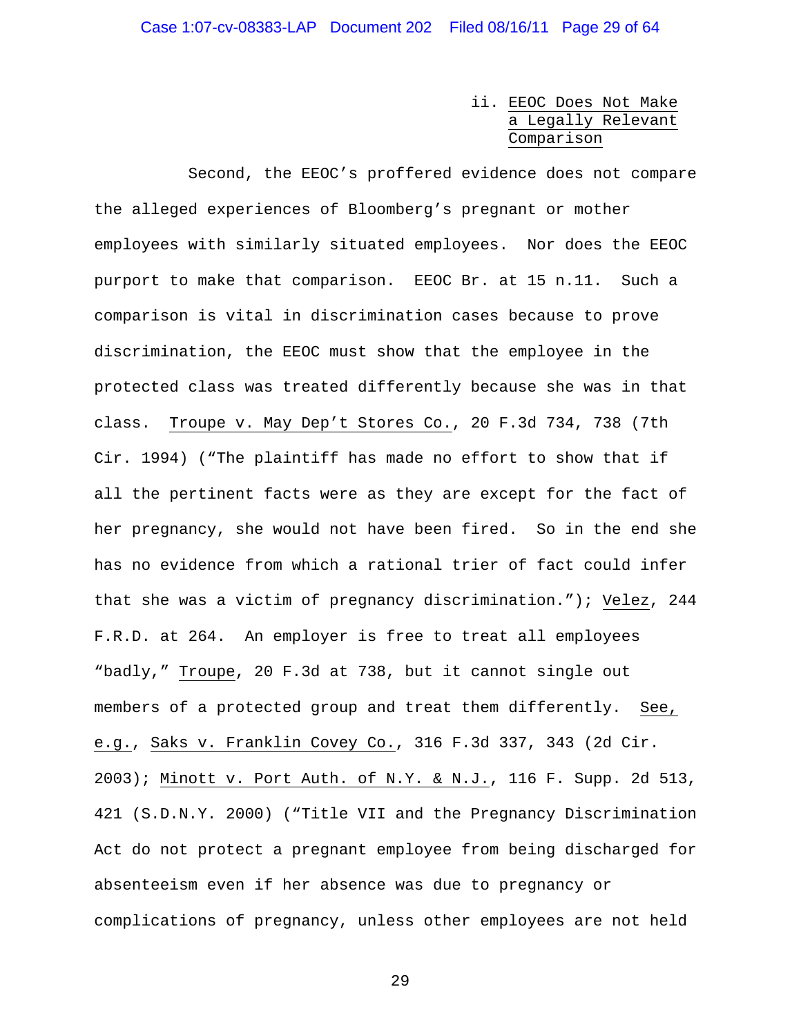### ii. EEOC Does Not Make a Legally Relevant Comparison

Second, the EEOC's proffered evidence does not compare the alleged experiences of Bloomberg's pregnant or mother employees with similarly situated employees. Nor does the EEOC purport to make that comparison. EEOC Br. at 15 n.11. Such a comparison is vital in discrimination cases because to prove discrimination, the EEOC must show that the employee in the protected class was treated differently because she was in that class. Troupe v. May Dep't Stores Co., 20 F.3d 734, 738 (7th Cir. 1994) ("The plaintiff has made no effort to show that if all the pertinent facts were as they are except for the fact of her pregnancy, she would not have been fired. So in the end she has no evidence from which a rational trier of fact could infer that she was a victim of pregnancy discrimination."); Velez, 244 F.R.D. at 264. An employer is free to treat all employees "badly," Troupe, 20 F.3d at 738, but it cannot single out members of a protected group and treat them differently. See, e.g., Saks v. Franklin Covey Co., 316 F.3d 337, 343 (2d Cir. 2003); Minott v. Port Auth. of N.Y. & N.J., 116 F. Supp. 2d 513, 421 (S.D.N.Y. 2000) ("Title VII and the Pregnancy Discrimination Act do not protect a pregnant employee from being discharged for absenteeism even if her absence was due to pregnancy or complications of pregnancy, unless other employees are not held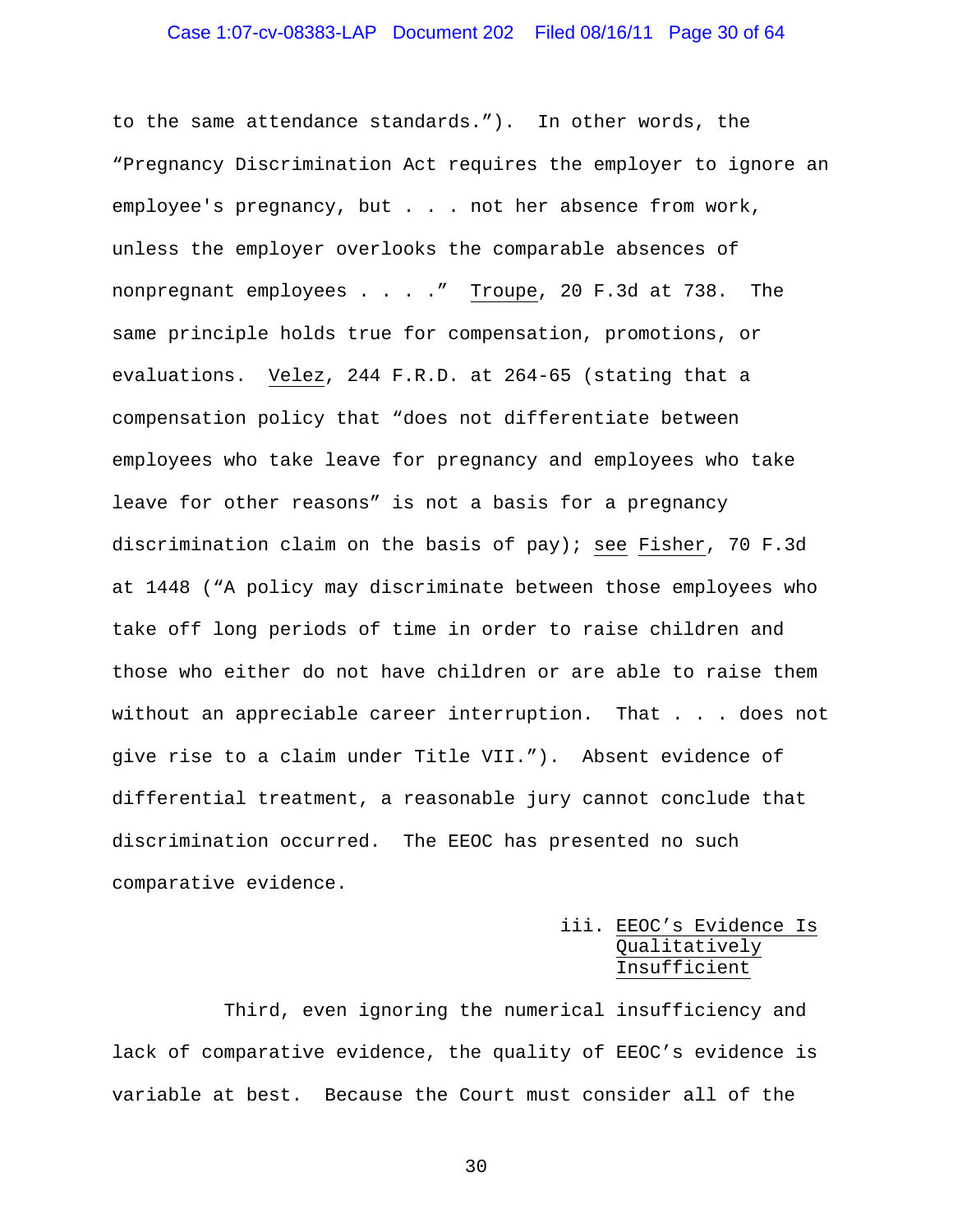to the same attendance standards."). In other words, the "Pregnancy Discrimination Act requires the employer to ignore an employee's pregnancy, but . . . not her absence from work, unless the employer overlooks the comparable absences of nonpregnant employees . . . ." Troupe, 20 F.3d at 738. The same principle holds true for compensation, promotions, or evaluations. Velez, 244 F.R.D. at 264-65 (stating that a compensation policy that "does not differentiate between employees who take leave for pregnancy and employees who take leave for other reasons" is not a basis for a pregnancy discrimination claim on the basis of pay); see Fisher, 70 F.3d at 1448 ("A policy may discriminate between those employees who take off long periods of time in order to raise children and those who either do not have children or are able to raise them without an appreciable career interruption. That . . . does not give rise to a claim under Title VII."). Absent evidence of differential treatment, a reasonable jury cannot conclude that discrimination occurred. The EEOC has presented no such comparative evidence.

iii. EEOC's Evidence Is Qualitatively Insufficient

Third, even ignoring the numerical insufficiency and lack of comparative evidence, the quality of EEOC's evidence is variable at best. Because the Court must consider all of the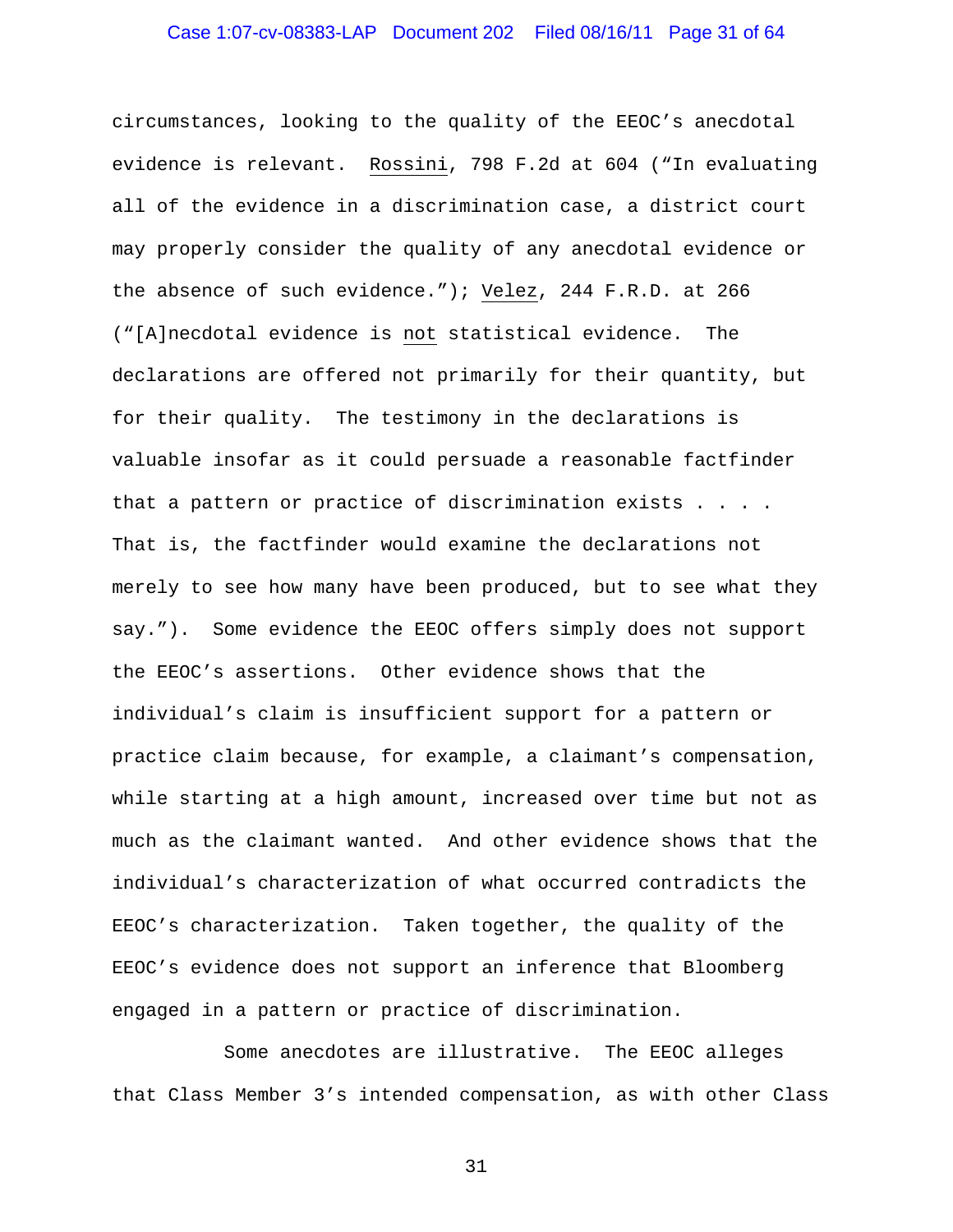circumstances, looking to the quality of the EEOC's anecdotal evidence is relevant. Rossini, 798 F.2d at 604 ("In evaluating all of the evidence in a discrimination case, a district court may properly consider the quality of any anecdotal evidence or the absence of such evidence."); Velez, 244 F.R.D. at 266 ("[A]necdotal evidence is *not* statistical evidence. The declarations are offered not primarily for their quantity, but for their quality. The testimony in the declarations is valuable insofar as it could persuade a reasonable factfinder that a pattern or practice of discrimination exists . . . . That is, the factfinder would examine the declarations not merely to see how many have been produced, but to see what they say."). Some evidence the EEOC offers simply does not support the EEOC's assertions. Other evidence shows that the individual's claim is insufficient support for a pattern or practice claim because, for example, a claimant's compensation, while starting at a high amount, increased over time but not as much as the claimant wanted. And other evidence shows that the individual's characterization of what occurred contradicts the EEOC's characterization. Taken together, the quality of the EEOC's evidence does not support an inference that Bloomberg engaged in a pattern or practice of discrimination.

Some anecdotes are illustrative. The EEOC alleges that Class Member 3's intended compensation, as with other Class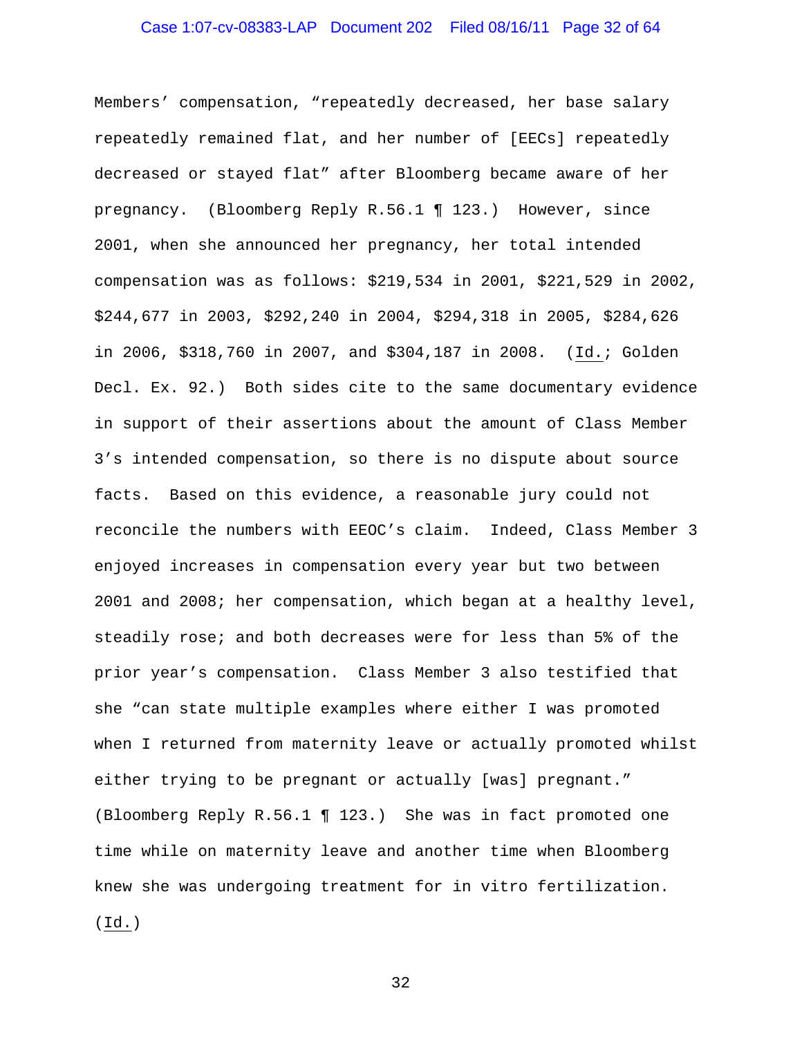Members' compensation, "repeatedly decreased, her base salary repeatedly remained flat, and her number of [EECs] repeatedly decreased or stayed flat" after Bloomberg became aware of her pregnancy. (Bloomberg Reply R.56.1 ¶ 123.) However, since 2001, when she announced her pregnancy, her total intended compensation was as follows: $219,534 in 2001, $221,529 in 2002, $244,677 in 2003, $292,240 in 2004, $294,318 in 2005, $284,626 in 2006, $318,760 in 2007, and $304,187 in 2008. (Id.; Golden Decl. Ex. 92.) Both sides cite to the same documentary evidence in support of their assertions about the amount of Class Member 3's intended compensation, so there is no dispute about source facts. Based on this evidence, a reasonable jury could not reconcile the numbers with EEOC's claim. Indeed, Class Member 3 enjoyed increases in compensation every year but two between 2001 and 2008; her compensation, which began at a healthy level, steadily rose; and both decreases were for less than 5% of the prior year's compensation. Class Member 3 also testified that she "can state multiple examples where either I was promoted when I returned from maternity leave or actually promoted whilst either trying to be pregnant or actually [was] pregnant." (Bloomberg Reply R.56.1 ¶ 123.) She was in fact promoted one time while on maternity leave and another time when Bloomberg knew she was undergoing treatment for in vitro fertilization. (Id.)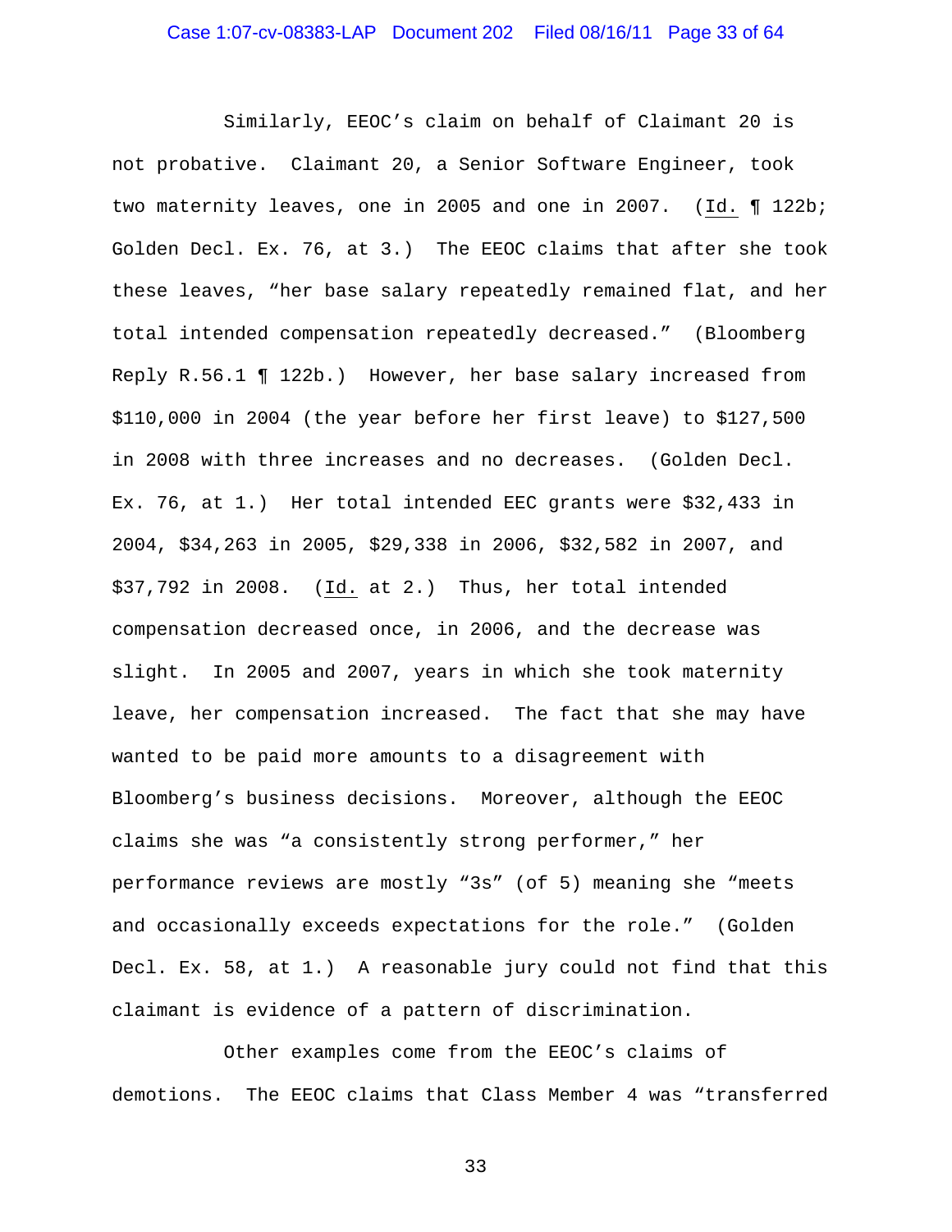Similarly, EEOC's claim on behalf of Claimant 20 is not probative. Claimant 20, a Senior Software Engineer, took two maternity leaves, one in 2005 and one in 2007. (Id. ¶ 122b; Golden Decl. Ex. 76, at 3.) The EEOC claims that after she took these leaves, "her base salary repeatedly remained flat, and her total intended compensation repeatedly decreased." (Bloomberg Reply R.56.1 ¶ 122b.) However, her base salary increased from $110,000 in 2004 (the year before her first leave) to $127,500 in 2008 with three increases and no decreases. (Golden Decl. Ex. 76, at 1.) Her total intended EEC grants were $32,433 in 2004, $34,263 in 2005, $29,338 in 2006, $32,582 in 2007, and $37,792 in 2008. (Id. at 2.) Thus, her total intended compensation decreased once, in 2006, and the decrease was slight. In 2005 and 2007, years in which she took maternity leave, her compensation increased. The fact that she may have wanted to be paid more amounts to a disagreement with Bloomberg's business decisions. Moreover, although the EEOC claims she was "a consistently strong performer," her performance reviews are mostly "3s" (of 5) meaning she "meets and occasionally exceeds expectations for the role." (Golden Decl. Ex. 58, at 1.) A reasonable jury could not find that this claimant is evidence of a pattern of discrimination.

Other examples come from the EEOC's claims of demotions. The EEOC claims that Class Member 4 was "transferred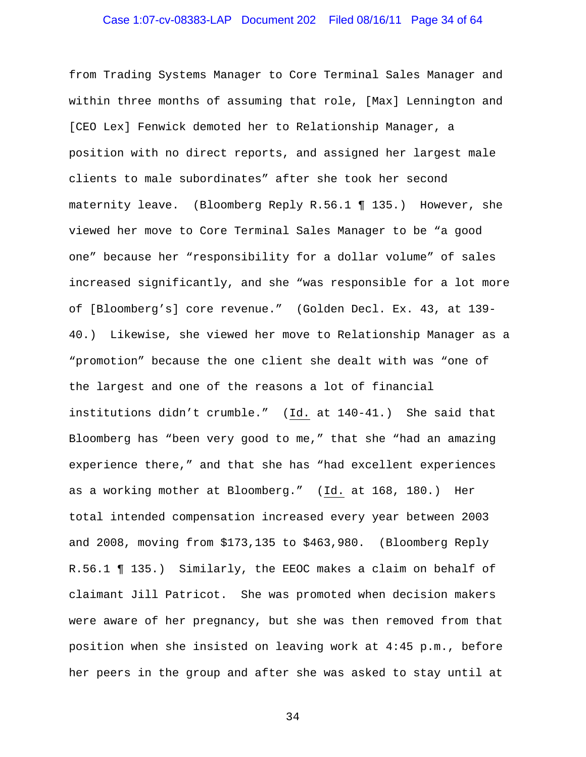from Trading Systems Manager to Core Terminal Sales Manager and within three months of assuming that role, [Max] Lennington and [CEO Lex] Fenwick demoted her to Relationship Manager, a position with no direct reports, and assigned her largest male clients to male subordinates" after she took her second maternity leave. (Bloomberg Reply R.56.1 ¶ 135.) However, she viewed her move to Core Terminal Sales Manager to be "a good one" because her "responsibility for a dollar volume" of sales increased significantly, and she "was responsible for a lot more of [Bloomberg's] core revenue." (Golden Decl. Ex. 43, at 139-40.) Likewise, she viewed her move to Relationship Manager as a "promotion" because the one client she dealt with was "one of the largest and one of the reasons a lot of financial institutions didn't crumble." (Id. at 140-41.) She said that Bloomberg has "been very good to me," that she "had an amazing experience there," and that she has "had excellent experiences as a working mother at Bloomberg." (Id. at 168, 180.) Her total intended compensation increased every year between 2003 and 2008, moving from $173,135 to $463,980. (Bloomberg Reply R.56.1 ¶ 135.) Similarly, the EEOC makes a claim on behalf of claimant Jill Patricot. She was promoted when decision makers were aware of her pregnancy, but she was then removed from that position when she insisted on leaving work at 4:45 p.m., before her peers in the group and after she was asked to stay until at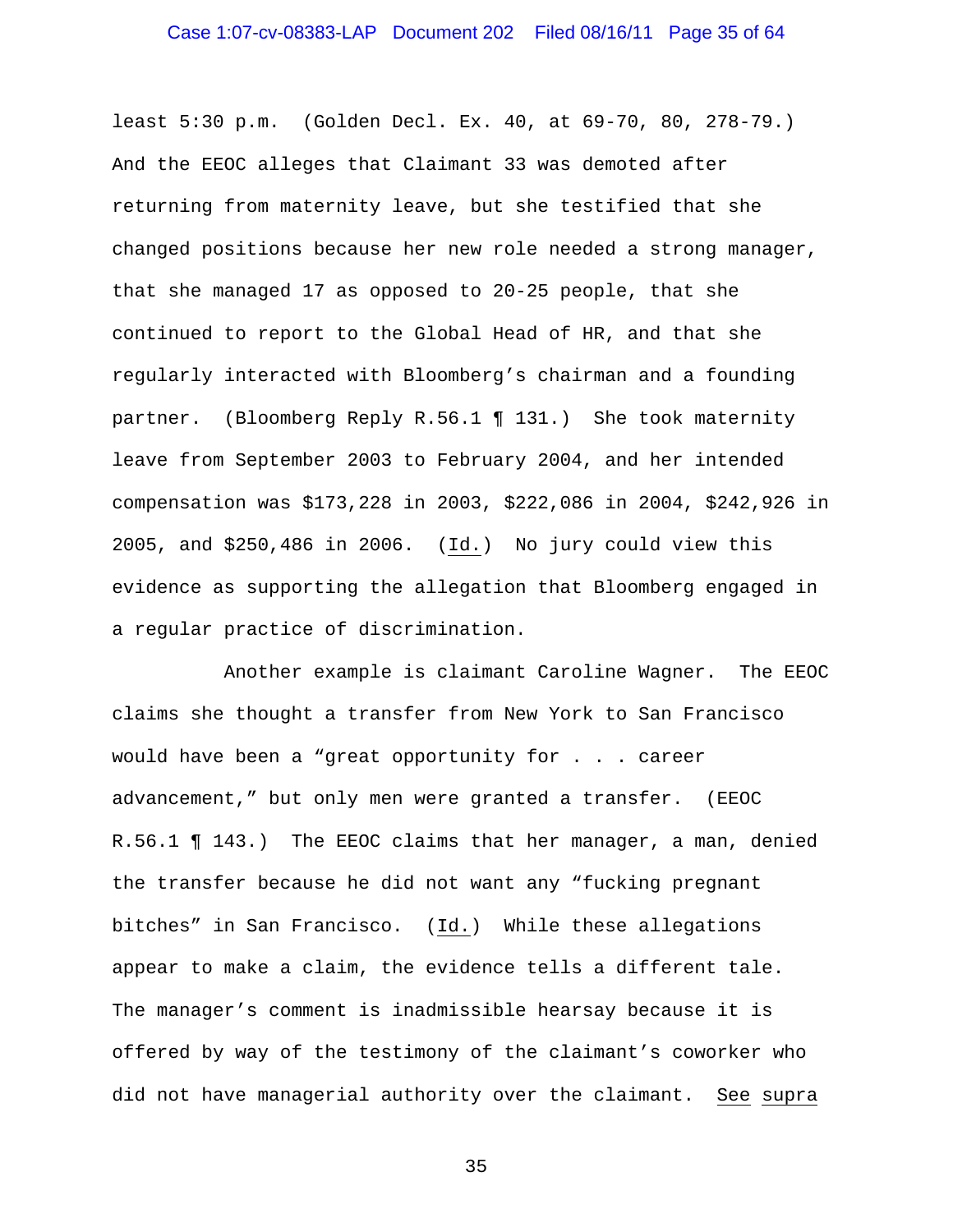least 5:30 p.m. (Golden Decl. Ex. 40, at 69-70, 80, 278-79.) And the EEOC alleges that Claimant 33 was demoted after returning from maternity leave, but she testified that she changed positions because her new role needed a strong manager, that she managed 17 as opposed to 20-25 people, that she continued to report to the Global Head of HR, and that she regularly interacted with Bloomberg's chairman and a founding partner. (Bloomberg Reply R.56.1 ¶ 131.) She took maternity leave from September 2003 to February 2004, and her intended compensation was $173,228 in 2003, $222,086 in 2004, $242,926 in 2005, and $250,486 in 2006. (Id.) No jury could view this evidence as supporting the allegation that Bloomberg engaged in a regular practice of discrimination.

Another example is claimant Caroline Wagner. The EEOC claims she thought a transfer from New York to San Francisco would have been a "great opportunity for . . . career advancement," but only men were granted a transfer. (EEOC R.56.1 ¶ 143.) The EEOC claims that her manager, a man, denied the transfer because he did not want any "fucking pregnant bitches" in San Francisco. (Id.) While these allegations appear to make a claim, the evidence tells a different tale. The manager's comment is inadmissible hearsay because it is offered by way of the testimony of the claimant's coworker who did not have managerial authority over the claimant. See supra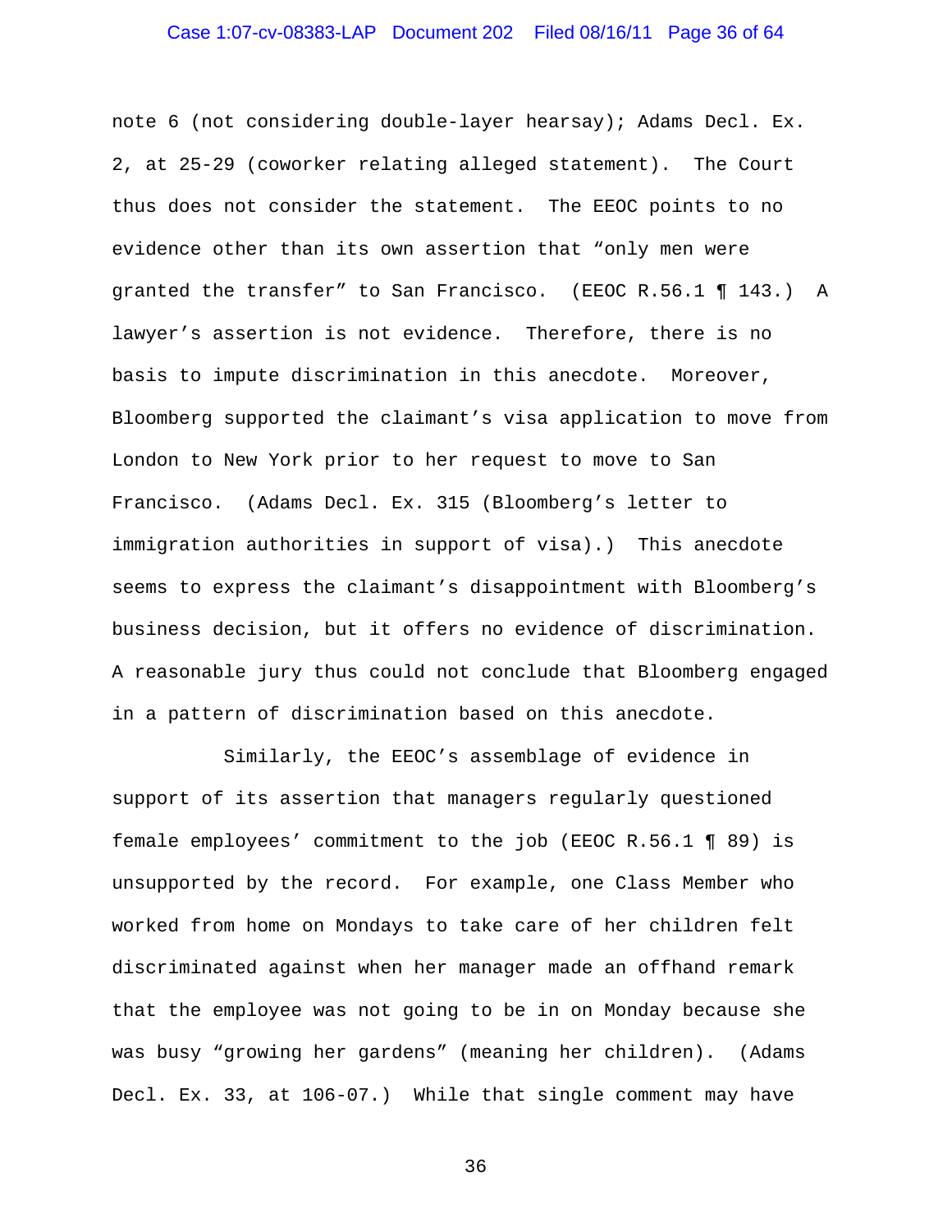note 6 (not considering double-layer hearsay); Adams Decl. Ex. 2, at 25-29 (coworker relating alleged statement). The Court thus does not consider the statement. The EEOC points to no evidence other than its own assertion that "only men were granted the transfer" to San Francisco. (EEOC R.56.1 ¶ 143.) A lawyer's assertion is not evidence. Therefore, there is no basis to impute discrimination in this anecdote. Moreover, Bloomberg supported the claimant's visa application to move from London to New York prior to her request to move to San Francisco. (Adams Decl. Ex. 315 (Bloomberg's letter to immigration authorities in support of visa).) This anecdote seems to express the claimant's disappointment with Bloomberg's business decision, but it offers no evidence of discrimination. A reasonable jury thus could not conclude that Bloomberg engaged in a pattern of discrimination based on this anecdote.

Similarly, the EEOC's assemblage of evidence in support of its assertion that managers regularly questioned female employees' commitment to the job (EEOC R.56.1 ¶ 89) is unsupported by the record. For example, one Class Member who worked from home on Mondays to take care of her children felt discriminated against when her manager made an offhand remark that the employee was not going to be in on Monday because she was busy "growing her gardens" (meaning her children). (Adams Decl. Ex. 33, at 106-07.) While that single comment may have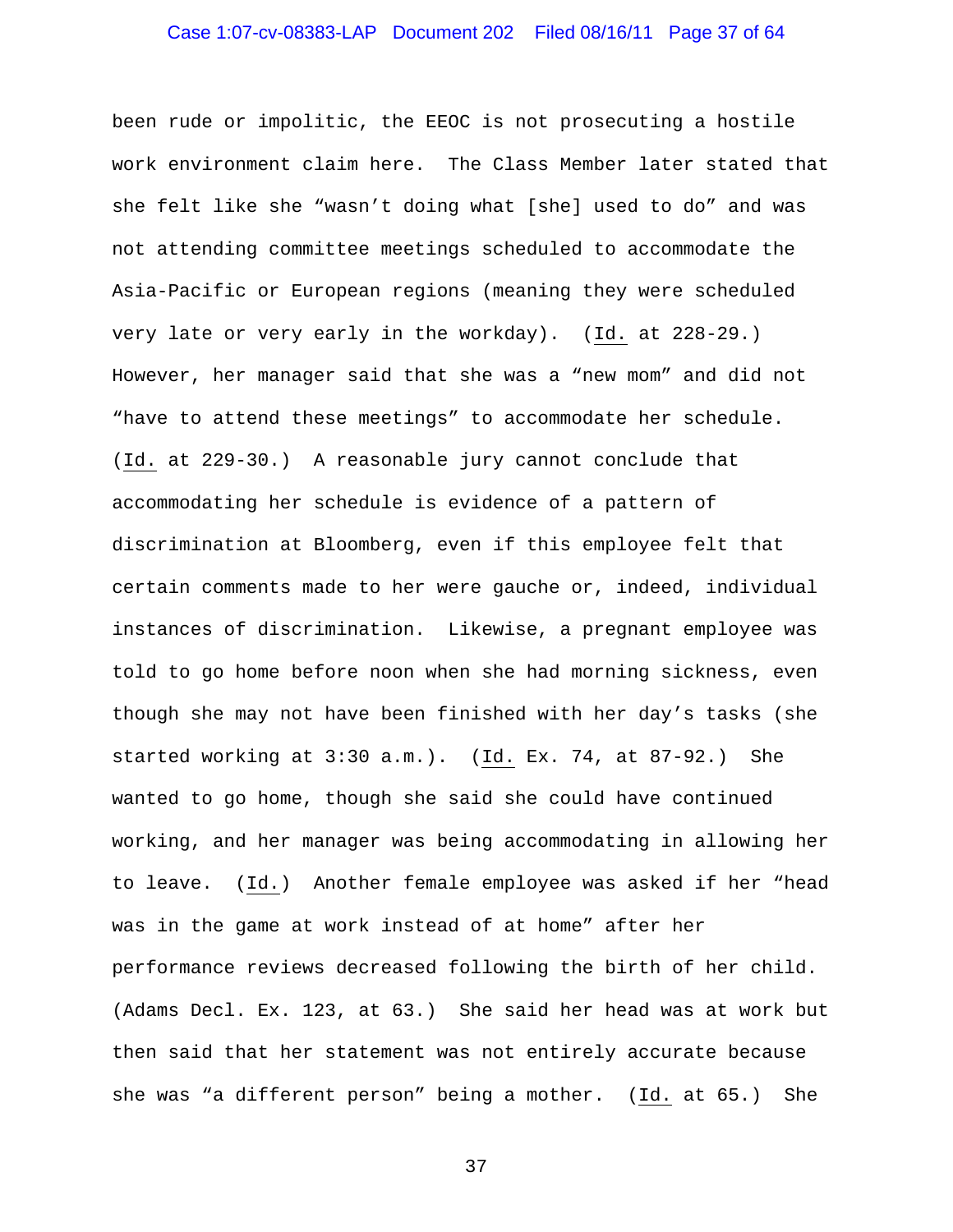been rude or impolitic, the EEOC is not prosecuting a hostile work environment claim here. The Class Member later stated that she felt like she "wasn't doing what [she] used to do" and was not attending committee meetings scheduled to accommodate the Asia-Pacific or European regions (meaning they were scheduled very late or very early in the workday). (Id. at 228-29.) However, her manager said that she was a "new mom" and did not "have to attend these meetings" to accommodate her schedule. (Id. at 229-30.) A reasonable jury cannot conclude that accommodating her schedule is evidence of a pattern of discrimination at Bloomberg, even if this employee felt that certain comments made to her were gauche or, indeed, individual instances of discrimination. Likewise, a pregnant employee was told to go home before noon when she had morning sickness, even though she may not have been finished with her day's tasks (she started working at 3:30 a.m.). (Id. Ex. 74, at 87-92.) She wanted to go home, though she said she could have continued working, and her manager was being accommodating in allowing her to leave. (Id.) Another female employee was asked if her "head was in the game at work instead of at home" after her performance reviews decreased following the birth of her child. (Adams Decl. Ex. 123, at 63.) She said her head was at work but then said that her statement was not entirely accurate because she was "a different person" being a mother. (Id. at 65.) She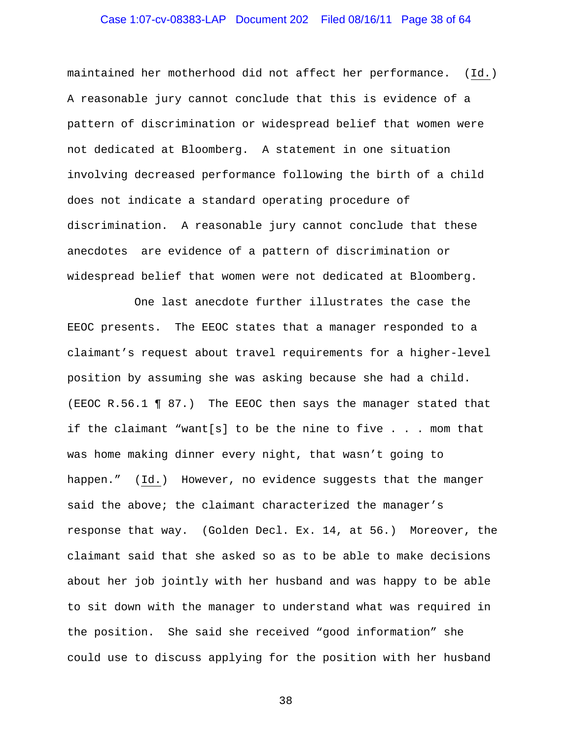maintained her motherhood did not affect her performance. (Id.) A reasonable jury cannot conclude that this is evidence of a pattern of discrimination or widespread belief that women were not dedicated at Bloomberg. A statement in one situation involving decreased performance following the birth of a child does not indicate a standard operating procedure of discrimination. A reasonable jury cannot conclude that these anecdotes are evidence of a pattern of discrimination or widespread belief that women were not dedicated at Bloomberg.

One last anecdote further illustrates the case the EEOC presents. The EEOC states that a manager responded to a claimant's request about travel requirements for a higher-level position by assuming she was asking because she had a child. (EEOC R.56.1 ¶ 87.) The EEOC then says the manager stated that if the claimant "want[s] to be the nine to five . . . mom that was home making dinner every night, that wasn't going to happen." (Id.) However, no evidence suggests that the manger said the above; the claimant characterized the manager's response that way. (Golden Decl. Ex. 14, at 56.) Moreover, the claimant said that she asked so as to be able to make decisions about her job jointly with her husband and was happy to be able to sit down with the manager to understand what was required in the position. She said she received "good information" she could use to discuss applying for the position with her husband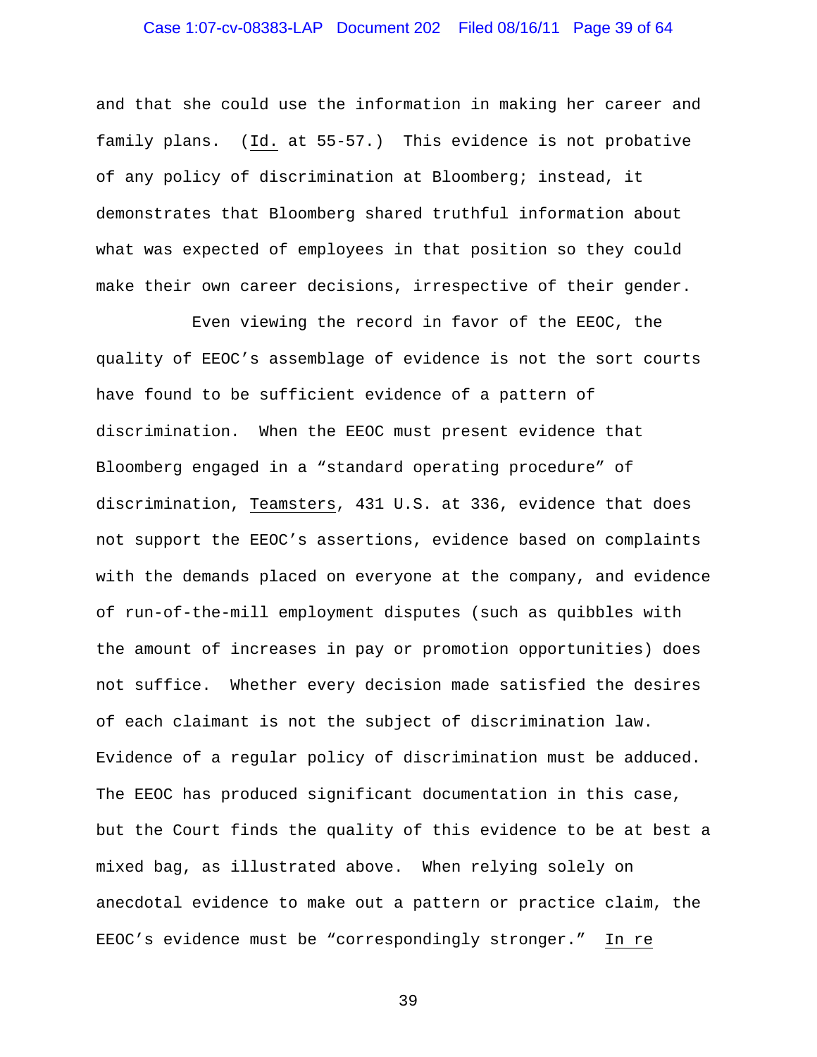and that she could use the information in making her career and family plans. (Id. at 55-57.) This evidence is not probative of any policy of discrimination at Bloomberg; instead, it demonstrates that Bloomberg shared truthful information about what was expected of employees in that position so they could make their own career decisions, irrespective of their gender.

Even viewing the record in favor of the EEOC, the quality of EEOC's assemblage of evidence is not the sort courts have found to be sufficient evidence of a pattern of discrimination. When the EEOC must present evidence that Bloomberg engaged in a "standard operating procedure" of discrimination, Teamsters, 431 U.S. at 336, evidence that does not support the EEOC's assertions, evidence based on complaints with the demands placed on everyone at the company, and evidence of run-of-the-mill employment disputes (such as quibbles with the amount of increases in pay or promotion opportunities) does not suffice. Whether every decision made satisfied the desires of each claimant is not the subject of discrimination law. Evidence of a regular policy of discrimination must be adduced. The EEOC has produced significant documentation in this case, but the Court finds the quality of this evidence to be at best a mixed bag, as illustrated above. When relying solely on anecdotal evidence to make out a pattern or practice claim, the EEOC's evidence must be "correspondingly stronger." In re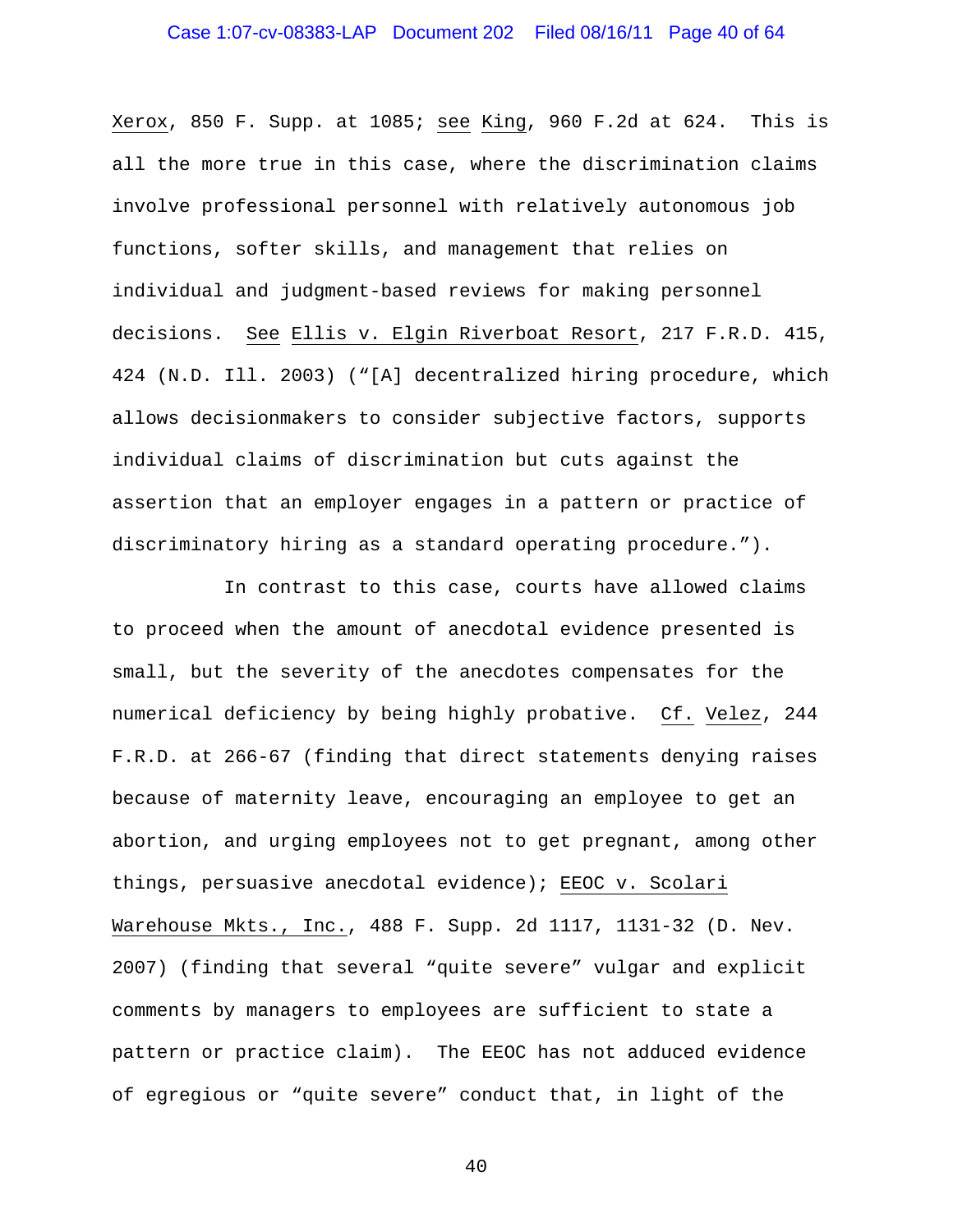Xerox, 850 F. Supp. at 1085; see King, 960 F.2d at 624. This is all the more true in this case, where the discrimination claims involve professional personnel with relatively autonomous job functions, softer skills, and management that relies on individual and judgment-based reviews for making personnel decisions. See Ellis v. Elgin Riverboat Resort, 217 F.R.D. 415, 424 (N.D. Ill. 2003) ("[A] decentralized hiring procedure, which allows decisionmakers to consider subjective factors, supports individual claims of discrimination but cuts against the assertion that an employer engages in a pattern or practice of discriminatory hiring as a standard operating procedure.").

In contrast to this case, courts have allowed claims to proceed when the amount of anecdotal evidence presented is small, but the severity of the anecdotes compensates for the numerical deficiency by being highly probative. Cf. Velez, 244 F.R.D. at 266-67 (finding that direct statements denying raises because of maternity leave, encouraging an employee to get an abortion, and urging employees not to get pregnant, among other things, persuasive anecdotal evidence); EEOC v. Scolari Warehouse Mkts., Inc., 488 F. Supp. 2d 1117, 1131-32 (D. Nev. 2007) (finding that several "quite severe" vulgar and explicit comments by managers to employees are sufficient to state a pattern or practice claim). The EEOC has not adduced evidence of egregious or "quite severe" conduct that, in light of the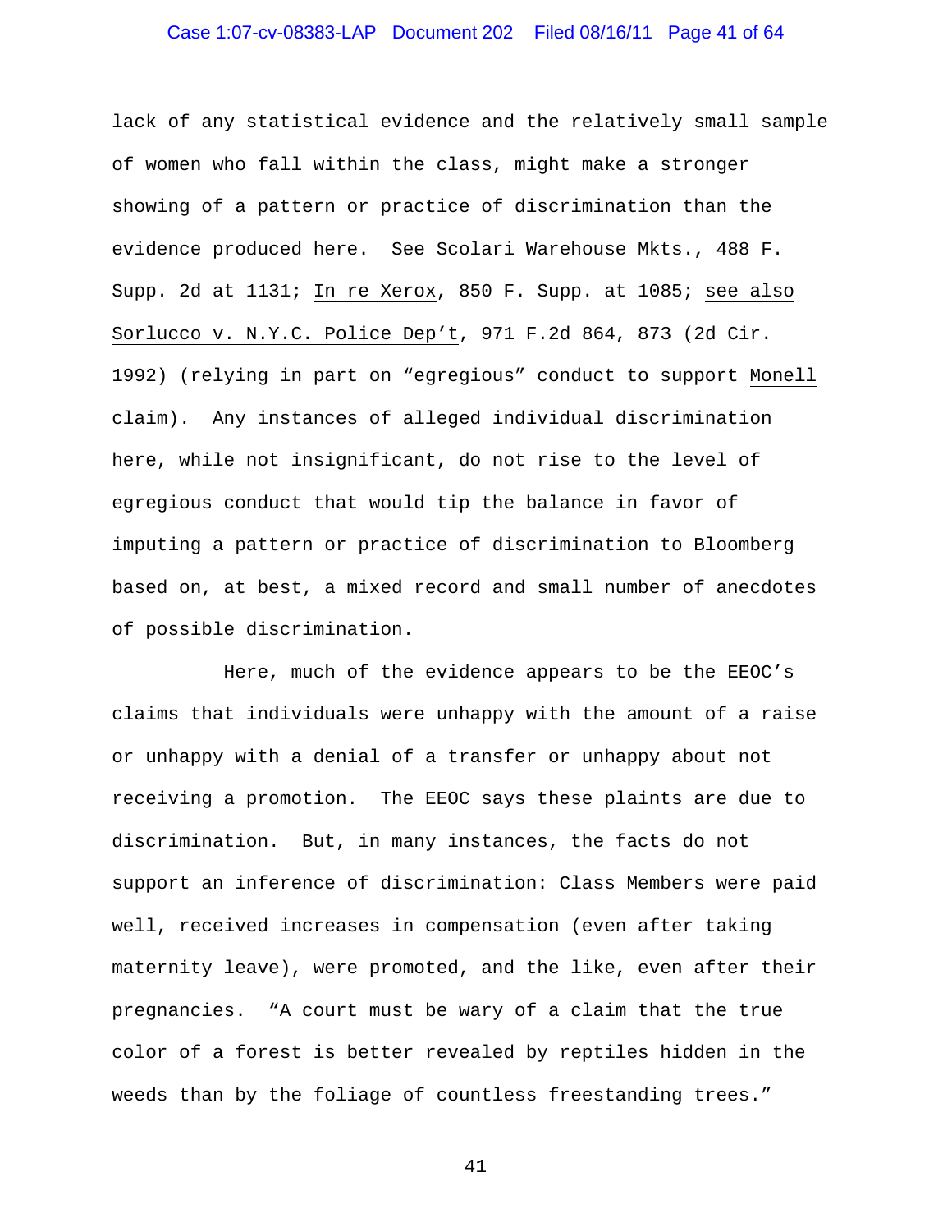lack of any statistical evidence and the relatively small sample of women who fall within the class, might make a stronger showing of a pattern or practice of discrimination than the evidence produced here. See Scolari Warehouse Mkts., 488 F. Supp. 2d at 1131; In re Xerox, 850 F. Supp. at 1085; see also Sorlucco v. N.Y.C. Police Dep't, 971 F.2d 864, 873 (2d Cir. 1992) (relying in part on "egregious" conduct to support Monell claim). Any instances of alleged individual discrimination here, while not insignificant, do not rise to the level of egregious conduct that would tip the balance in favor of imputing a pattern or practice of discrimination to Bloomberg based on, at best, a mixed record and small number of anecdotes of possible discrimination.

Here, much of the evidence appears to be the EEOC's claims that individuals were unhappy with the amount of a raise or unhappy with a denial of a transfer or unhappy about not receiving a promotion. The EEOC says these plaints are due to discrimination. But, in many instances, the facts do not support an inference of discrimination: Class Members were paid well, received increases in compensation (even after taking maternity leave), were promoted, and the like, even after their pregnancies. "A court must be wary of a claim that the true color of a forest is better revealed by reptiles hidden in the weeds than by the foliage of countless freestanding trees."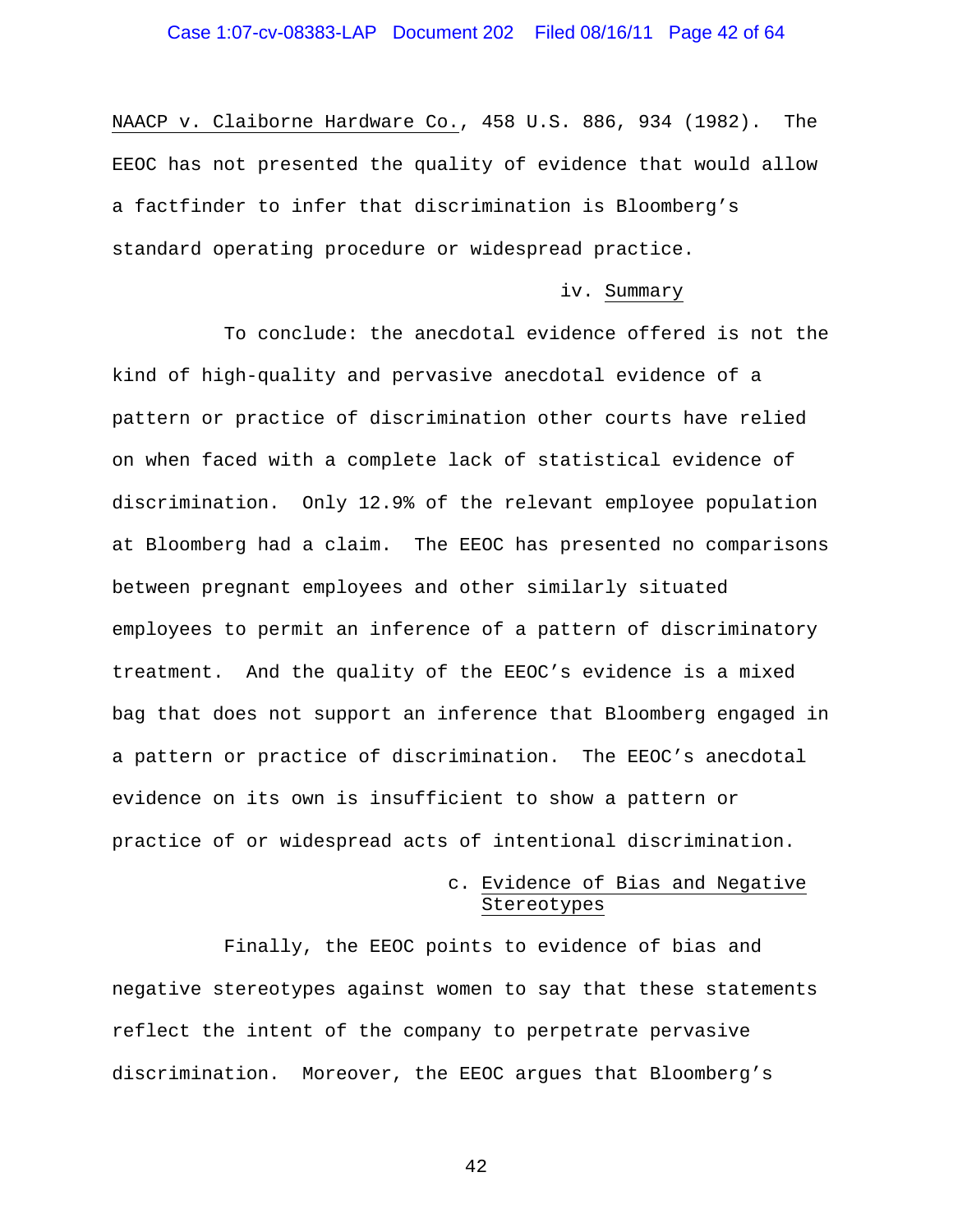NAACP v. Claiborne Hardware Co., 458 U.S. 886, 934 (1982). The EEOC has not presented the quality of evidence that would allow a factfinder to infer that discrimination is Bloomberg's standard operating procedure or widespread practice.

#### iv. Summary

To conclude: the anecdotal evidence offered is not the kind of high-quality and pervasive anecdotal evidence of a pattern or practice of discrimination other courts have relied on when faced with a complete lack of statistical evidence of discrimination. Only 12.9% of the relevant employee population at Bloomberg had a claim. The EEOC has presented no comparisons between pregnant employees and other similarly situated employees to permit an inference of a pattern of discriminatory treatment. And the quality of the EEOC's evidence is a mixed bag that does not support an inference that Bloomberg engaged in a pattern or practice of discrimination. The EEOC's anecdotal evidence on its own is insufficient to show a pattern or practice of or widespread acts of intentional discrimination.

### c. Evidence of Bias and Negative Stereotypes

Finally, the EEOC points to evidence of bias and negative stereotypes against women to say that these statements reflect the intent of the company to perpetrate pervasive discrimination. Moreover, the EEOC argues that Bloomberg's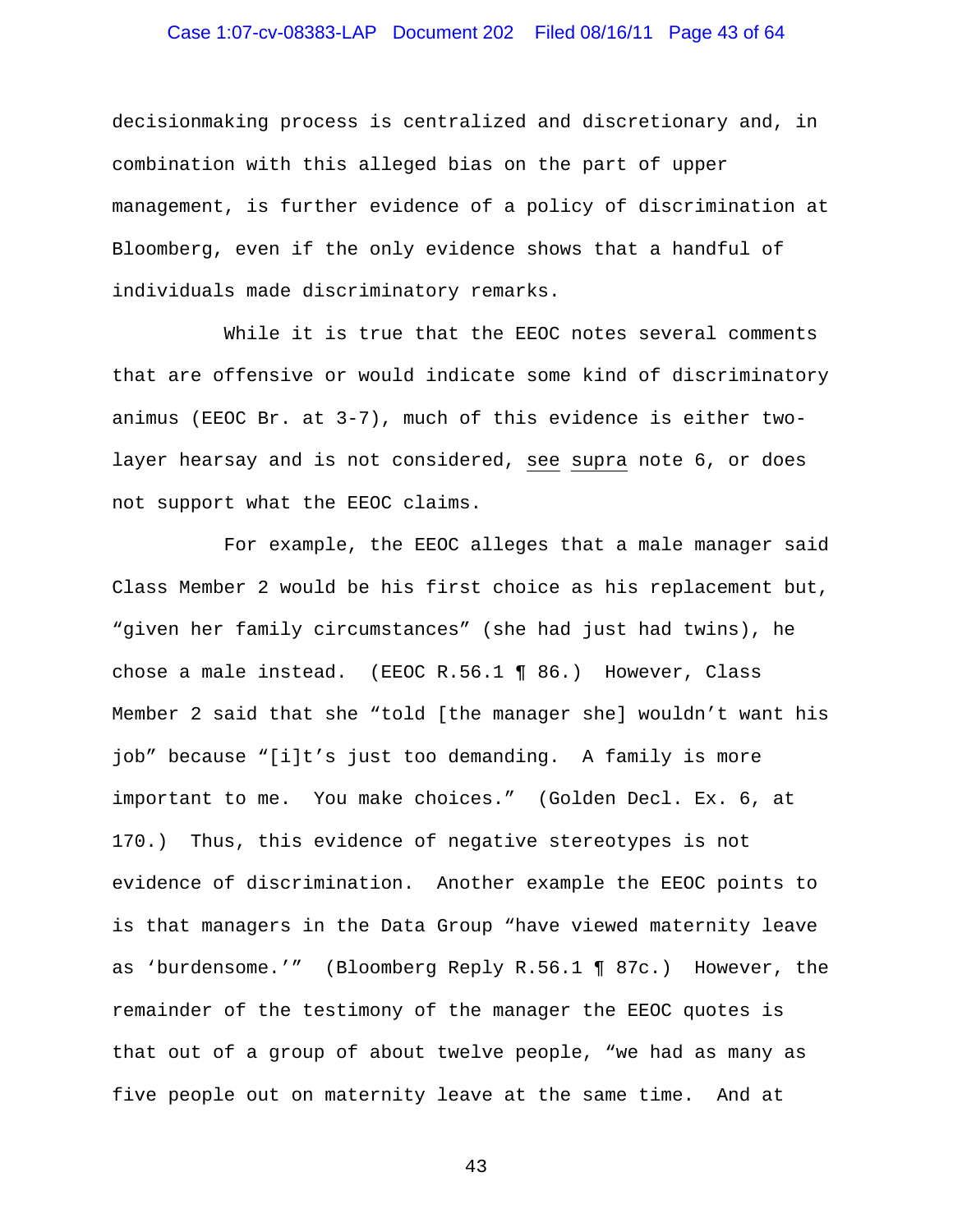decisionmaking process is centralized and discretionary and, in combination with this alleged bias on the part of upper management, is further evidence of a policy of discrimination at Bloomberg, even if the only evidence shows that a handful of individuals made discriminatory remarks.

While it is true that the EEOC notes several comments that are offensive or would indicate some kind of discriminatory animus (EEOC Br. at 3-7), much of this evidence is either two-layer hearsay and is not considered, see supra note 6, or does not support what the EEOC claims.

For example, the EEOC alleges that a male manager said Class Member 2 would be his first choice as his replacement but, "given her family circumstances" (she had just had twins), he chose a male instead. (EEOC R.56.1 ¶ 86.) However, Class Member 2 said that she "told [the manager she] wouldn't want his job" because "[i]t's just too demanding. A family is more important to me. You make choices." (Golden Decl. Ex. 6, at 170.) Thus, this evidence of negative stereotypes is not evidence of discrimination. Another example the EEOC points to is that managers in the Data Group "have viewed maternity leave as 'burdensome.'" (Bloomberg Reply R.56.1 ¶ 87c.) However, the remainder of the testimony of the manager the EEOC quotes is that out of a group of about twelve people, "we had as many as five people out on maternity leave at the same time. And at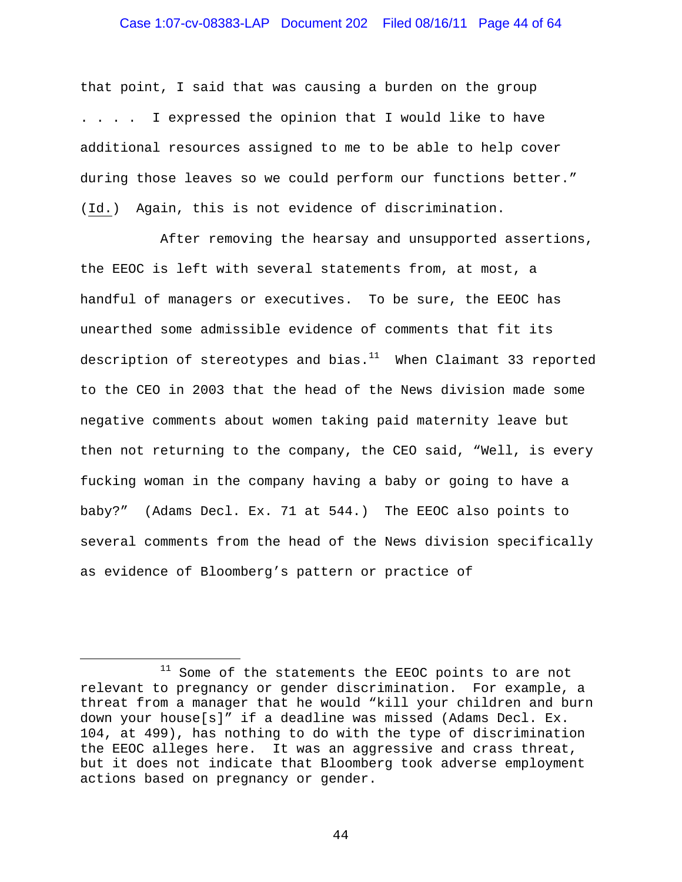that point, I said that was causing a burden on the group . . . . I expressed the opinion that I would like to have additional resources assigned to me to be able to help cover during those leaves so we could perform our functions better." (Id.) Again, this is not evidence of discrimination.

After removing the hearsay and unsupported assertions, the EEOC is left with several statements from, at most, a handful of managers or executives. To be sure, the EEOC has unearthed some admissible evidence of comments that fit its description of stereotypes and bias.[11] When Claimant 33 reported to the CEO in 2003 that the head of the News division made some negative comments about women taking paid maternity leave but then not returning to the company, the CEO said, "Well, is every fucking woman in the company having a baby or going to have a baby?" (Adams Decl. Ex. 71 at 544.) The EEOC also points to several comments from the head of the News division specifically as evidence of Bloomberg's pattern or practice of

---

[11] Some of the statements the EEOC points to are not relevant to pregnancy or gender discrimination. For example, a threat from a manager that he would "kill your children and burn down your house[s]" if a deadline was missed (Adams Decl. Ex. 104, at 499), has nothing to do with the type of discrimination the EEOC alleges here. It was an aggressive and crass threat, but it does not indicate that Bloomberg took adverse employment actions based on pregnancy or gender.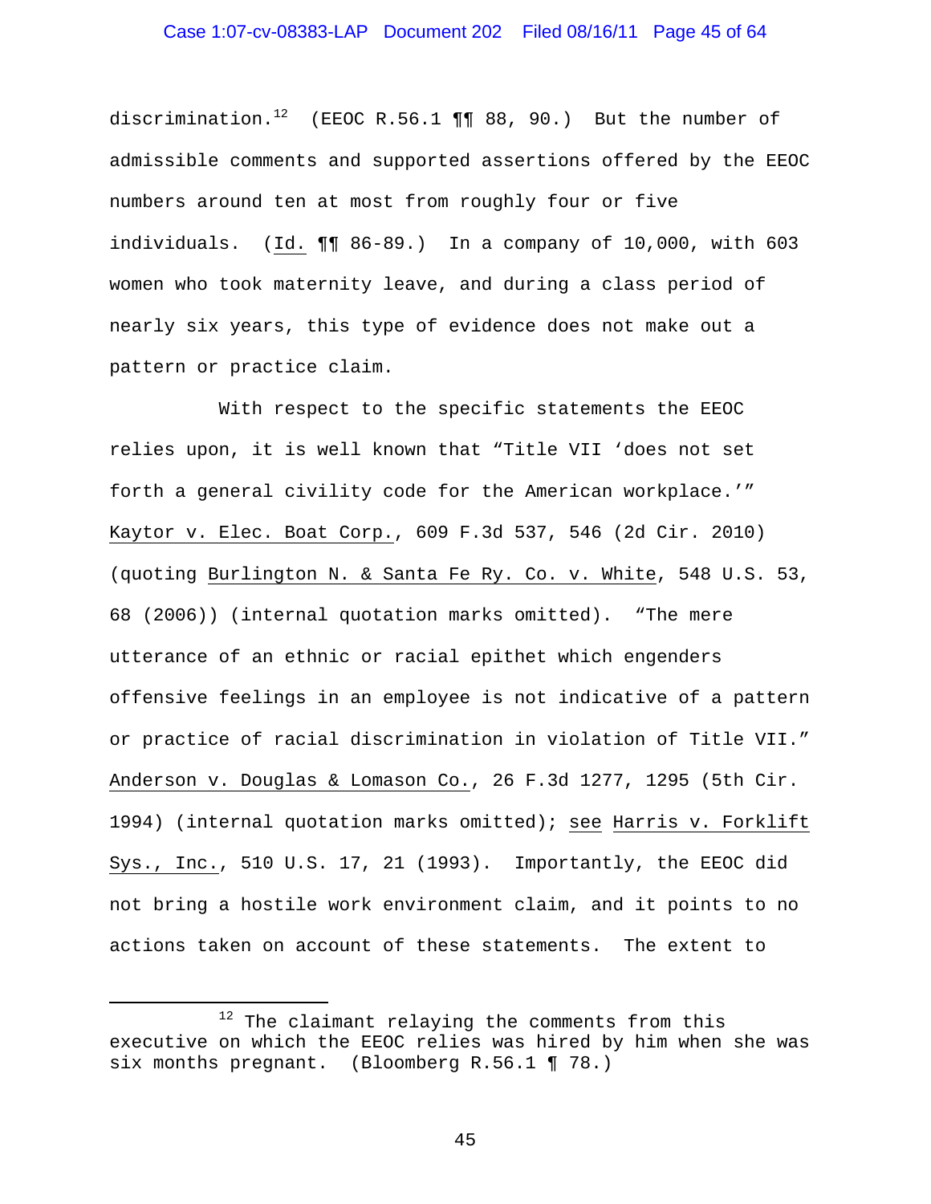discrimination.[12] (EEOC R.56.1 ¶¶ 88, 90.) But the number of admissible comments and supported assertions offered by the EEOC numbers around ten at most from roughly four or five individuals. (Id. ¶¶ 86-89.) In a company of 10,000, with 603 women who took maternity leave, and during a class period of nearly six years, this type of evidence does not make out a pattern or practice claim.

With respect to the specific statements the EEOC relies upon, it is well known that "Title VII 'does not set forth a general civility code for the American workplace.'" Kaytor v. Elec. Boat Corp., 609 F.3d 537, 546 (2d Cir. 2010) (quoting Burlington N. & Santa Fe Ry. Co. v. White, 548 U.S. 53, 68 (2006)) (internal quotation marks omitted). "The mere utterance of an ethnic or racial epithet which engenders offensive feelings in an employee is not indicative of a pattern or practice of racial discrimination in violation of Title VII." Anderson v. Douglas & Lomason Co., 26 F.3d 1277, 1295 (5th Cir. 1994) (internal quotation marks omitted); see Harris v. Forklift Sys., Inc., 510 U.S. 17, 21 (1993). Importantly, the EEOC did not bring a hostile work environment claim, and it points to no actions taken on account of these statements. The extent to

---

[12] The claimant relaying the comments from this executive on which the EEOC relies was hired by him when she was six months pregnant. (Bloomberg R.56.1 ¶ 78.)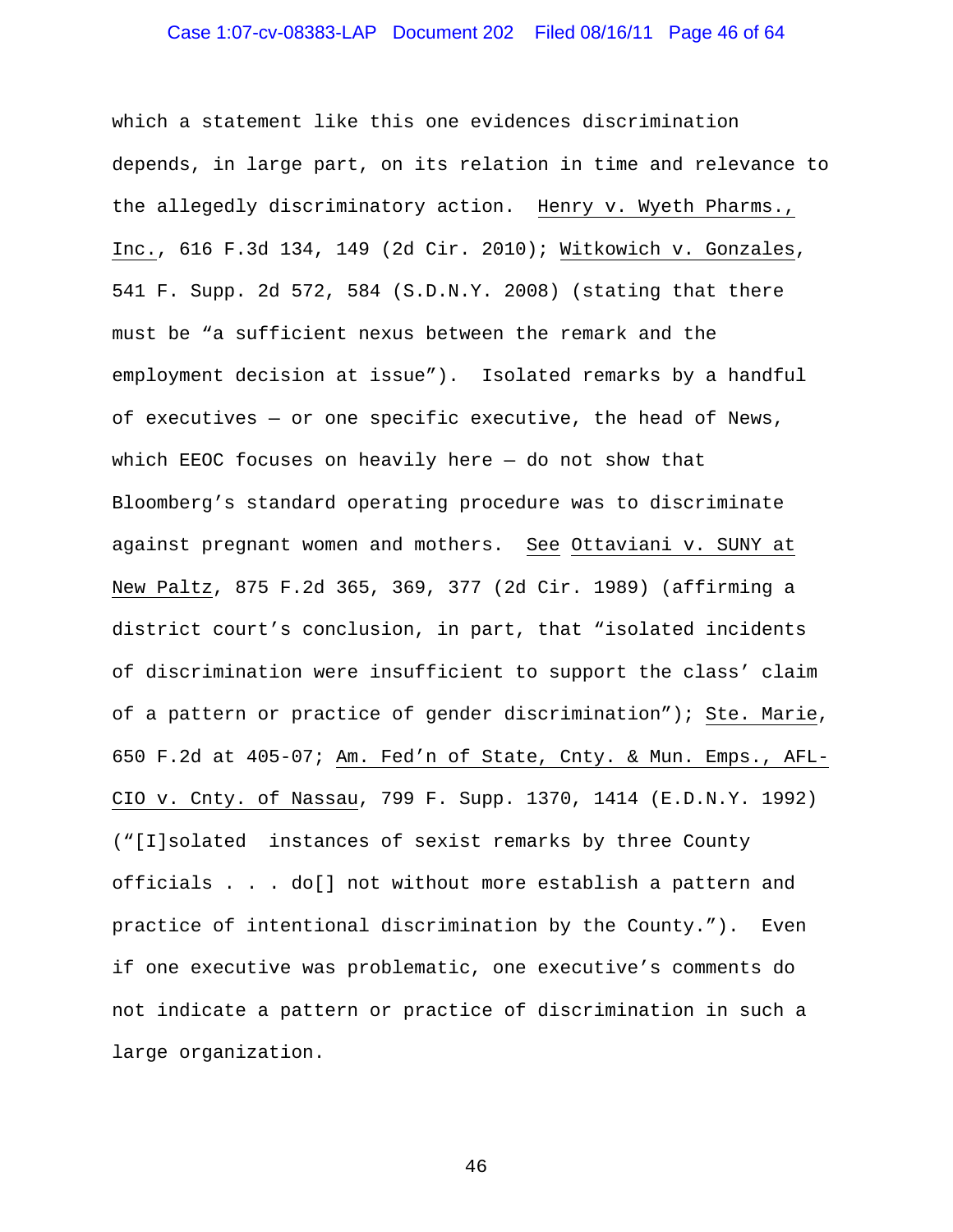which a statement like this one evidences discrimination depends, in large part, on its relation in time and relevance to the allegedly discriminatory action. Henry v. Wyeth Pharms., Inc., 616 F.3d 134, 149 (2d Cir. 2010); Witkowich v. Gonzales, 541 F. Supp. 2d 572, 584 (S.D.N.Y. 2008) (stating that there must be "a sufficient nexus between the remark and the employment decision at issue"). Isolated remarks by a handful of executives — or one specific executive, the head of News, which EEOC focuses on heavily here — do not show that Bloomberg's standard operating procedure was to discriminate against pregnant women and mothers. See Ottaviani v. SUNY at New Paltz, 875 F.2d 365, 369, 377 (2d Cir. 1989) (affirming a district court's conclusion, in part, that "isolated incidents of discrimination were insufficient to support the class' claim of a pattern or practice of gender discrimination"); Ste. Marie, 650 F.2d at 405-07; Am. Fed'n of State, Cnty. & Mun. Emps., AFL-CIO v. Cnty. of Nassau, 799 F. Supp. 1370, 1414 (E.D.N.Y. 1992) ("[I]solated instances of sexist remarks by three County officials . . . do[] not without more establish a pattern and practice of intentional discrimination by the County."). Even if one executive was problematic, one executive's comments do not indicate a pattern or practice of discrimination in such a large organization.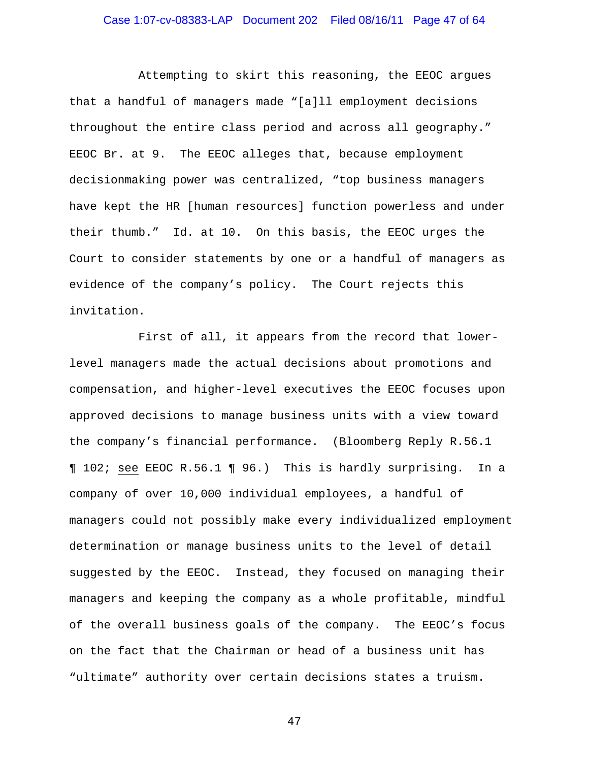Attempting to skirt this reasoning, the EEOC argues that a handful of managers made "[a]ll employment decisions throughout the entire class period and across all geography." EEOC Br. at 9. The EEOC alleges that, because employment decisionmaking power was centralized, "top business managers have kept the HR [human resources] function powerless and under their thumb." Id. at 10. On this basis, the EEOC urges the Court to consider statements by one or a handful of managers as evidence of the company's policy. The Court rejects this invitation.

First of all, it appears from the record that lower-level managers made the actual decisions about promotions and compensation, and higher-level executives the EEOC focuses upon approved decisions to manage business units with a view toward the company's financial performance. (Bloomberg Reply R.56.1 ¶ 102; see EEOC R.56.1 ¶ 96.) This is hardly surprising. In a company of over 10,000 individual employees, a handful of managers could not possibly make every individualized employment determination or manage business units to the level of detail suggested by the EEOC. Instead, they focused on managing their managers and keeping the company as a whole profitable, mindful of the overall business goals of the company. The EEOC's focus on the fact that the Chairman or head of a business unit has "ultimate" authority over certain decisions states a truism.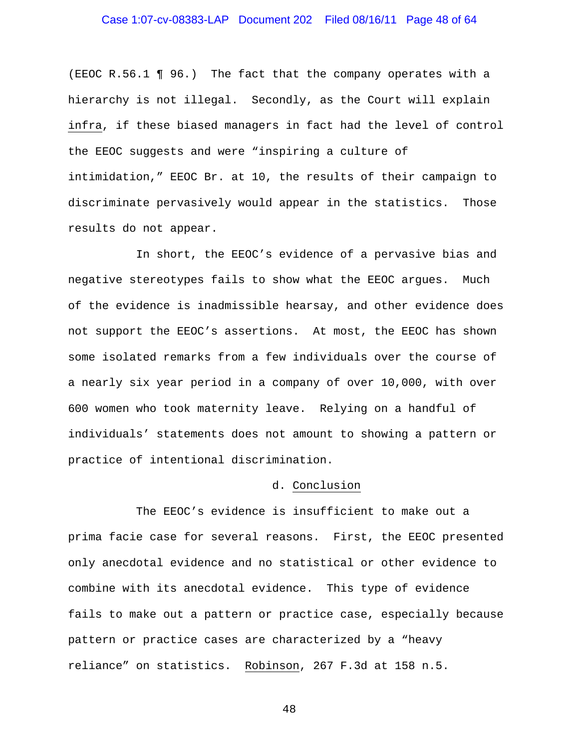(EEOC R.56.1 ¶ 96.) The fact that the company operates with a hierarchy is not illegal. Secondly, as the Court will explain infra, if these biased managers in fact had the level of control the EEOC suggests and were "inspiring a culture of intimidation," EEOC Br. at 10, the results of their campaign to discriminate pervasively would appear in the statistics. Those results do not appear.

In short, the EEOC's evidence of a pervasive bias and negative stereotypes fails to show what the EEOC argues. Much of the evidence is inadmissible hearsay, and other evidence does not support the EEOC's assertions. At most, the EEOC has shown some isolated remarks from a few individuals over the course of a nearly six year period in a company of over 10,000, with over 600 women who took maternity leave. Relying on a handful of individuals' statements does not amount to showing a pattern or practice of intentional discrimination.

d. Conclusion

The EEOC's evidence is insufficient to make out a prima facie case for several reasons. First, the EEOC presented only anecdotal evidence and no statistical or other evidence to combine with its anecdotal evidence. This type of evidence fails to make out a pattern or practice case, especially because pattern or practice cases are characterized by a "heavy reliance" on statistics. Robinson, 267 F.3d at 158 n.5.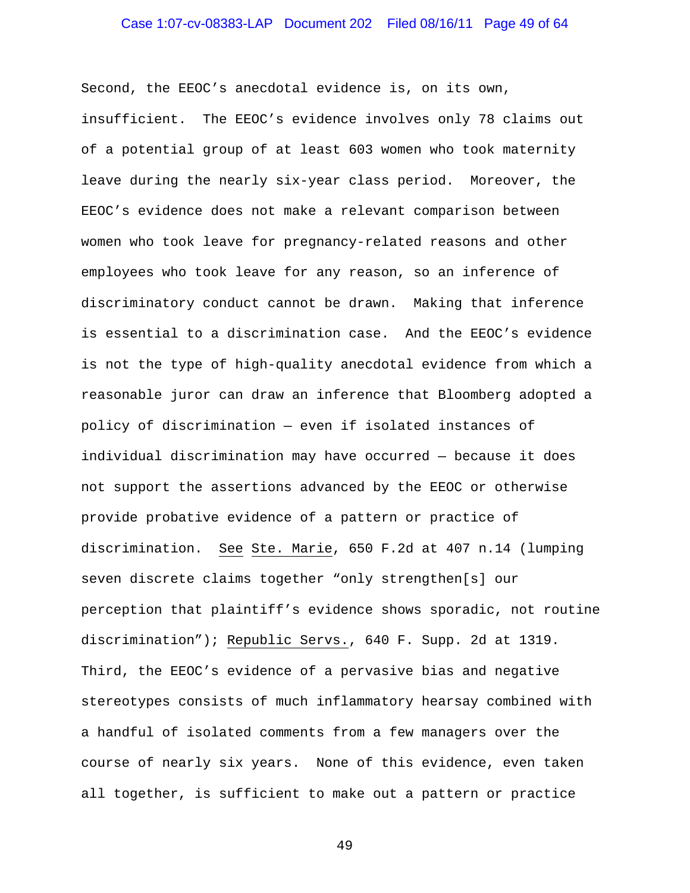Second, the EEOC's anecdotal evidence is, on its own, insufficient. The EEOC's evidence involves only 78 claims out of a potential group of at least 603 women who took maternity leave during the nearly six-year class period. Moreover, the EEOC's evidence does not make a relevant comparison between women who took leave for pregnancy-related reasons and other employees who took leave for any reason, so an inference of discriminatory conduct cannot be drawn. Making that inference is essential to a discrimination case. And the EEOC's evidence is not the type of high-quality anecdotal evidence from which a reasonable juror can draw an inference that Bloomberg adopted a policy of discrimination — even if isolated instances of individual discrimination may have occurred — because it does not support the assertions advanced by the EEOC or otherwise provide probative evidence of a pattern or practice of discrimination. See Ste. Marie, 650 F.2d at 407 n.14 (lumping seven discrete claims together "only strengthen[s] our perception that plaintiff's evidence shows sporadic, not routine discrimination"); Republic Servs., 640 F. Supp. 2d at 1319. Third, the EEOC's evidence of a pervasive bias and negative stereotypes consists of much inflammatory hearsay combined with a handful of isolated comments from a few managers over the course of nearly six years. None of this evidence, even taken all together, is sufficient to make out a pattern or practice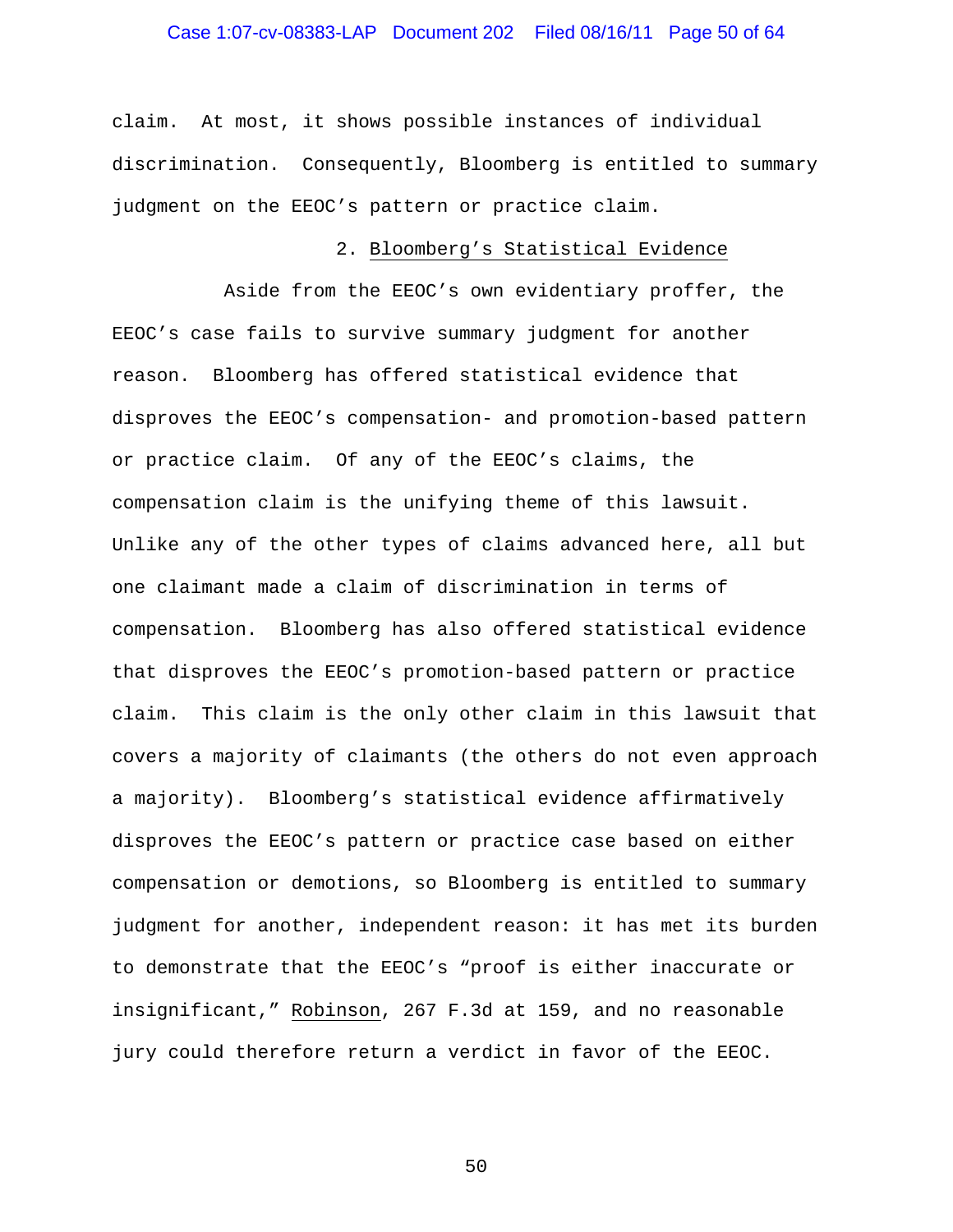claim. At most, it shows possible instances of individual discrimination. Consequently, Bloomberg is entitled to summary judgment on the EEOC's pattern or practice claim.

### 2. Bloomberg's Statistical Evidence

Aside from the EEOC's own evidentiary proffer, the EEOC's case fails to survive summary judgment for another reason. Bloomberg has offered statistical evidence that disproves the EEOC's compensation- and promotion-based pattern or practice claim. Of any of the EEOC's claims, the compensation claim is the unifying theme of this lawsuit. Unlike any of the other types of claims advanced here, all but one claimant made a claim of discrimination in terms of compensation. Bloomberg has also offered statistical evidence that disproves the EEOC's promotion-based pattern or practice claim. This claim is the only other claim in this lawsuit that covers a majority of claimants (the others do not even approach a majority). Bloomberg's statistical evidence affirmatively disproves the EEOC's pattern or practice case based on either compensation or demotions, so Bloomberg is entitled to summary judgment for another, independent reason: it has met its burden to demonstrate that the EEOC's "proof is either inaccurate or insignificant," Robinson, 267 F.3d at 159, and no reasonable jury could therefore return a verdict in favor of the EEOC.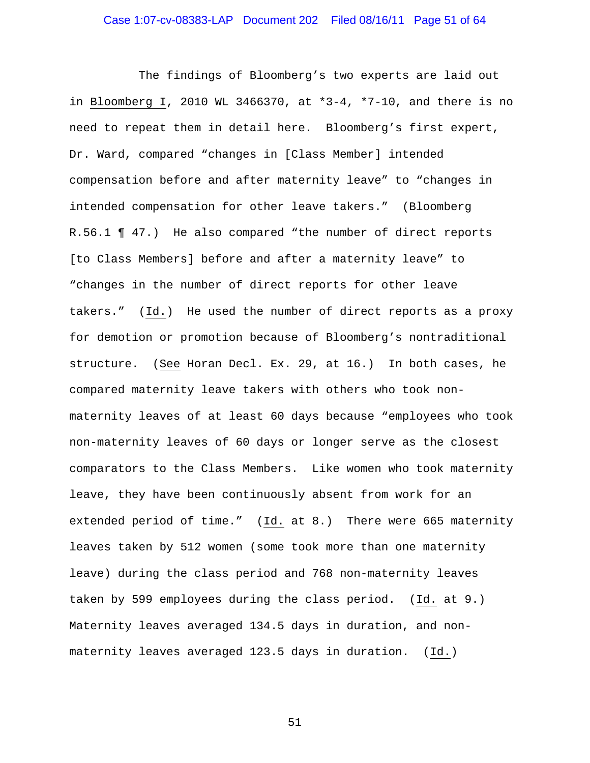The findings of Bloomberg's two experts are laid out in Bloomberg I, 2010 WL 3466370, at *3-4, *7-10, and there is no need to repeat them in detail here. Bloomberg's first expert, Dr. Ward, compared "changes in [Class Member] intended compensation before and after maternity leave" to "changes in intended compensation for other leave takers." (Bloomberg R.56.1 ¶ 47.) He also compared "the number of direct reports [to Class Members] before and after a maternity leave" to "changes in the number of direct reports for other leave takers." (Id.) He used the number of direct reports as a proxy for demotion or promotion because of Bloomberg's nontraditional structure. (See Horan Decl. Ex. 29, at 16.) In both cases, he compared maternity leave takers with others who took non-maternity leaves of at least 60 days because "employees who took non-maternity leaves of 60 days or longer serve as the closest comparators to the Class Members. Like women who took maternity leave, they have been continuously absent from work for an extended period of time." (Id. at 8.) There were 665 maternity leaves taken by 512 women (some took more than one maternity leave) during the class period and 768 non-maternity leaves taken by 599 employees during the class period. (Id. at 9.) Maternity leaves averaged 134.5 days in duration, and non-maternity leaves averaged 123.5 days in duration. (Id.)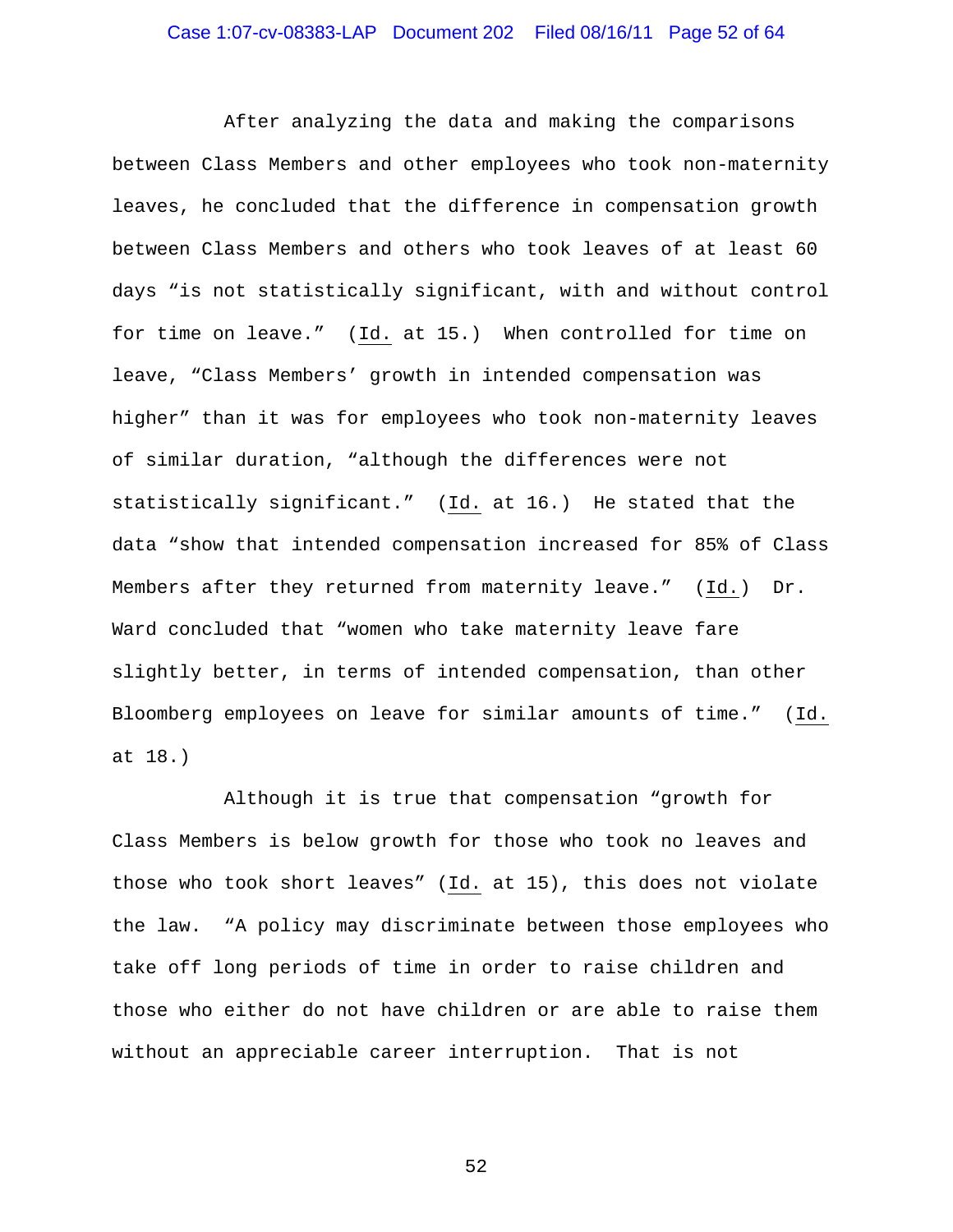After analyzing the data and making the comparisons between Class Members and other employees who took non-maternity leaves, he concluded that the difference in compensation growth between Class Members and others who took leaves of at least 60 days "is not statistically significant, with and without control for time on leave." (Id. at 15.) When controlled for time on leave, "Class Members' growth in intended compensation was higher" than it was for employees who took non-maternity leaves of similar duration, "although the differences were not statistically significant." (Id. at 16.) He stated that the data "show that intended compensation increased for 85% of Class Members after they returned from maternity leave." (Id.) Dr. Ward concluded that "women who take maternity leave fare slightly better, in terms of intended compensation, than other Bloomberg employees on leave for similar amounts of time." (Id. at 18.)

Although it is true that compensation "growth for Class Members is below growth for those who took no leaves and those who took short leaves" (Id. at 15), this does not violate the law. "A policy may discriminate between those employees who take off long periods of time in order to raise children and those who either do not have children or are able to raise them without an appreciable career interruption. That is not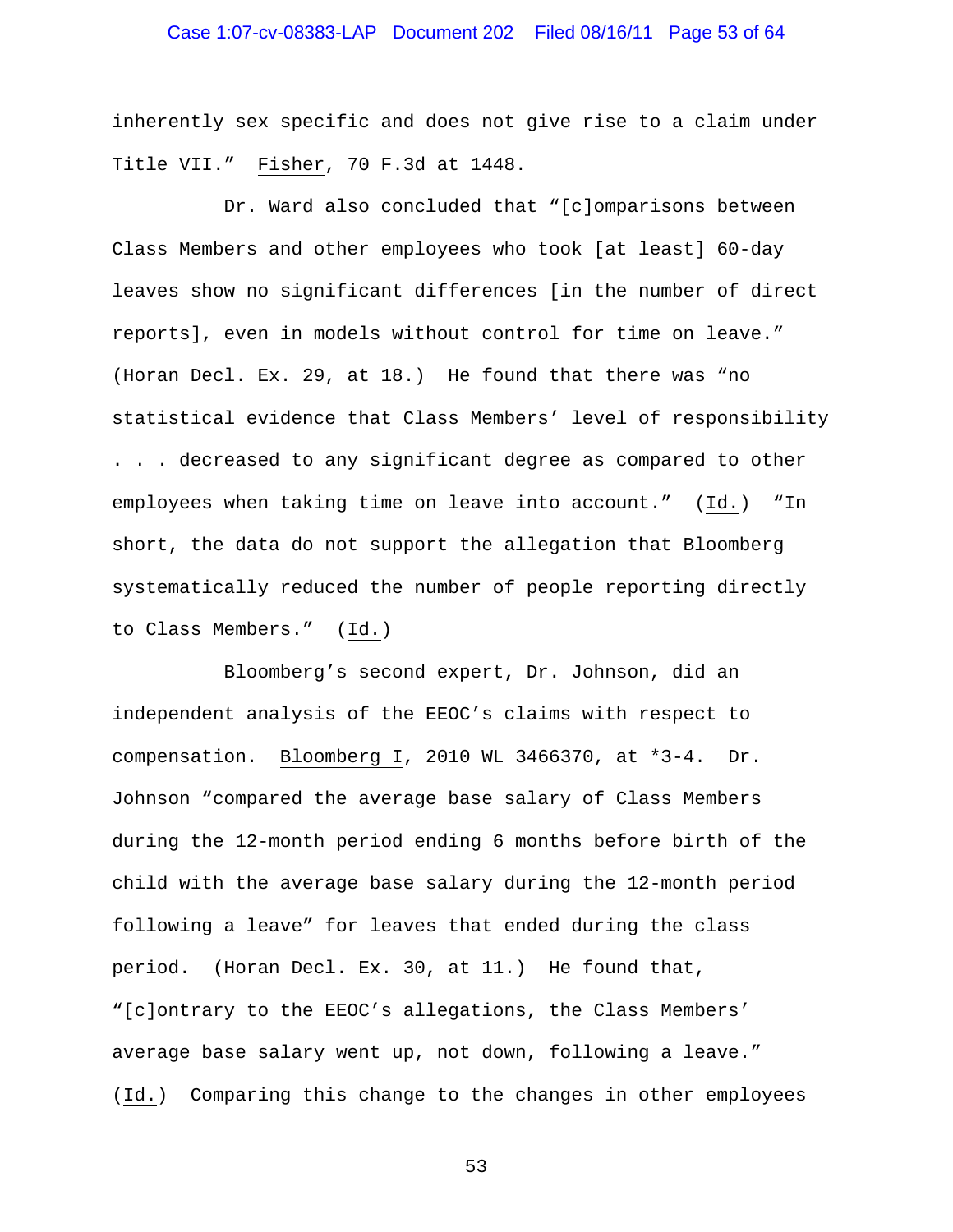inherently sex specific and does not give rise to a claim under Title VII." Fisher, 70 F.3d at 1448.

Dr. Ward also concluded that "[c]omparisons between Class Members and other employees who took [at least] 60-day leaves show no significant differences [in the number of direct reports], even in models without control for time on leave." (Horan Decl. Ex. 29, at 18.) He found that there was "no statistical evidence that Class Members' level of responsibility . . . decreased to any significant degree as compared to other employees when taking time on leave into account." (Id.) "In short, the data do not support the allegation that Bloomberg systematically reduced the number of people reporting directly to Class Members." (Id.)

Bloomberg's second expert, Dr. Johnson, did an independent analysis of the EEOC's claims with respect to compensation. Bloomberg I, 2010 WL 3466370, at *3-4. Dr. Johnson "compared the average base salary of Class Members during the 12-month period ending 6 months before birth of the child with the average base salary during the 12-month period following a leave" for leaves that ended during the class period. (Horan Decl. Ex. 30, at 11.) He found that, "[c]ontrary to the EEOC's allegations, the Class Members' average base salary went up, not down, following a leave." (Id.) Comparing this change to the changes in other employees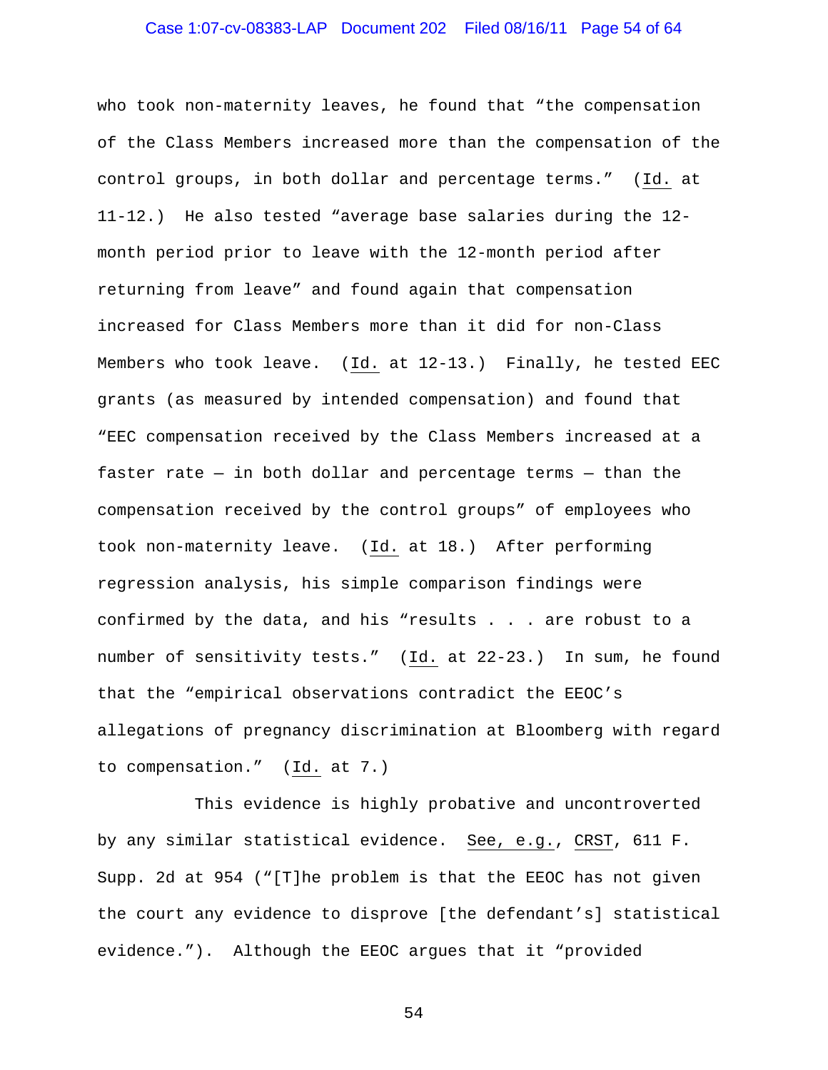who took non-maternity leaves, he found that "the compensation of the Class Members increased more than the compensation of the control groups, in both dollar and percentage terms." (Id. at 11-12.) He also tested "average base salaries during the 12-month period prior to leave with the 12-month period after returning from leave" and found again that compensation increased for Class Members more than it did for non-Class Members who took leave. (Id. at 12-13.) Finally, he tested EEC grants (as measured by intended compensation) and found that "EEC compensation received by the Class Members increased at a faster rate — in both dollar and percentage terms — than the compensation received by the control groups" of employees who took non-maternity leave. (Id. at 18.) After performing regression analysis, his simple comparison findings were confirmed by the data, and his "results . . . are robust to a number of sensitivity tests." (Id. at 22-23.) In sum, he found that the "empirical observations contradict the EEOC's allegations of pregnancy discrimination at Bloomberg with regard to compensation." (Id. at 7.)

This evidence is highly probative and uncontroverted by any similar statistical evidence. See, e.g., CRST, 611 F. Supp. 2d at 954 ("[T]he problem is that the EEOC has not given the court any evidence to disprove [the defendant's] statistical evidence."). Although the EEOC argues that it "provided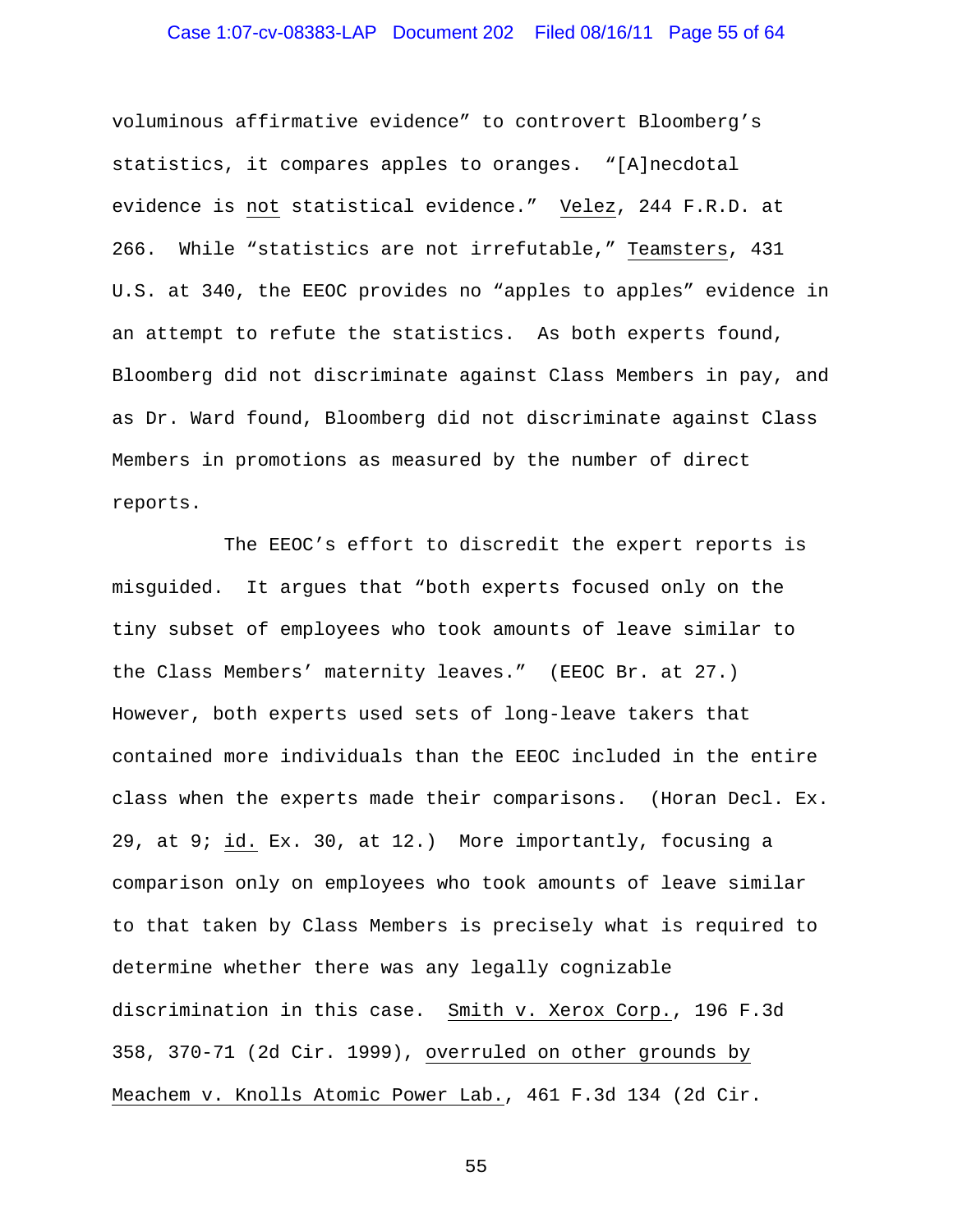voluminous affirmative evidence" to controvert Bloomberg's statistics, it compares apples to oranges. "[A]necdotal evidence is not statistical evidence." Velez, 244 F.R.D. at 266. While "statistics are not irrefutable," Teamsters, 431 U.S. at 340, the EEOC provides no "apples to apples" evidence in an attempt to refute the statistics. As both experts found, Bloomberg did not discriminate against Class Members in pay, and as Dr. Ward found, Bloomberg did not discriminate against Class Members in promotions as measured by the number of direct reports.

The EEOC's effort to discredit the expert reports is misguided. It argues that "both experts focused only on the tiny subset of employees who took amounts of leave similar to the Class Members' maternity leaves." (EEOC Br. at 27.) However, both experts used sets of long-leave takers that contained more individuals than the EEOC included in the entire class when the experts made their comparisons. (Horan Decl. Ex. 29, at 9; id. Ex. 30, at 12.) More importantly, focusing a comparison only on employees who took amounts of leave similar to that taken by Class Members is precisely what is required to determine whether there was any legally cognizable discrimination in this case. Smith v. Xerox Corp., 196 F.3d 358, 370-71 (2d Cir. 1999), overruled on other grounds by Meachem v. Knolls Atomic Power Lab., 461 F.3d 134 (2d Cir.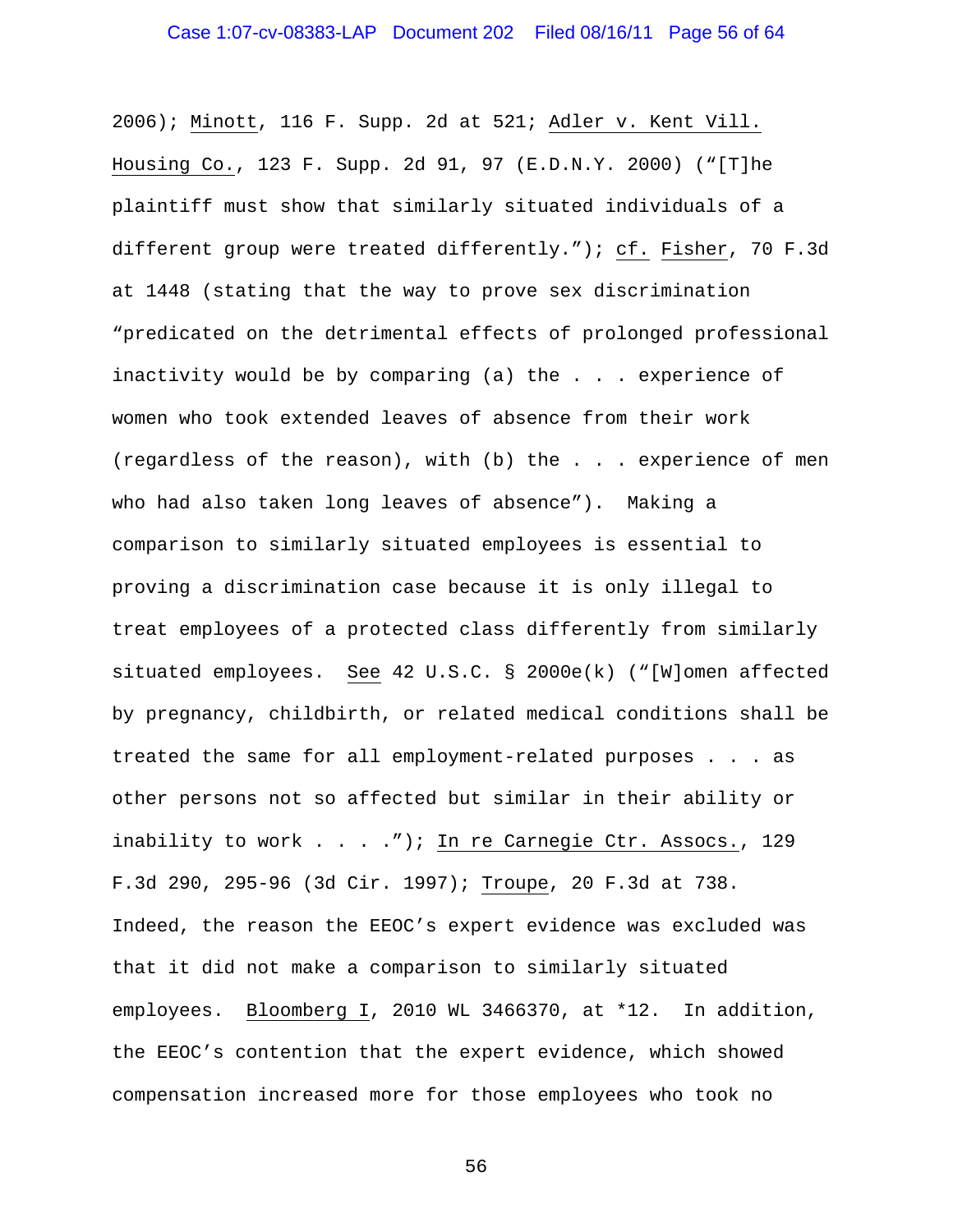2006); Minott, 116 F. Supp. 2d at 521; Adler v. Kent Vill. Housing Co., 123 F. Supp. 2d 91, 97 (E.D.N.Y. 2000) ("[T]he plaintiff must show that similarly situated individuals of a different group were treated differently."); cf. Fisher, 70 F.3d at 1448 (stating that the way to prove sex discrimination "predicated on the detrimental effects of prolonged professional inactivity would be by comparing (a) the . . . experience of women who took extended leaves of absence from their work (regardless of the reason), with (b) the . . . experience of men who had also taken long leaves of absence"). Making a comparison to similarly situated employees is essential to proving a discrimination case because it is only illegal to treat employees of a protected class differently from similarly situated employees. See 42 U.S.C. § 2000e(k) ("[W]omen affected by pregnancy, childbirth, or related medical conditions shall be treated the same for all employment-related purposes . . . as other persons not so affected but similar in their ability or inability to work . . . ."); In re Carnegie Ctr. Assocs., 129 F.3d 290, 295-96 (3d Cir. 1997); Troupe, 20 F.3d at 738. Indeed, the reason the EEOC's expert evidence was excluded was that it did not make a comparison to similarly situated employees. Bloomberg I, 2010 WL 3466370, at *12. In addition, the EEOC's contention that the expert evidence, which showed compensation increased more for those employees who took no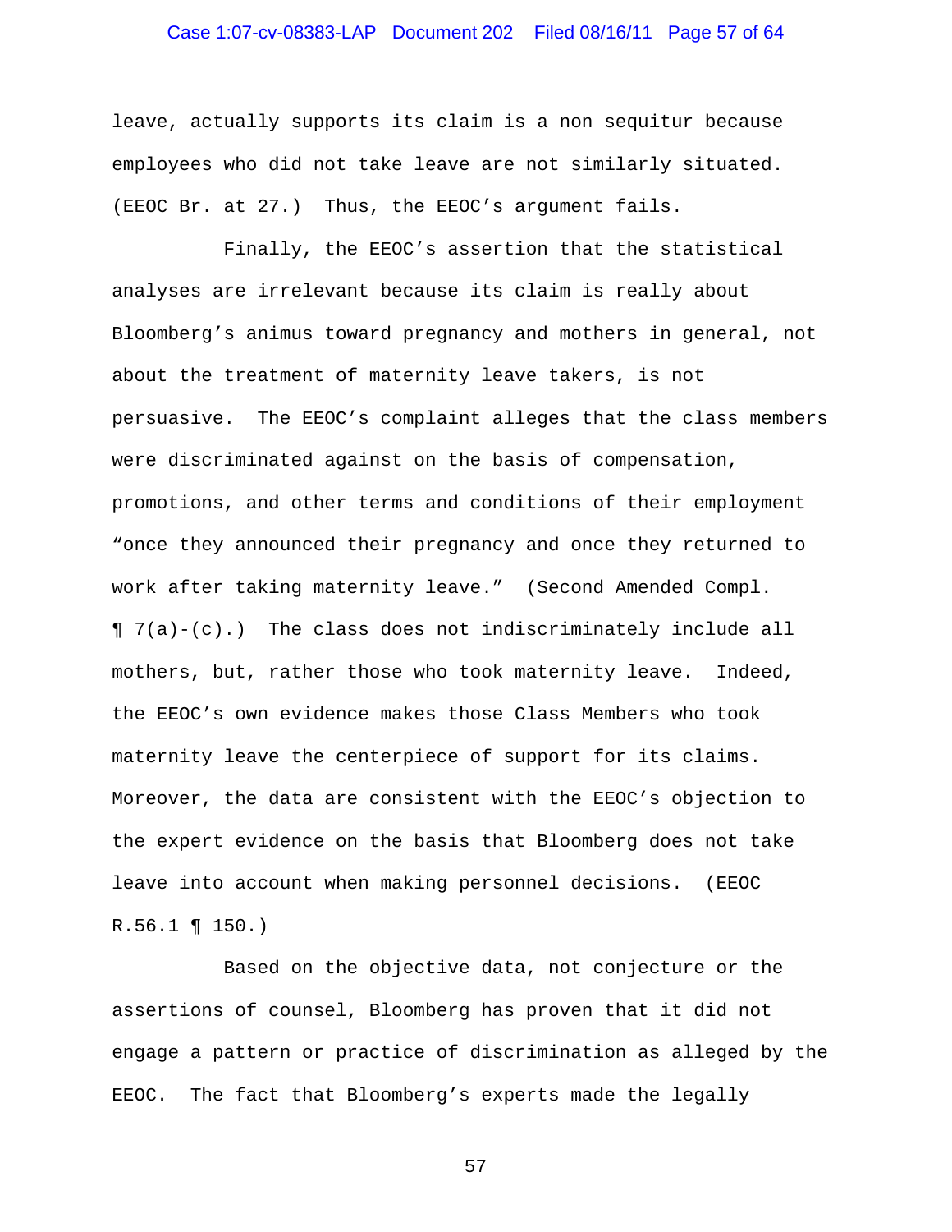leave, actually supports its claim is a non sequitur because employees who did not take leave are not similarly situated. (EEOC Br. at 27.) Thus, the EEOC's argument fails.

Finally, the EEOC's assertion that the statistical analyses are irrelevant because its claim is really about Bloomberg's animus toward pregnancy and mothers in general, not about the treatment of maternity leave takers, is not persuasive. The EEOC's complaint alleges that the class members were discriminated against on the basis of compensation, promotions, and other terms and conditions of their employment "once they announced their pregnancy and once they returned to work after taking maternity leave." (Second Amended Compl. ¶ 7(a)-(c).) The class does not indiscriminately include all mothers, but, rather those who took maternity leave. Indeed, the EEOC's own evidence makes those Class Members who took maternity leave the centerpiece of support for its claims. Moreover, the data are consistent with the EEOC's objection to the expert evidence on the basis that Bloomberg does not take leave into account when making personnel decisions. (EEOC R.56.1 ¶ 150.)

Based on the objective data, not conjecture or the assertions of counsel, Bloomberg has proven that it did not engage a pattern or practice of discrimination as alleged by the EEOC. The fact that Bloomberg's experts made the legally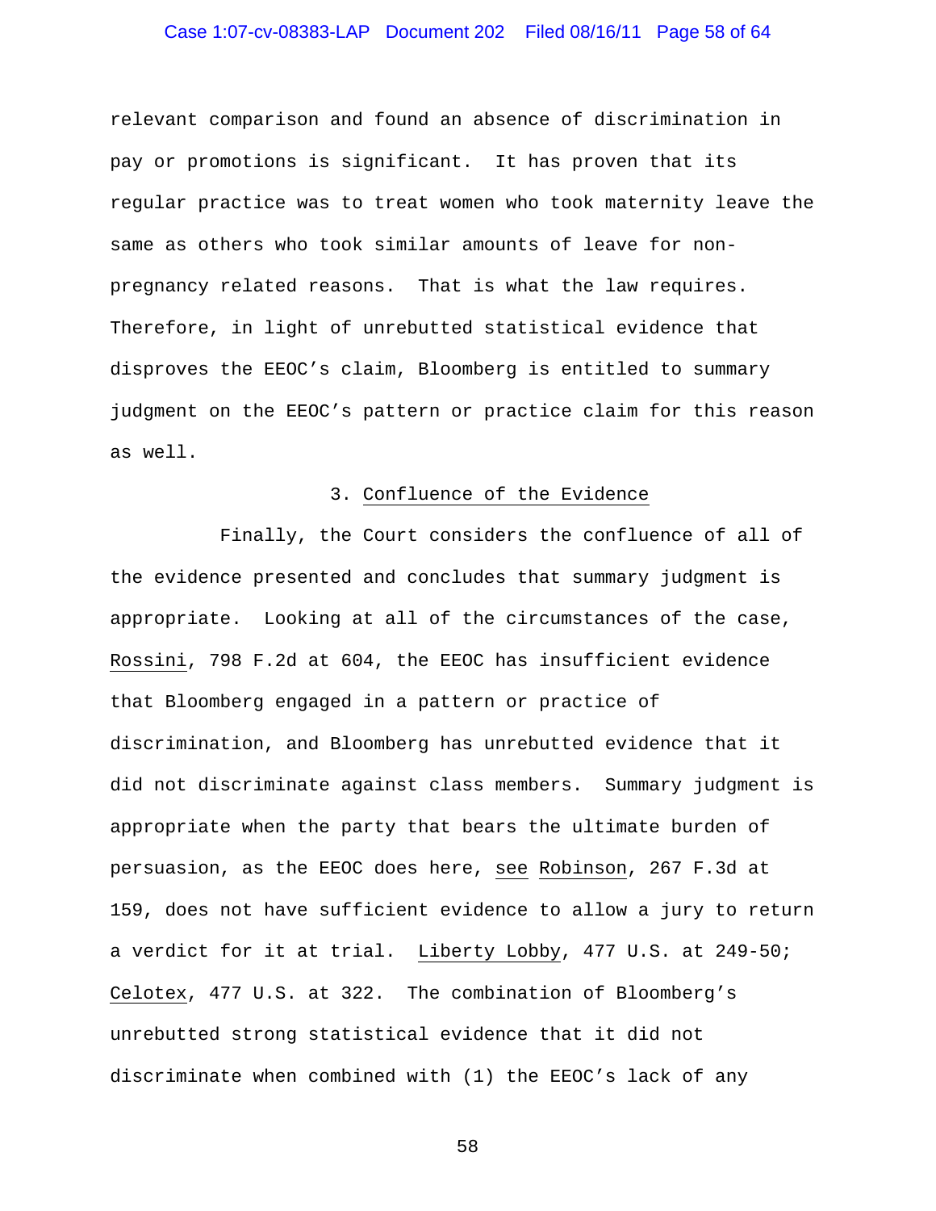relevant comparison and found an absence of discrimination in pay or promotions is significant. It has proven that its regular practice was to treat women who took maternity leave the same as others who took similar amounts of leave for non-pregnancy related reasons. That is what the law requires. Therefore, in light of unrebutted statistical evidence that disproves the EEOC's claim, Bloomberg is entitled to summary judgment on the EEOC's pattern or practice claim for this reason as well.

### 3. Confluence of the Evidence

Finally, the Court considers the confluence of all of the evidence presented and concludes that summary judgment is appropriate. Looking at all of the circumstances of the case, Rossini, 798 F.2d at 604, the EEOC has insufficient evidence that Bloomberg engaged in a pattern or practice of discrimination, and Bloomberg has unrebutted evidence that it did not discriminate against class members. Summary judgment is appropriate when the party that bears the ultimate burden of persuasion, as the EEOC does here, see Robinson, 267 F.3d at 159, does not have sufficient evidence to allow a jury to return a verdict for it at trial. Liberty Lobby, 477 U.S. at 249-50; Celotex, 477 U.S. at 322. The combination of Bloomberg's unrebutted strong statistical evidence that it did not discriminate when combined with (1) the EEOC's lack of any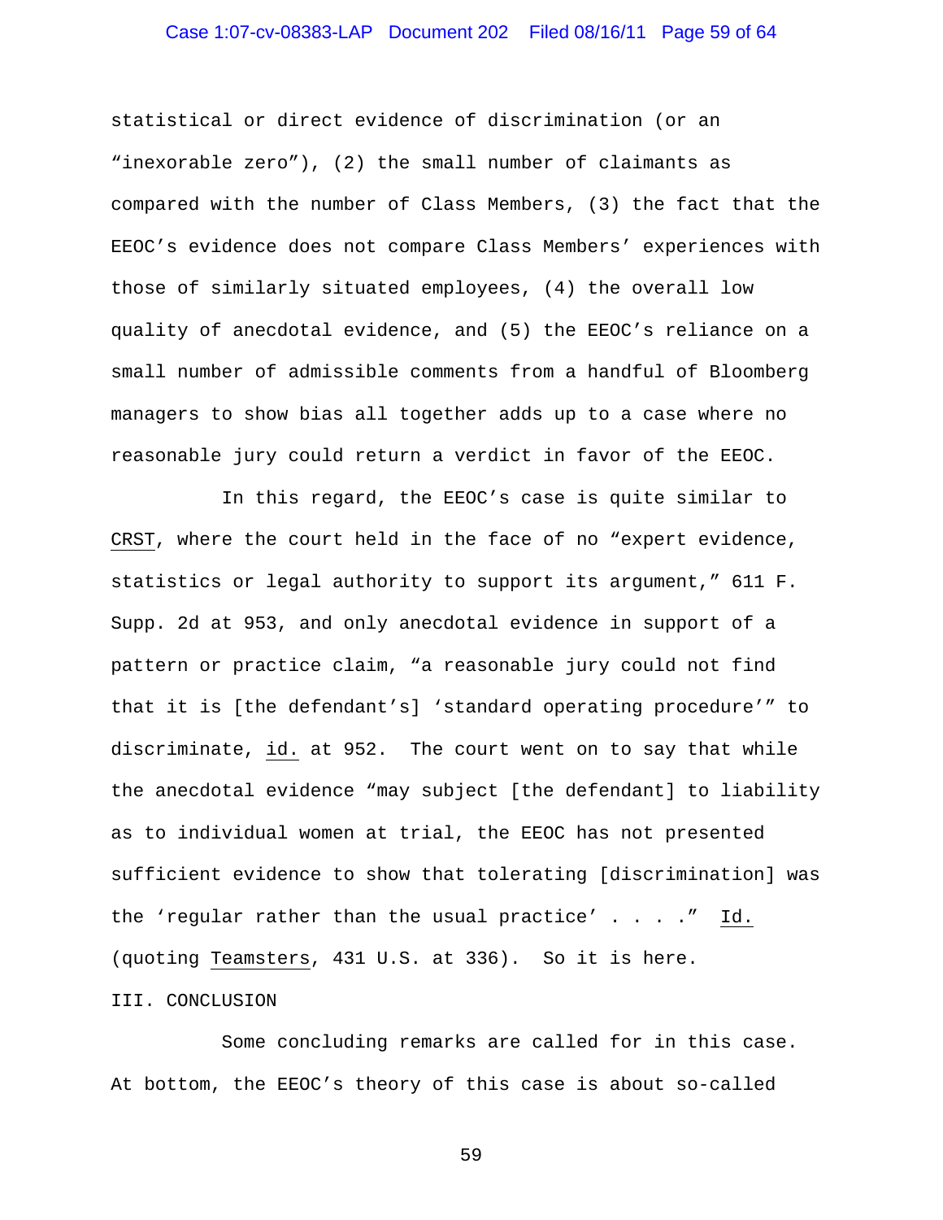statistical or direct evidence of discrimination (or an "inexorable zero"), (2) the small number of claimants as compared with the number of Class Members, (3) the fact that the EEOC's evidence does not compare Class Members' experiences with those of similarly situated employees, (4) the overall low quality of anecdotal evidence, and (5) the EEOC's reliance on a small number of admissible comments from a handful of Bloomberg managers to show bias all together adds up to a case where no reasonable jury could return a verdict in favor of the EEOC.

In this regard, the EEOC's case is quite similar to CRST, where the court held in the face of no "expert evidence, statistics or legal authority to support its argument," 611 F. Supp. 2d at 953, and only anecdotal evidence in support of a pattern or practice claim, "a reasonable jury could not find that it is [the defendant's] 'standard operating procedure'" to discriminate, id. at 952. The court went on to say that while the anecdotal evidence "may subject [the defendant] to liability as to individual women at trial, the EEOC has not presented sufficient evidence to show that tolerating [discrimination] was the 'regular rather than the usual practice' . . . ." Id. (quoting Teamsters, 431 U.S. at 336). So it is here.

## III. CONCLUSION

Some concluding remarks are called for in this case. At bottom, the EEOC's theory of this case is about so-called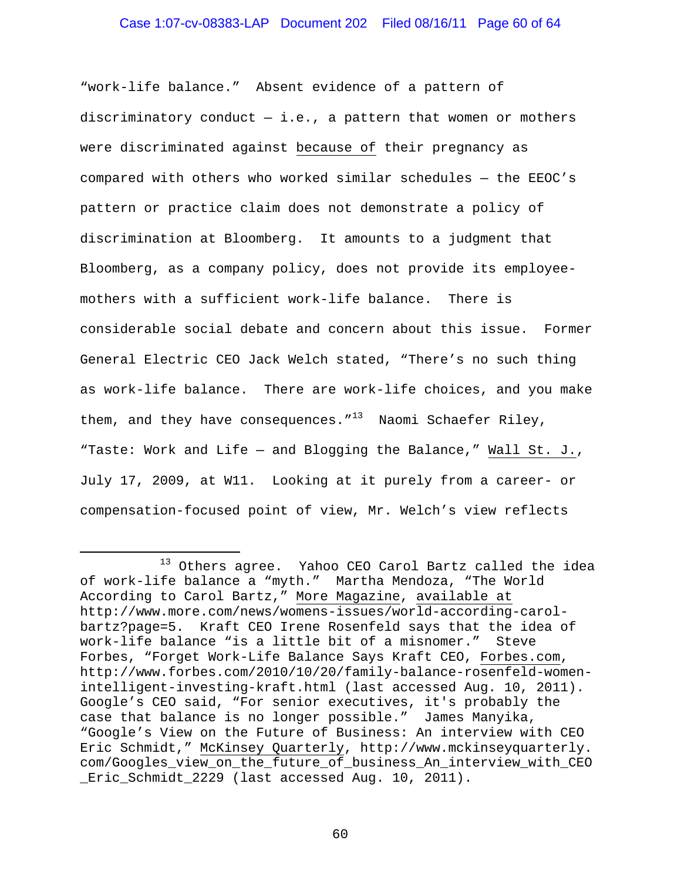"work-life balance." Absent evidence of a pattern of discriminatory conduct — i.e., a pattern that women or mothers were discriminated against <u>because of</u> their pregnancy as compared with others who worked similar schedules — the EEOC's pattern or practice claim does not demonstrate a policy of discrimination at Bloomberg. It amounts to a judgment that Bloomberg, as a company policy, does not provide its employee-mothers with a sufficient work-life balance. There is considerable social debate and concern about this issue. Former General Electric CEO Jack Welch stated, "There's no such thing as work-life balance. There are work-life choices, and you make them, and they have consequences."[13] Naomi Schaefer Riley, "Taste: Work and Life — and Blogging the Balance," <u>Wall St. J.</u>, July 17, 2009, at W11. Looking at it purely from a career- or compensation-focused point of view, Mr. Welch's view reflects

---

[13] Others agree. Yahoo CEO Carol Bartz called the idea of work-life balance a "myth." Martha Mendoza, "The World According to Carol Bartz," <u>More Magazine</u>, <u>available at</u> http://www.more.com/news/womens-issues/world-according-carol-bartz?page=5. Kraft CEO Irene Rosenfeld says that the idea of work-life balance "is a little bit of a misnomer." Steve Forbes, "Forget Work-Life Balance Says Kraft CEO, <u>Forbes.com</u>, http://www.forbes.com/2010/10/20/family-balance-rosenfeld-women-intelligent-investing-kraft.html (last accessed Aug. 10, 2011). Google's CEO said, "For senior executives, it's probably the case that balance is no longer possible." James Manyika, "Google's View on the Future of Business: An interview with CEO Eric Schmidt," <u>McKinsey Quarterly</u>, http://www.mckinseyquarterly.com/Googles_view_on_the_future_of_business_An_interview_with_CEO_Eric_Schmidt_2229 (last accessed Aug. 10, 2011).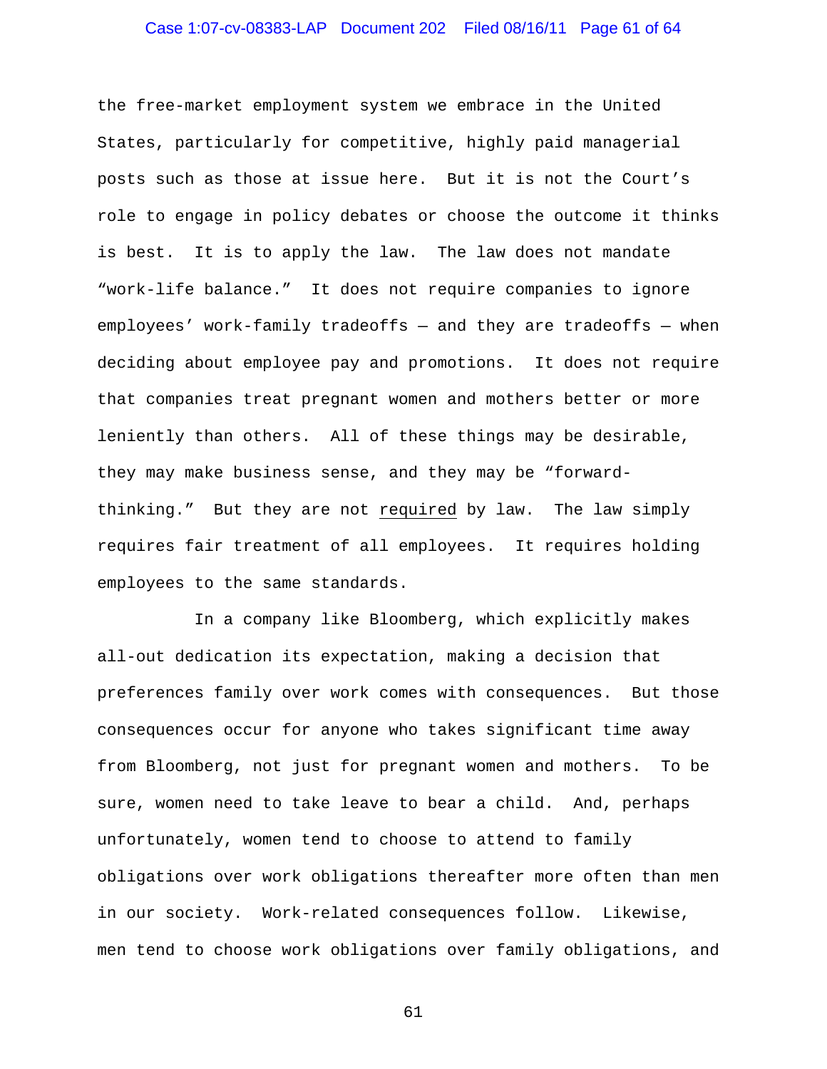the free-market employment system we embrace in the United States, particularly for competitive, highly paid managerial posts such as those at issue here. But it is not the Court's role to engage in policy debates or choose the outcome it thinks is best. It is to apply the law. The law does not mandate "work-life balance." It does not require companies to ignore employees' work-family tradeoffs — and they are tradeoffs — when deciding about employee pay and promotions. It does not require that companies treat pregnant women and mothers better or more leniently than others. All of these things may be desirable, they may make business sense, and they may be "forward-thinking." But they are not <u>required</u> by law. The law simply requires fair treatment of all employees. It requires holding employees to the same standards.

In a company like Bloomberg, which explicitly makes all-out dedication its expectation, making a decision that preferences family over work comes with consequences. But those consequences occur for anyone who takes significant time away from Bloomberg, not just for pregnant women and mothers. To be sure, women need to take leave to bear a child. And, perhaps unfortunately, women tend to choose to attend to family obligations over work obligations thereafter more often than men in our society. Work-related consequences follow. Likewise, men tend to choose work obligations over family obligations, and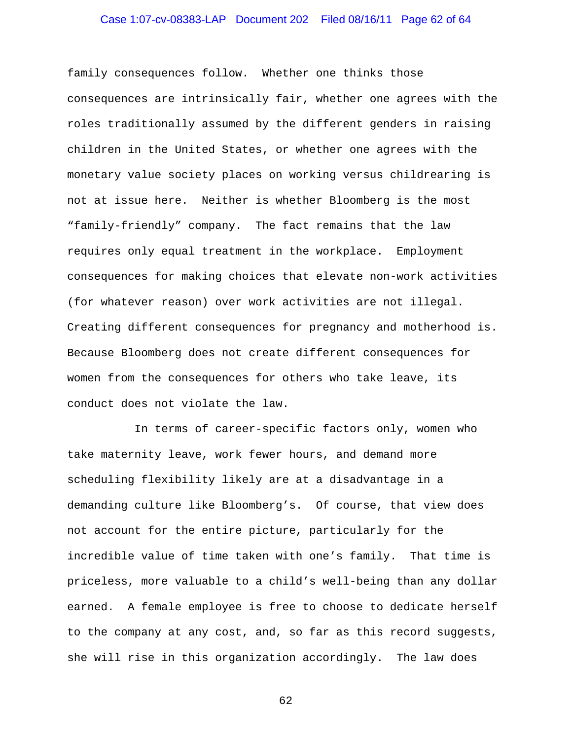family consequences follow. Whether one thinks those consequences are intrinsically fair, whether one agrees with the roles traditionally assumed by the different genders in raising children in the United States, or whether one agrees with the monetary value society places on working versus childrearing is not at issue here. Neither is whether Bloomberg is the most "family-friendly" company. The fact remains that the law requires only equal treatment in the workplace. Employment consequences for making choices that elevate non-work activities (for whatever reason) over work activities are not illegal. Creating different consequences for pregnancy and motherhood is. Because Bloomberg does not create different consequences for women from the consequences for others who take leave, its conduct does not violate the law.

In terms of career-specific factors only, women who take maternity leave, work fewer hours, and demand more scheduling flexibility likely are at a disadvantage in a demanding culture like Bloomberg's. Of course, that view does not account for the entire picture, particularly for the incredible value of time taken with one's family. That time is priceless, more valuable to a child's well-being than any dollar earned. A female employee is free to choose to dedicate herself to the company at any cost, and, so far as this record suggests, she will rise in this organization accordingly. The law does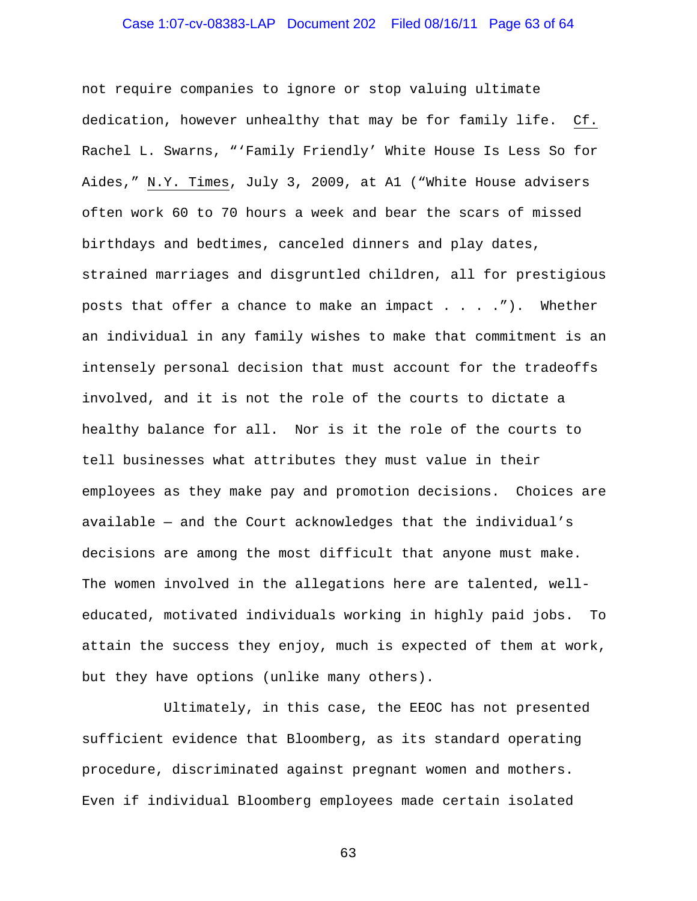not require companies to ignore or stop valuing ultimate dedication, however unhealthy that may be for family life. Cf. Rachel L. Swarns, "'Family Friendly' White House Is Less So for Aides," N.Y. Times, July 3, 2009, at A1 ("White House advisers often work 60 to 70 hours a week and bear the scars of missed birthdays and bedtimes, canceled dinners and play dates, strained marriages and disgruntled children, all for prestigious posts that offer a chance to make an impact . . . ."). Whether an individual in any family wishes to make that commitment is an intensely personal decision that must account for the tradeoffs involved, and it is not the role of the courts to dictate a healthy balance for all. Nor is it the role of the courts to tell businesses what attributes they must value in their employees as they make pay and promotion decisions. Choices are available — and the Court acknowledges that the individual's decisions are among the most difficult that anyone must make. The women involved in the allegations here are talented, well-educated, motivated individuals working in highly paid jobs. To attain the success they enjoy, much is expected of them at work, but they have options (unlike many others).

Ultimately, in this case, the EEOC has not presented sufficient evidence that Bloomberg, as its standard operating procedure, discriminated against pregnant women and mothers. Even if individual Bloomberg employees made certain isolated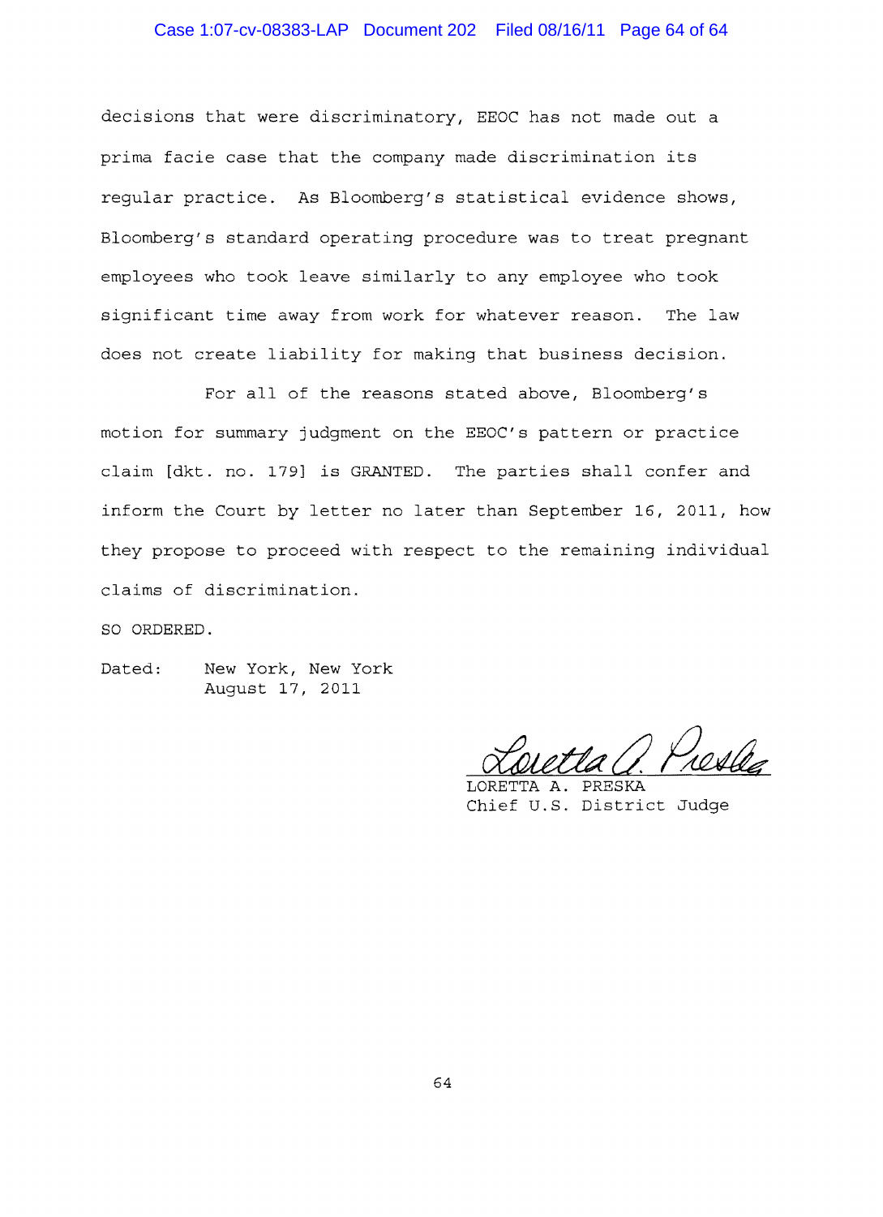decisions that were discriminatory, EEOC has not made out a prima facie case that the company made discrimination its regular practice. As Bloomberg's statistical evidence shows, Bloomberg's standard operating procedure was to treat pregnant employees who took leave similarly to any employee who took significant time away from work for whatever reason. The law does not create liability for making that business decision.

For all of the reasons stated above, Bloomberg's motion for summary judgment on the EEOC's pattern or practice claim [dkt. no. 179] is GRANTED. The parties shall confer and inform the Court by letter no later than September 16, 2011, how they propose to proceed with respect to the remaining individual claims of discrimination.

SO ORDERED.

Dated: New York, New York
August 17, 2011

Loretta A. Preska

LORETTA A. PRESKA
Chief U.S. District Judge